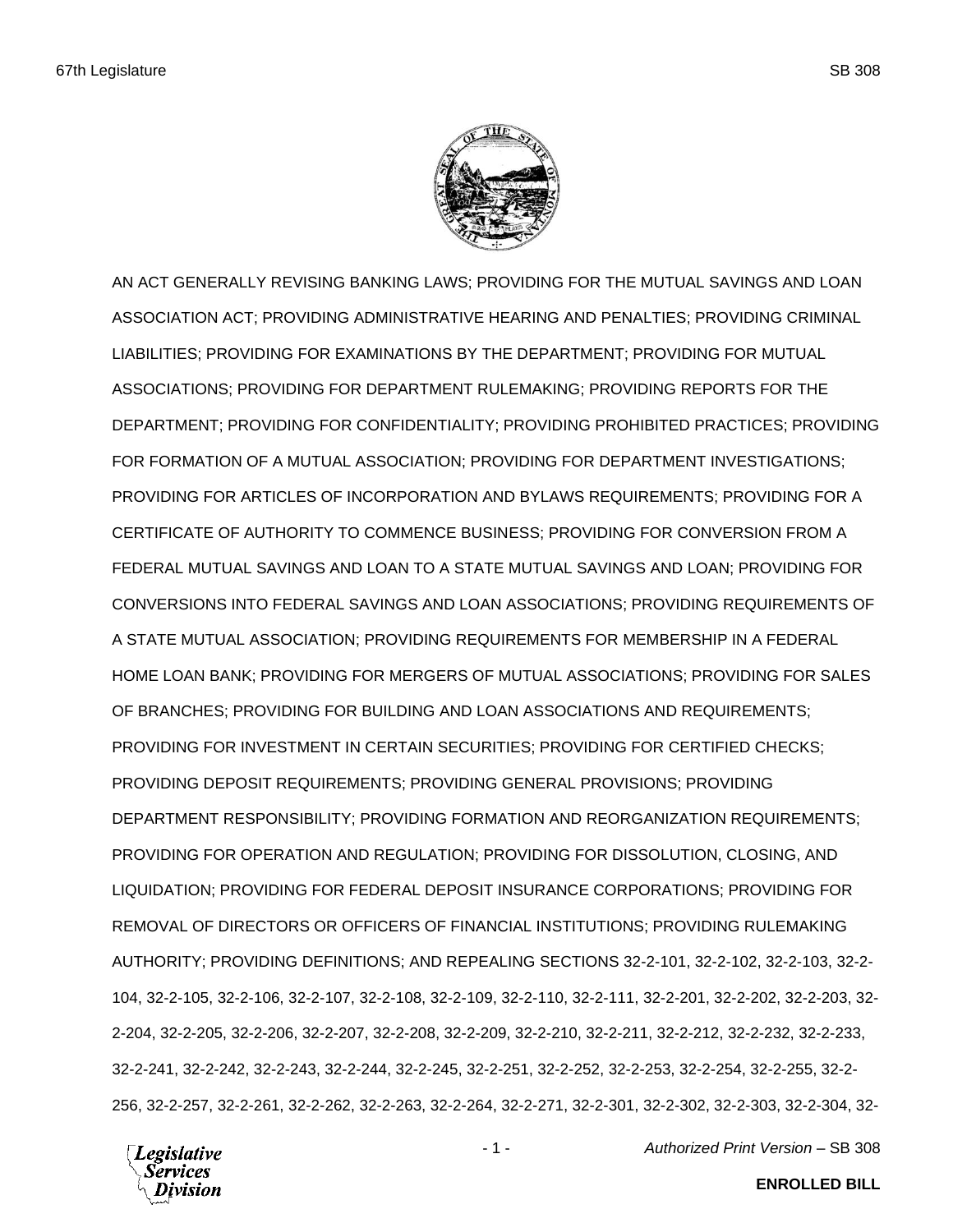AN ACT GENERALLY REVISING BANKING LAWS; PROVIDING FOR THE MUTUAL SAVINGS AND LOAN ASSOCIATION ACT; PROVIDING ADMINISTRATIVE HEARING AND PENALTIES; PROVIDING CRIMINAL LIABILITIES; PROVIDING FOR EXAMINATIONS BY THE DEPARTMENT; PROVIDING FOR MUTUAL ASSOCIATIONS; PROVIDING FOR DEPARTMENT RULEMAKING; PROVIDING REPORTS FOR THE DEPARTMENT; PROVIDING FOR CONFIDENTIALITY; PROVIDING PROHIBITED PRACTICES; PROVIDING FOR FORMATION OF A MUTUAL ASSOCIATION; PROVIDING FOR DEPARTMENT INVESTIGATIONS; PROVIDING FOR ARTICLES OF INCORPORATION AND BYLAWS REQUIREMENTS; PROVIDING FOR A CERTIFICATE OF AUTHORITY TO COMMENCE BUSINESS; PROVIDING FOR CONVERSION FROM A FEDERAL MUTUAL SAVINGS AND LOAN TO A STATE MUTUAL SAVINGS AND LOAN; PROVIDING FOR CONVERSIONS INTO FEDERAL SAVINGS AND LOAN ASSOCIATIONS; PROVIDING REQUIREMENTS OF A STATE MUTUAL ASSOCIATION; PROVIDING REQUIREMENTS FOR MEMBERSHIP IN A FEDERAL HOME LOAN BANK; PROVIDING FOR MERGERS OF MUTUAL ASSOCIATIONS; PROVIDING FOR SALES OF BRANCHES; PROVIDING FOR BUILDING AND LOAN ASSOCIATIONS AND REQUIREMENTS; PROVIDING FOR INVESTMENT IN CERTAIN SECURITIES; PROVIDING FOR CERTIFIED CHECKS; PROVIDING DEPOSIT REQUIREMENTS; PROVIDING GENERAL PROVISIONS; PROVIDING DEPARTMENT RESPONSIBILITY; PROVIDING FORMATION AND REORGANIZATION REQUIREMENTS; PROVIDING FOR OPERATION AND REGULATION; PROVIDING FOR DISSOLUTION, CLOSING, AND LIQUIDATION; PROVIDING FOR FEDERAL DEPOSIT INSURANCE CORPORATIONS; PROVIDING FOR REMOVAL OF DIRECTORS OR OFFICERS OF FINANCIAL INSTITUTIONS; PROVIDING RULEMAKING AUTHORITY; PROVIDING DEFINITIONS; AND REPEALING SECTIONS 32-2-101, 32-2-102, 32-2-103, 32-2-104, 32-2-105, 32-2-106, 32-2-107, 32-2-108, 32-2-109, 32-2-110, 32-2-111, 32-2-201, 32-2-202, 32-2-203, 32-2-204, 32-2-205, 32-2-206, 32-2-207, 32-2-208, 32-2-209, 32-2-210, 32-2-211, 32-2-212, 32-2-232, 32-2-233, 32-2-241, 32-2-242, 32-2-243, 32-2-244, 32-2-245, 32-2-251, 32-2-252, 32-2-253, 32-2-254, 32-2-255, 32-2-256, 32-2-257, 32-2-261, 32-2-262, 32-2-263, 32-2-264, 32-2-271, 32-2-301, 32-2-302, 32-2-303, 32-2-304, 32-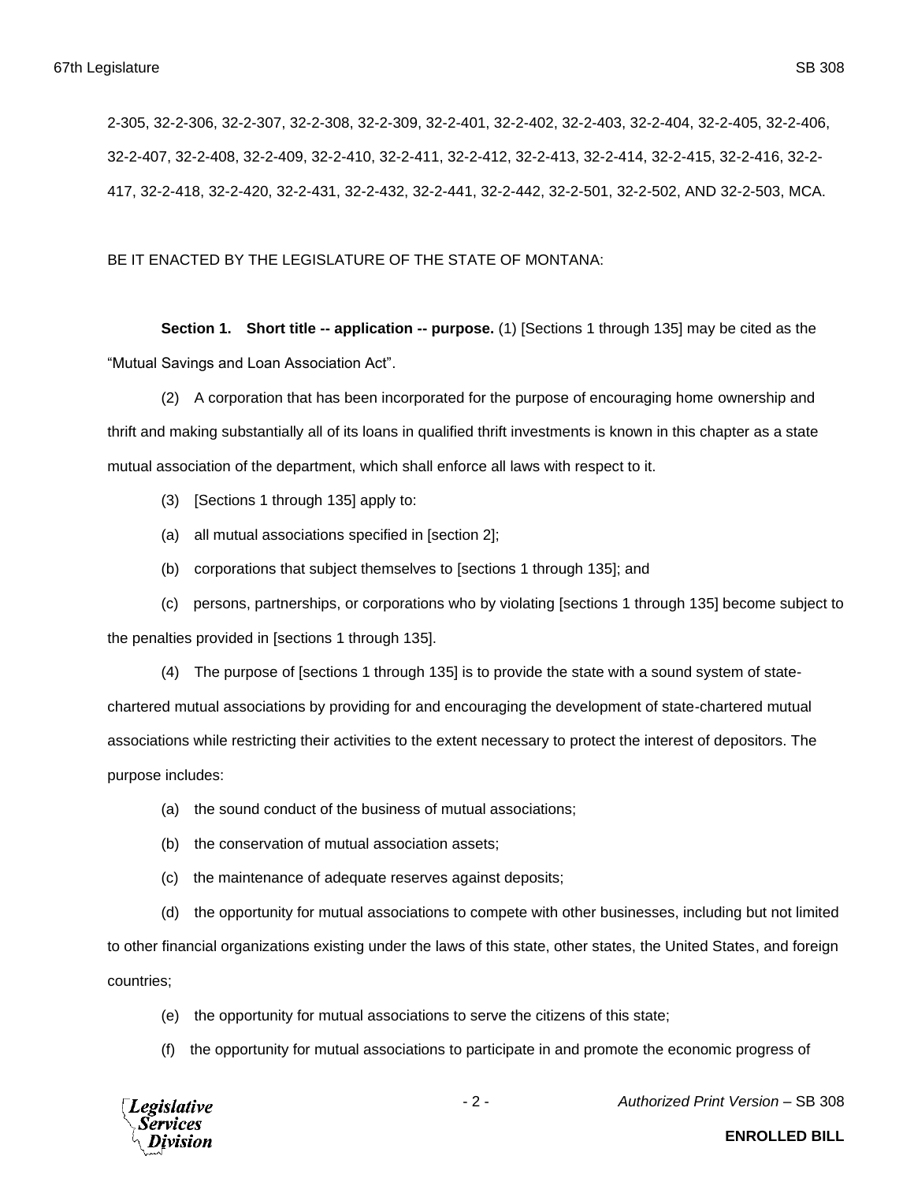2-305, 32-2-306, 32-2-307, 32-2-308, 32-2-309, 32-2-401, 32-2-402, 32-2-403, 32-2-404, 32-2-405, 32-2-406, 32-2-407, 32-2-408, 32-2-409, 32-2-410, 32-2-411, 32-2-412, 32-2-413, 32-2-414, 32-2-415, 32-2-416, 32-2-417, 32-2-418, 32-2-420, 32-2-431, 32-2-432, 32-2-441, 32-2-442, 32-2-501, 32-2-502, AND 32-2-503, MCA.

BE IT ENACTED BY THE LEGISLATURE OF THE STATE OF MONTANA:

**Section 1. Short title -- application -- purpose.** (1) [Sections 1 through 135] may be cited as the "Mutual Savings and Loan Association Act".

(2) A corporation that has been incorporated for the purpose of encouraging home ownership and thrift and making substantially all of its loans in qualified thrift investments is known in this chapter as a state mutual association of the department, which shall enforce all laws with respect to it.

(3) [Sections 1 through 135] apply to:

(a) all mutual associations specified in [section 2];

(b) corporations that subject themselves to [sections 1 through 135]; and

(c) persons, partnerships, or corporations who by violating [sections 1 through 135] become subject to the penalties provided in [sections 1 through 135].

(4) The purpose of [sections 1 through 135] is to provide the state with a sound system of state-chartered mutual associations by providing for and encouraging the development of state-chartered mutual associations while restricting their activities to the extent necessary to protect the interest of depositors. The purpose includes:

(a) the sound conduct of the business of mutual associations;

(b) the conservation of mutual association assets;

(c) the maintenance of adequate reserves against deposits;

(d) the opportunity for mutual associations to compete with other businesses, including but not limited to other financial organizations existing under the laws of this state, other states, the United States, and foreign countries;

(e) the opportunity for mutual associations to serve the citizens of this state;

(f) the opportunity for mutual associations to participate in and promote the economic progress of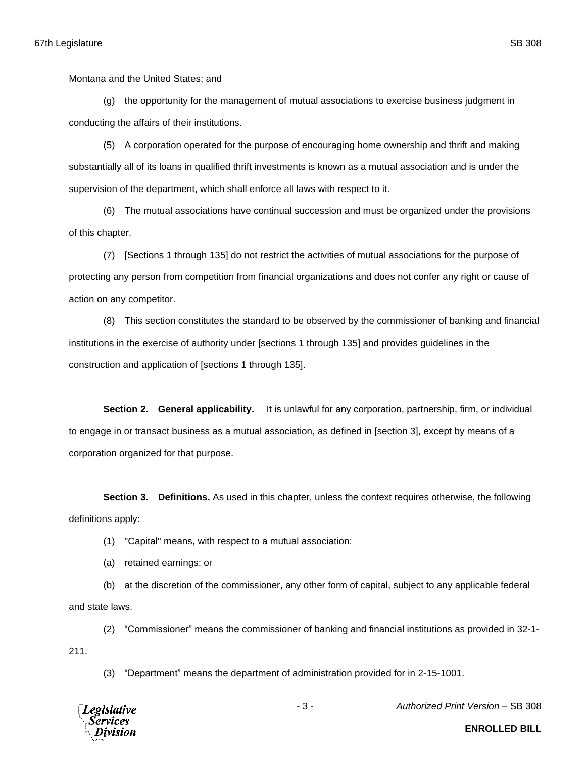Montana and the United States; and

(g) the opportunity for the management of mutual associations to exercise business judgment in conducting the affairs of their institutions.

(5) A corporation operated for the purpose of encouraging home ownership and thrift and making substantially all of its loans in qualified thrift investments is known as a mutual association and is under the supervision of the department, which shall enforce all laws with respect to it.

(6) The mutual associations have continual succession and must be organized under the provisions of this chapter.

(7) [Sections 1 through 135] do not restrict the activities of mutual associations for the purpose of protecting any person from competition from financial organizations and does not confer any right or cause of action on any competitor.

(8) This section constitutes the standard to be observed by the commissioner of banking and financial institutions in the exercise of authority under [sections 1 through 135] and provides guidelines in the construction and application of [sections 1 through 135].

**Section 2. General applicability.** It is unlawful for any corporation, partnership, firm, or individual to engage in or transact business as a mutual association, as defined in [section 3], except by means of a corporation organized for that purpose.

**Section 3. Definitions.** As used in this chapter, unless the context requires otherwise, the following definitions apply:

(1) "Capital" means, with respect to a mutual association:

(a) retained earnings; or

(b) at the discretion of the commissioner, any other form of capital, subject to any applicable federal and state laws.

(2) "Commissioner" means the commissioner of banking and financial institutions as provided in 32-1-211.

(3) "Department" means the department of administration provided for in 2-15-1001.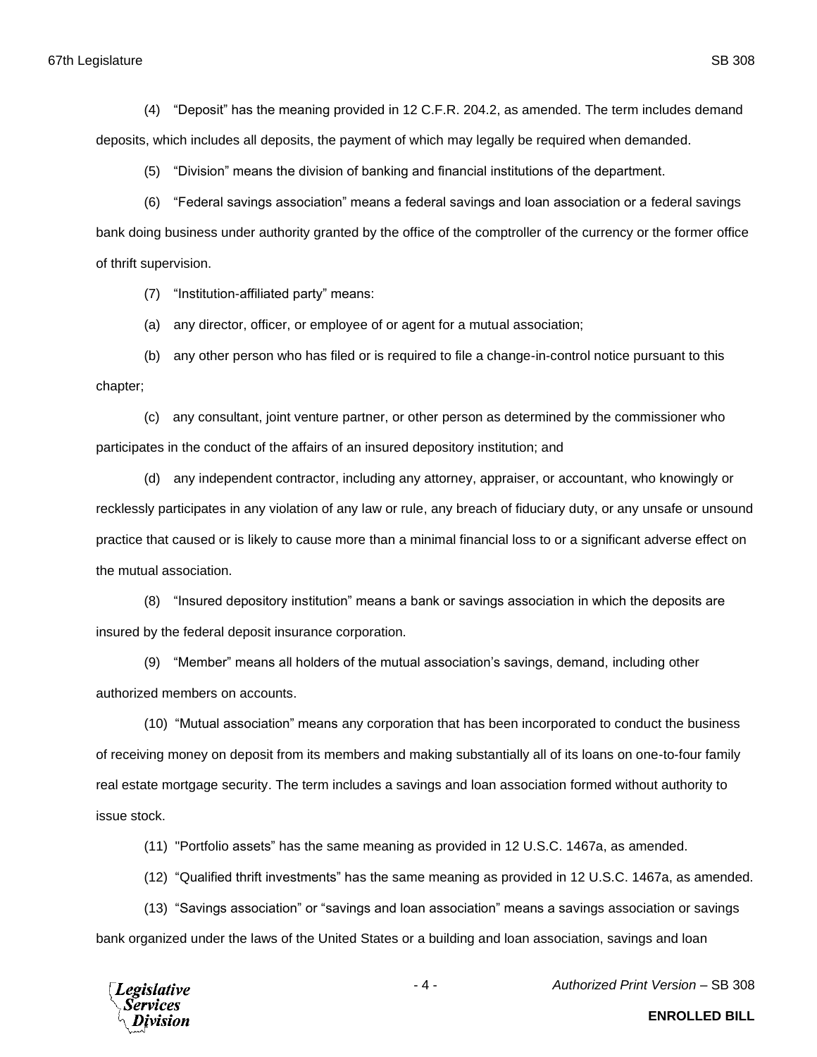(4) "Deposit" has the meaning provided in 12 C.F.R. 204.2, as amended. The term includes demand deposits, which includes all deposits, the payment of which may legally be required when demanded.

(5) "Division" means the division of banking and financial institutions of the department.

(6) "Federal savings association" means a federal savings and loan association or a federal savings bank doing business under authority granted by the office of the comptroller of the currency or the former office of thrift supervision.

(7) "Institution-affiliated party" means:

(a) any director, officer, or employee of or agent for a mutual association;

(b) any other person who has filed or is required to file a change-in-control notice pursuant to this chapter;

(c) any consultant, joint venture partner, or other person as determined by the commissioner who participates in the conduct of the affairs of an insured depository institution; and

(d) any independent contractor, including any attorney, appraiser, or accountant, who knowingly or recklessly participates in any violation of any law or rule, any breach of fiduciary duty, or any unsafe or unsound practice that caused or is likely to cause more than a minimal financial loss to or a significant adverse effect on the mutual association.

(8) "Insured depository institution" means a bank or savings association in which the deposits are insured by the federal deposit insurance corporation.

(9) "Member" means all holders of the mutual association's savings, demand, including other authorized members on accounts.

(10) "Mutual association" means any corporation that has been incorporated to conduct the business of receiving money on deposit from its members and making substantially all of its loans on one-to-four family real estate mortgage security. The term includes a savings and loan association formed without authority to issue stock.

(11) "Portfolio assets" has the same meaning as provided in 12 U.S.C. 1467a, as amended.

(12) "Qualified thrift investments" has the same meaning as provided in 12 U.S.C. 1467a, as amended.

(13) "Savings association" or "savings and loan association" means a savings association or savings bank organized under the laws of the United States or a building and loan association, savings and loan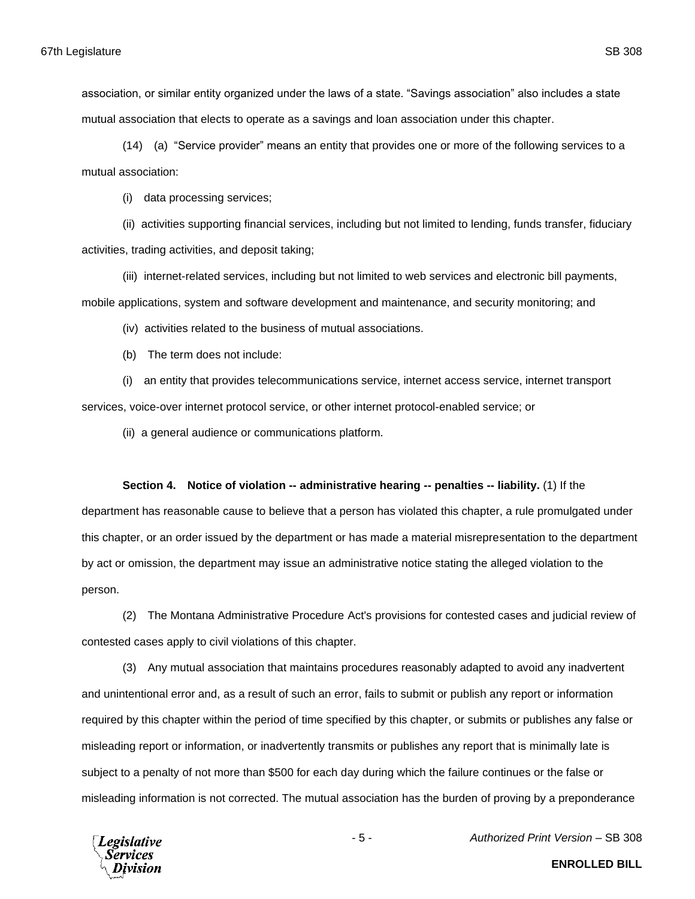association, or similar entity organized under the laws of a state. "Savings association" also includes a state mutual association that elects to operate as a savings and loan association under this chapter.

(14) (a) "Service provider" means an entity that provides one or more of the following services to a mutual association:

(i) data processing services;

(ii) activities supporting financial services, including but not limited to lending, funds transfer, fiduciary activities, trading activities, and deposit taking;

(iii) internet-related services, including but not limited to web services and electronic bill payments, mobile applications, system and software development and maintenance, and security monitoring; and

(iv) activities related to the business of mutual associations.

(b) The term does not include:

(i) an entity that provides telecommunications service, internet access service, internet transport services, voice-over internet protocol service, or other internet protocol-enabled service; or

(ii) a general audience or communications platform.

**Section 4. Notice of violation -- administrative hearing -- penalties -- liability.** (1) If the department has reasonable cause to believe that a person has violated this chapter, a rule promulgated under this chapter, or an order issued by the department or has made a material misrepresentation to the department by act or omission, the department may issue an administrative notice stating the alleged violation to the person.

(2) The Montana Administrative Procedure Act's provisions for contested cases and judicial review of contested cases apply to civil violations of this chapter.

(3) Any mutual association that maintains procedures reasonably adapted to avoid any inadvertent and unintentional error and, as a result of such an error, fails to submit or publish any report or information required by this chapter within the period of time specified by this chapter, or submits or publishes any false or misleading report or information, or inadvertently transmits or publishes any report that is minimally late is subject to a penalty of not more than $500 for each day during which the failure continues or the false or misleading information is not corrected. The mutual association has the burden of proving by a preponderance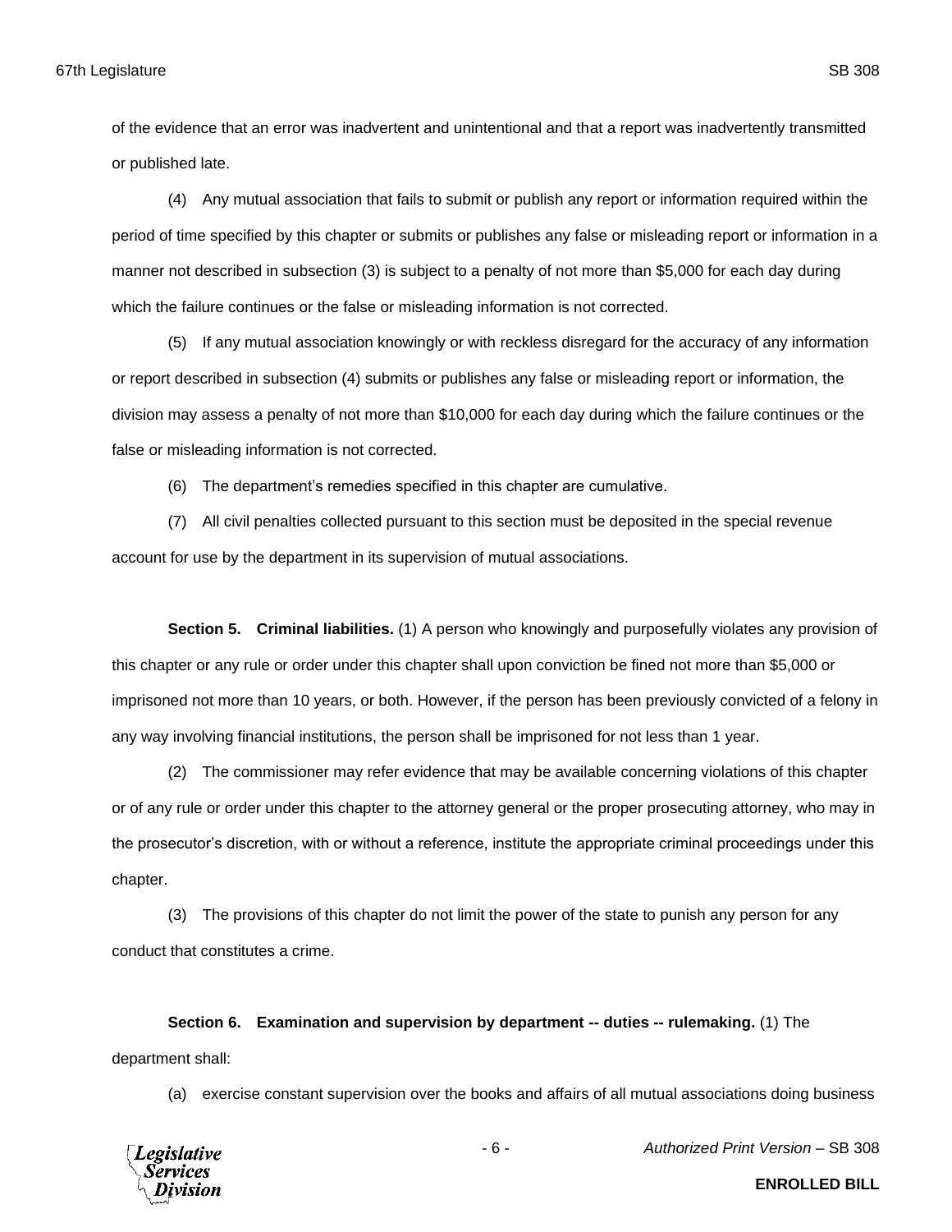of the evidence that an error was inadvertent and unintentional and that a report was inadvertently transmitted or published late.

(4) Any mutual association that fails to submit or publish any report or information required within the period of time specified by this chapter or submits or publishes any false or misleading report or information in a manner not described in subsection (3) is subject to a penalty of not more than $5,000 for each day during which the failure continues or the false or misleading information is not corrected.

(5) If any mutual association knowingly or with reckless disregard for the accuracy of any information or report described in subsection (4) submits or publishes any false or misleading report or information, the division may assess a penalty of not more than $10,000 for each day during which the failure continues or the false or misleading information is not corrected.

(6) The department's remedies specified in this chapter are cumulative.

(7) All civil penalties collected pursuant to this section must be deposited in the special revenue account for use by the department in its supervision of mutual associations.

**Section 5. Criminal liabilities.** (1) A person who knowingly and purposefully violates any provision of this chapter or any rule or order under this chapter shall upon conviction be fined not more than $5,000 or imprisoned not more than 10 years, or both. However, if the person has been previously convicted of a felony in any way involving financial institutions, the person shall be imprisoned for not less than 1 year.

(2) The commissioner may refer evidence that may be available concerning violations of this chapter or of any rule or order under this chapter to the attorney general or the proper prosecuting attorney, who may in the prosecutor's discretion, with or without a reference, institute the appropriate criminal proceedings under this chapter.

(3) The provisions of this chapter do not limit the power of the state to punish any person for any conduct that constitutes a crime.

**Section 6. Examination and supervision by department -- duties -- rulemaking.** (1) The department shall:

(a) exercise constant supervision over the books and affairs of all mutual associations doing business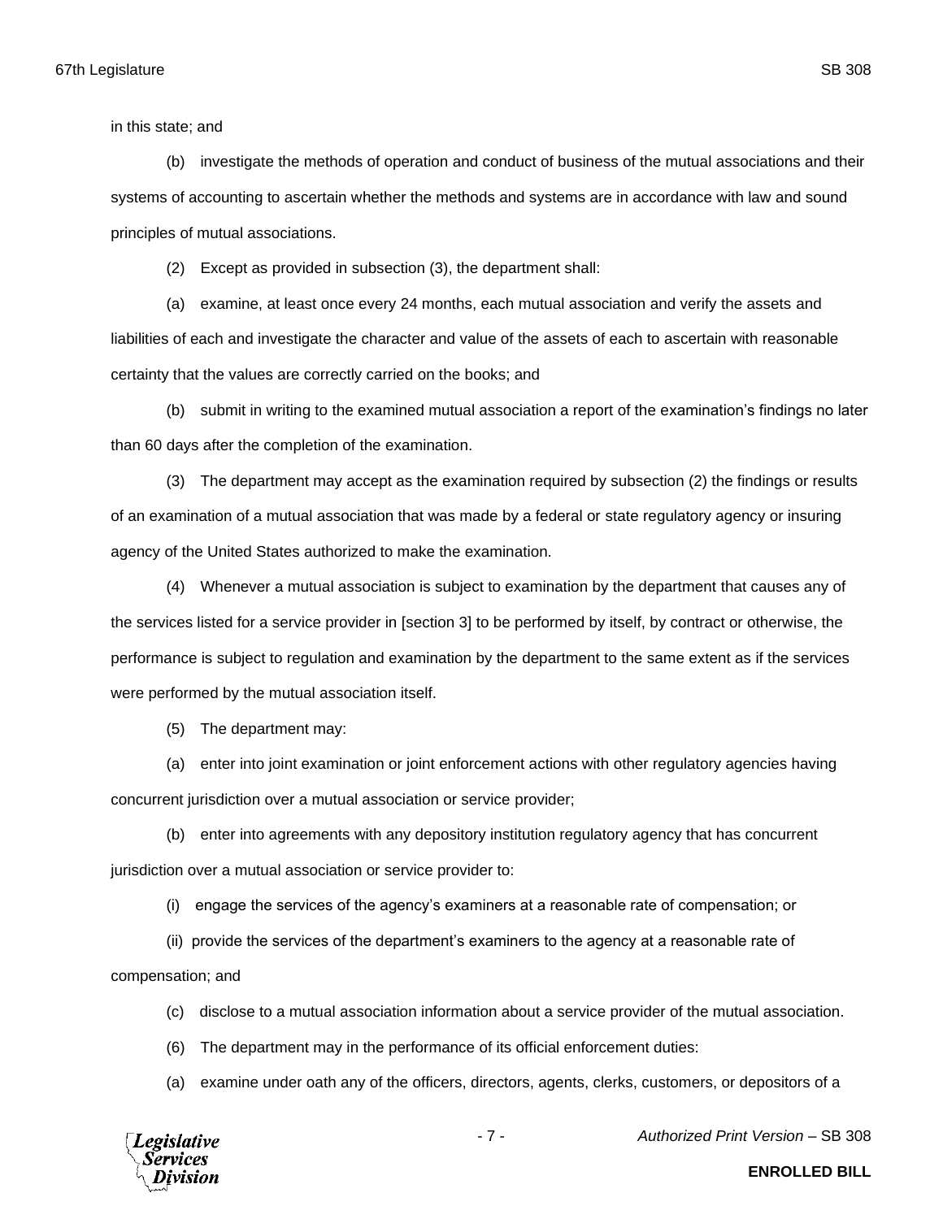in this state; and

(b) investigate the methods of operation and conduct of business of the mutual associations and their systems of accounting to ascertain whether the methods and systems are in accordance with law and sound principles of mutual associations.

(2) Except as provided in subsection (3), the department shall:

(a) examine, at least once every 24 months, each mutual association and verify the assets and liabilities of each and investigate the character and value of the assets of each to ascertain with reasonable certainty that the values are correctly carried on the books; and

(b) submit in writing to the examined mutual association a report of the examination's findings no later than 60 days after the completion of the examination.

(3) The department may accept as the examination required by subsection (2) the findings or results of an examination of a mutual association that was made by a federal or state regulatory agency or insuring agency of the United States authorized to make the examination.

(4) Whenever a mutual association is subject to examination by the department that causes any of the services listed for a service provider in [section 3] to be performed by itself, by contract or otherwise, the performance is subject to regulation and examination by the department to the same extent as if the services were performed by the mutual association itself.

(5) The department may:

(a) enter into joint examination or joint enforcement actions with other regulatory agencies having concurrent jurisdiction over a mutual association or service provider;

(b) enter into agreements with any depository institution regulatory agency that has concurrent jurisdiction over a mutual association or service provider to:

(i) engage the services of the agency's examiners at a reasonable rate of compensation; or

(ii) provide the services of the department's examiners to the agency at a reasonable rate of compensation; and

(c) disclose to a mutual association information about a service provider of the mutual association.

(6) The department may in the performance of its official enforcement duties:

(a) examine under oath any of the officers, directors, agents, clerks, customers, or depositors of a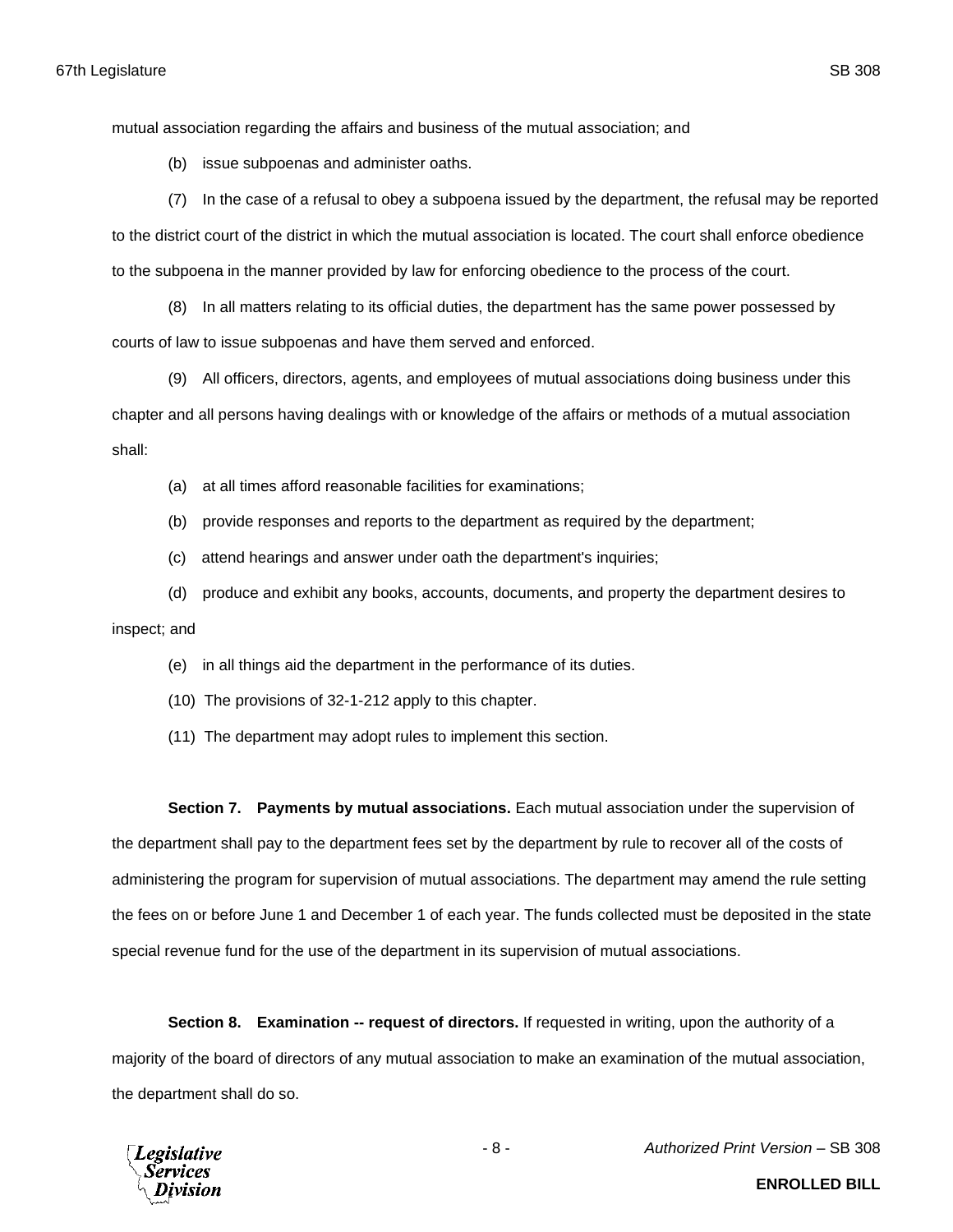mutual association regarding the affairs and business of the mutual association; and

(b) issue subpoenas and administer oaths.

(7) In the case of a refusal to obey a subpoena issued by the department, the refusal may be reported to the district court of the district in which the mutual association is located. The court shall enforce obedience to the subpoena in the manner provided by law for enforcing obedience to the process of the court.

(8) In all matters relating to its official duties, the department has the same power possessed by courts of law to issue subpoenas and have them served and enforced.

(9) All officers, directors, agents, and employees of mutual associations doing business under this chapter and all persons having dealings with or knowledge of the affairs or methods of a mutual association shall:

(a) at all times afford reasonable facilities for examinations;

(b) provide responses and reports to the department as required by the department;

(c) attend hearings and answer under oath the department's inquiries;

(d) produce and exhibit any books, accounts, documents, and property the department desires to inspect; and

(e) in all things aid the department in the performance of its duties.

(10) The provisions of 32-1-212 apply to this chapter.

(11) The department may adopt rules to implement this section.

**Section 7. Payments by mutual associations.** Each mutual association under the supervision of the department shall pay to the department fees set by the department by rule to recover all of the costs of administering the program for supervision of mutual associations. The department may amend the rule setting the fees on or before June 1 and December 1 of each year. The funds collected must be deposited in the state special revenue fund for the use of the department in its supervision of mutual associations.

**Section 8. Examination -- request of directors.** If requested in writing, upon the authority of a majority of the board of directors of any mutual association to make an examination of the mutual association, the department shall do so.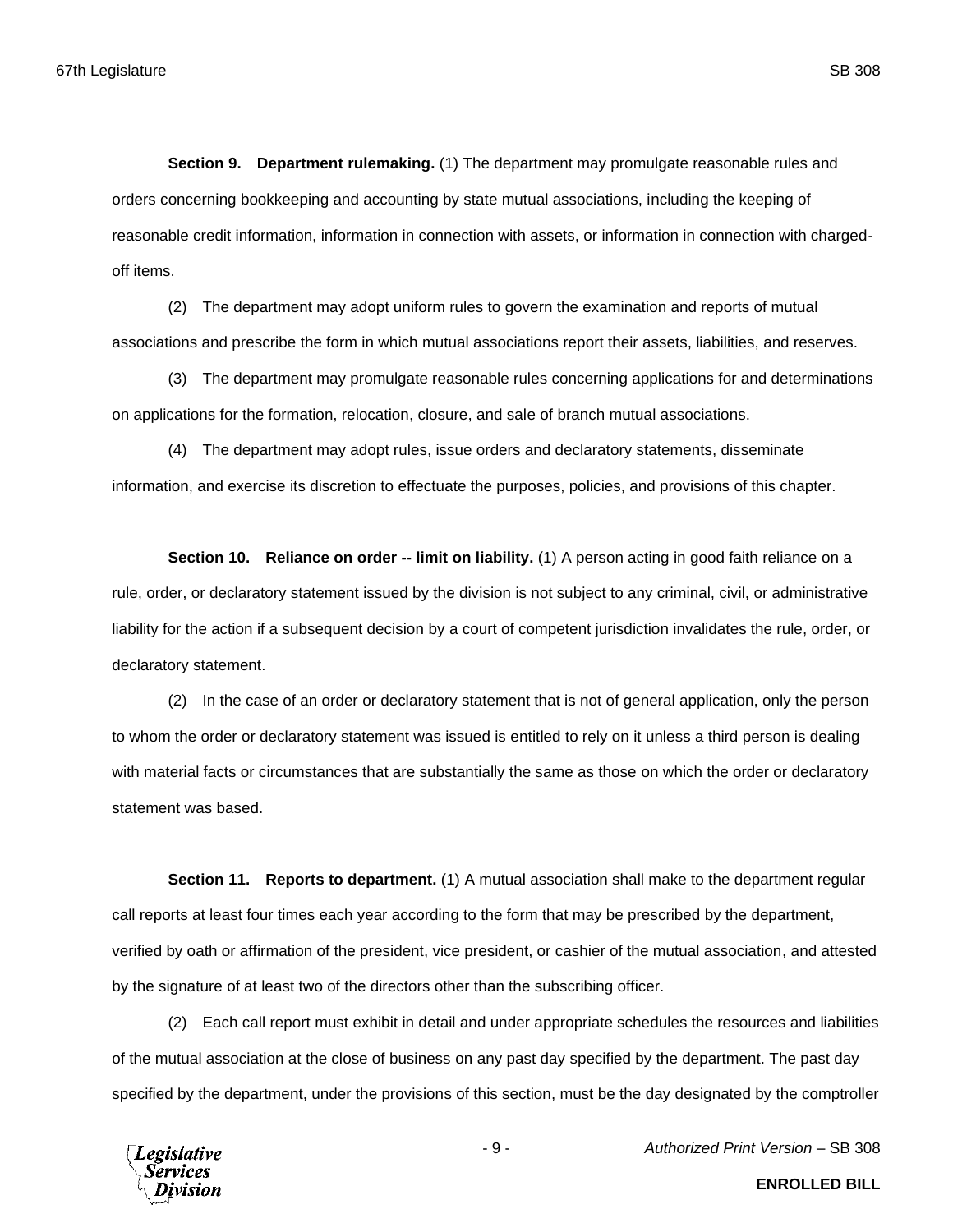**Section 9. Department rulemaking.** (1) The department may promulgate reasonable rules and orders concerning bookkeeping and accounting by state mutual associations, including the keeping of reasonable credit information, information in connection with assets, or information in connection with charged-off items.

(2) The department may adopt uniform rules to govern the examination and reports of mutual associations and prescribe the form in which mutual associations report their assets, liabilities, and reserves.

(3) The department may promulgate reasonable rules concerning applications for and determinations on applications for the formation, relocation, closure, and sale of branch mutual associations.

(4) The department may adopt rules, issue orders and declaratory statements, disseminate information, and exercise its discretion to effectuate the purposes, policies, and provisions of this chapter.

**Section 10. Reliance on order -- limit on liability.** (1) A person acting in good faith reliance on a rule, order, or declaratory statement issued by the division is not subject to any criminal, civil, or administrative liability for the action if a subsequent decision by a court of competent jurisdiction invalidates the rule, order, or declaratory statement.

(2) In the case of an order or declaratory statement that is not of general application, only the person to whom the order or declaratory statement was issued is entitled to rely on it unless a third person is dealing with material facts or circumstances that are substantially the same as those on which the order or declaratory statement was based.

**Section 11. Reports to department.** (1) A mutual association shall make to the department regular call reports at least four times each year according to the form that may be prescribed by the department, verified by oath or affirmation of the president, vice president, or cashier of the mutual association, and attested by the signature of at least two of the directors other than the subscribing officer.

(2) Each call report must exhibit in detail and under appropriate schedules the resources and liabilities of the mutual association at the close of business on any past day specified by the department. The past day specified by the department, under the provisions of this section, must be the day designated by the comptroller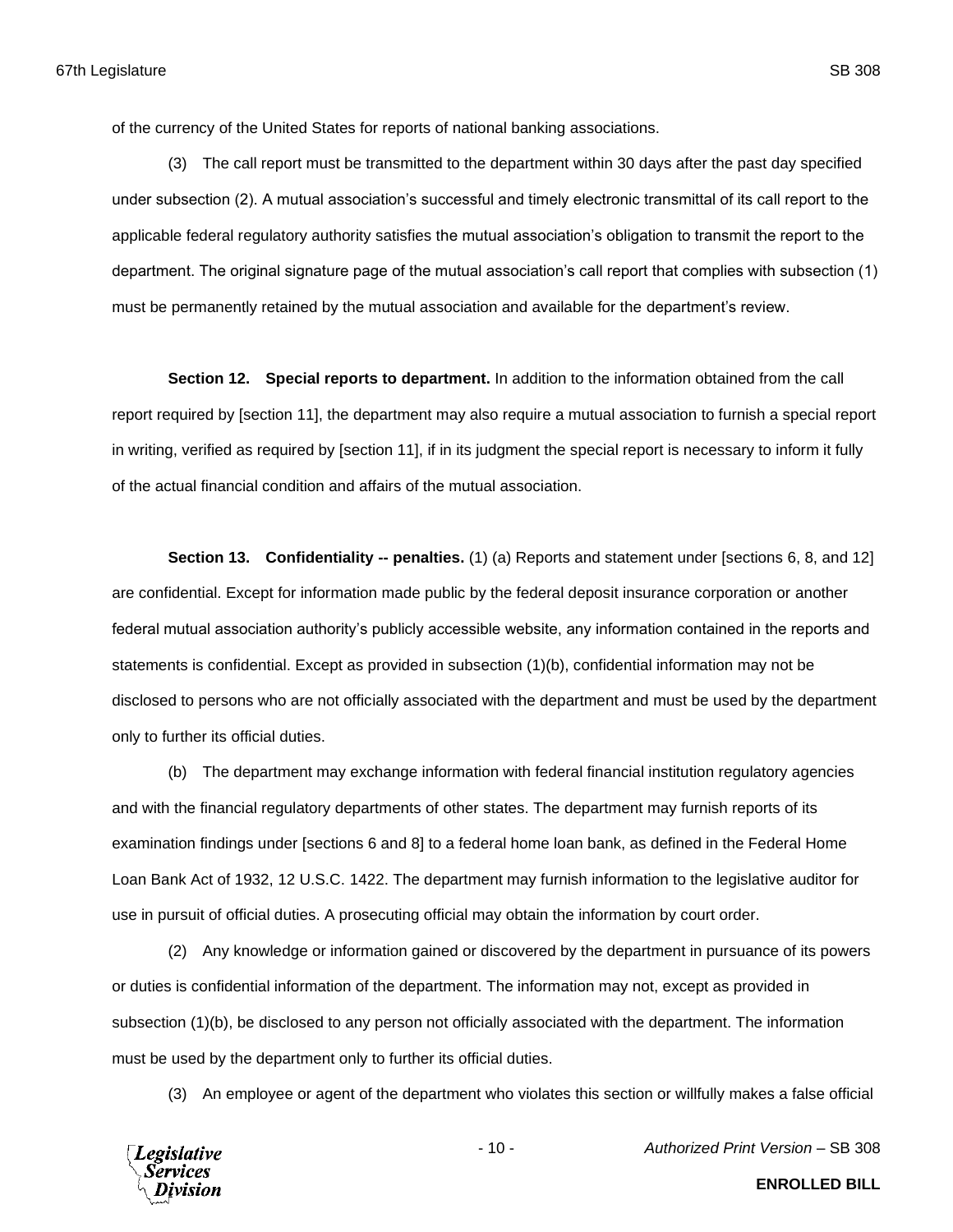of the currency of the United States for reports of national banking associations.

(3) The call report must be transmitted to the department within 30 days after the past day specified under subsection (2). A mutual association's successful and timely electronic transmittal of its call report to the applicable federal regulatory authority satisfies the mutual association's obligation to transmit the report to the department. The original signature page of the mutual association's call report that complies with subsection (1) must be permanently retained by the mutual association and available for the department's review.

**Section 12. Special reports to department.** In addition to the information obtained from the call report required by [section 11], the department may also require a mutual association to furnish a special report in writing, verified as required by [section 11], if in its judgment the special report is necessary to inform it fully of the actual financial condition and affairs of the mutual association.

**Section 13. Confidentiality -- penalties.** (1) (a) Reports and statement under [sections 6, 8, and 12] are confidential. Except for information made public by the federal deposit insurance corporation or another federal mutual association authority's publicly accessible website, any information contained in the reports and statements is confidential. Except as provided in subsection (1)(b), confidential information may not be disclosed to persons who are not officially associated with the department and must be used by the department only to further its official duties.

(b) The department may exchange information with federal financial institution regulatory agencies and with the financial regulatory departments of other states. The department may furnish reports of its examination findings under [sections 6 and 8] to a federal home loan bank, as defined in the Federal Home Loan Bank Act of 1932, 12 U.S.C. 1422. The department may furnish information to the legislative auditor for use in pursuit of official duties. A prosecuting official may obtain the information by court order.

(2) Any knowledge or information gained or discovered by the department in pursuance of its powers or duties is confidential information of the department. The information may not, except as provided in subsection (1)(b), be disclosed to any person not officially associated with the department. The information must be used by the department only to further its official duties.

(3) An employee or agent of the department who violates this section or willfully makes a false official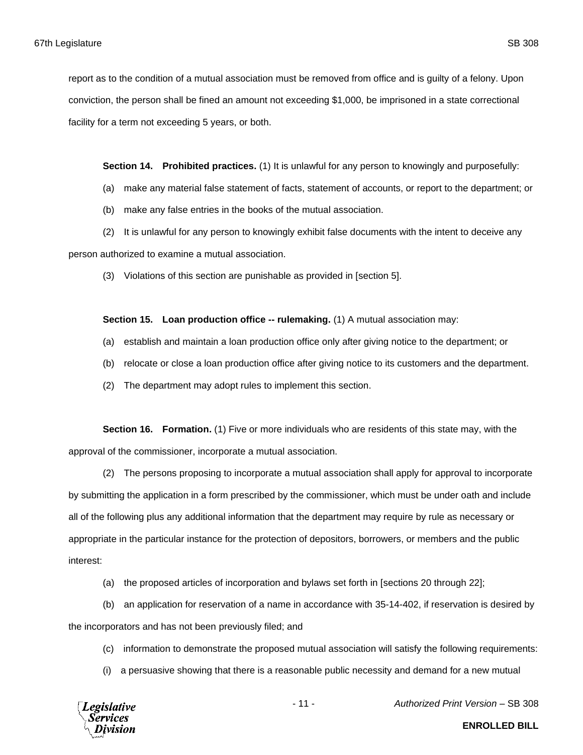report as to the condition of a mutual association must be removed from office and is guilty of a felony. Upon conviction, the person shall be fined an amount not exceeding $1,000, be imprisoned in a state correctional facility for a term not exceeding 5 years, or both.

**Section 14. Prohibited practices.** (1) It is unlawful for any person to knowingly and purposefully:

(a) make any material false statement of facts, statement of accounts, or report to the department; or

(b) make any false entries in the books of the mutual association.

(2) It is unlawful for any person to knowingly exhibit false documents with the intent to deceive any person authorized to examine a mutual association.

(3) Violations of this section are punishable as provided in [section 5].

**Section 15. Loan production office -- rulemaking.** (1) A mutual association may:

(a) establish and maintain a loan production office only after giving notice to the department; or

(b) relocate or close a loan production office after giving notice to its customers and the department.

(2) The department may adopt rules to implement this section.

**Section 16. Formation.** (1) Five or more individuals who are residents of this state may, with the approval of the commissioner, incorporate a mutual association.

(2) The persons proposing to incorporate a mutual association shall apply for approval to incorporate by submitting the application in a form prescribed by the commissioner, which must be under oath and include all of the following plus any additional information that the department may require by rule as necessary or appropriate in the particular instance for the protection of depositors, borrowers, or members and the public interest:

(a) the proposed articles of incorporation and bylaws set forth in [sections 20 through 22];

(b) an application for reservation of a name in accordance with 35-14-402, if reservation is desired by the incorporators and has not been previously filed; and

(c) information to demonstrate the proposed mutual association will satisfy the following requirements:

(i) a persuasive showing that there is a reasonable public necessity and demand for a new mutual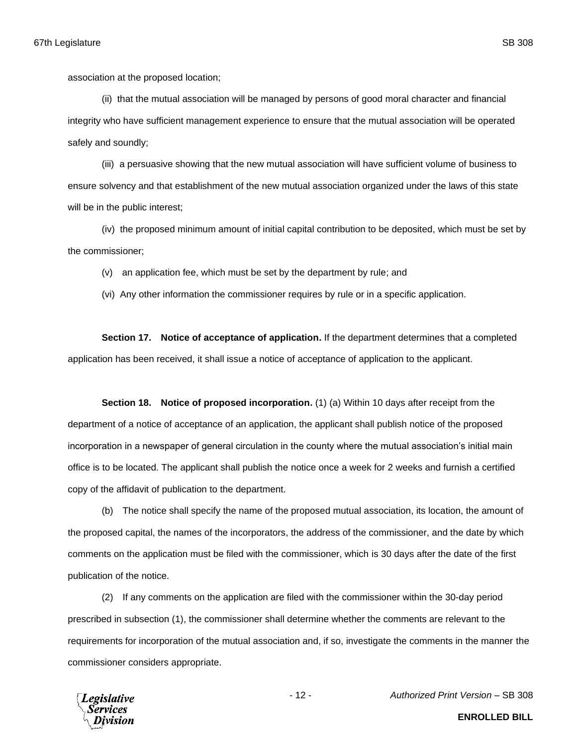association at the proposed location;

(ii) that the mutual association will be managed by persons of good moral character and financial integrity who have sufficient management experience to ensure that the mutual association will be operated safely and soundly;

(iii) a persuasive showing that the new mutual association will have sufficient volume of business to ensure solvency and that establishment of the new mutual association organized under the laws of this state will be in the public interest;

(iv) the proposed minimum amount of initial capital contribution to be deposited, which must be set by the commissioner;

(v) an application fee, which must be set by the department by rule; and

(vi) Any other information the commissioner requires by rule or in a specific application.

**Section 17. Notice of acceptance of application.** If the department determines that a completed application has been received, it shall issue a notice of acceptance of application to the applicant.

**Section 18. Notice of proposed incorporation.** (1) (a) Within 10 days after receipt from the department of a notice of acceptance of an application, the applicant shall publish notice of the proposed incorporation in a newspaper of general circulation in the county where the mutual association's initial main office is to be located. The applicant shall publish the notice once a week for 2 weeks and furnish a certified copy of the affidavit of publication to the department.

(b) The notice shall specify the name of the proposed mutual association, its location, the amount of the proposed capital, the names of the incorporators, the address of the commissioner, and the date by which comments on the application must be filed with the commissioner, which is 30 days after the date of the first publication of the notice.

(2) If any comments on the application are filed with the commissioner within the 30-day period prescribed in subsection (1), the commissioner shall determine whether the comments are relevant to the requirements for incorporation of the mutual association and, if so, investigate the comments in the manner the commissioner considers appropriate.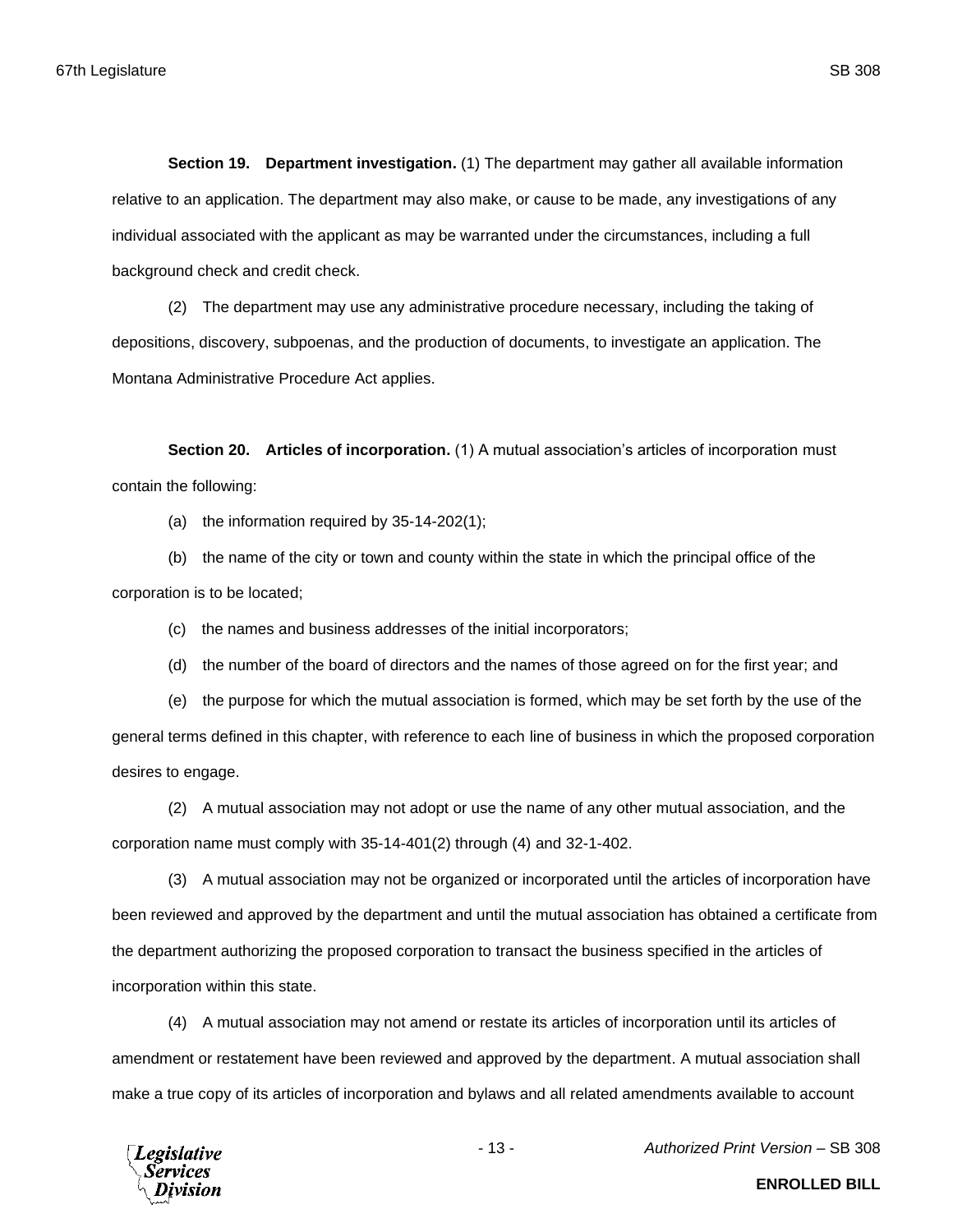**Section 19. Department investigation.** (1) The department may gather all available information relative to an application. The department may also make, or cause to be made, any investigations of any individual associated with the applicant as may be warranted under the circumstances, including a full background check and credit check.

(2) The department may use any administrative procedure necessary, including the taking of depositions, discovery, subpoenas, and the production of documents, to investigate an application. The Montana Administrative Procedure Act applies.

**Section 20. Articles of incorporation.** (1) A mutual association's articles of incorporation must contain the following:

(a) the information required by 35-14-202(1);

(b) the name of the city or town and county within the state in which the principal office of the corporation is to be located;

(c) the names and business addresses of the initial incorporators;

(d) the number of the board of directors and the names of those agreed on for the first year; and

(e) the purpose for which the mutual association is formed, which may be set forth by the use of the general terms defined in this chapter, with reference to each line of business in which the proposed corporation desires to engage.

(2) A mutual association may not adopt or use the name of any other mutual association, and the corporation name must comply with 35-14-401(2) through (4) and 32-1-402.

(3) A mutual association may not be organized or incorporated until the articles of incorporation have been reviewed and approved by the department and until the mutual association has obtained a certificate from the department authorizing the proposed corporation to transact the business specified in the articles of incorporation within this state.

(4) A mutual association may not amend or restate its articles of incorporation until its articles of amendment or restatement have been reviewed and approved by the department. A mutual association shall make a true copy of its articles of incorporation and bylaws and all related amendments available to account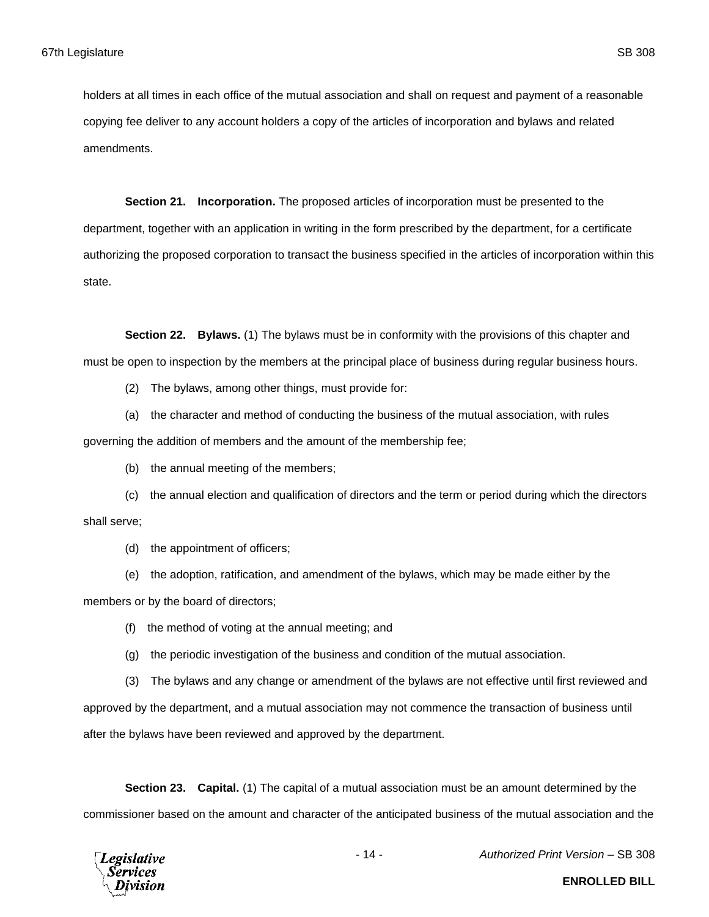holders at all times in each office of the mutual association and shall on request and payment of a reasonable copying fee deliver to any account holders a copy of the articles of incorporation and bylaws and related amendments.

**Section 21. Incorporation.** The proposed articles of incorporation must be presented to the department, together with an application in writing in the form prescribed by the department, for a certificate authorizing the proposed corporation to transact the business specified in the articles of incorporation within this state.

**Section 22. Bylaws.** (1) The bylaws must be in conformity with the provisions of this chapter and must be open to inspection by the members at the principal place of business during regular business hours.

(2) The bylaws, among other things, must provide for:

(a) the character and method of conducting the business of the mutual association, with rules governing the addition of members and the amount of the membership fee;

(b) the annual meeting of the members;

(c) the annual election and qualification of directors and the term or period during which the directors shall serve;

(d) the appointment of officers;

(e) the adoption, ratification, and amendment of the bylaws, which may be made either by the members or by the board of directors;

(f) the method of voting at the annual meeting; and

(g) the periodic investigation of the business and condition of the mutual association.

(3) The bylaws and any change or amendment of the bylaws are not effective until first reviewed and approved by the department, and a mutual association may not commence the transaction of business until after the bylaws have been reviewed and approved by the department.

**Section 23. Capital.** (1) The capital of a mutual association must be an amount determined by the commissioner based on the amount and character of the anticipated business of the mutual association and the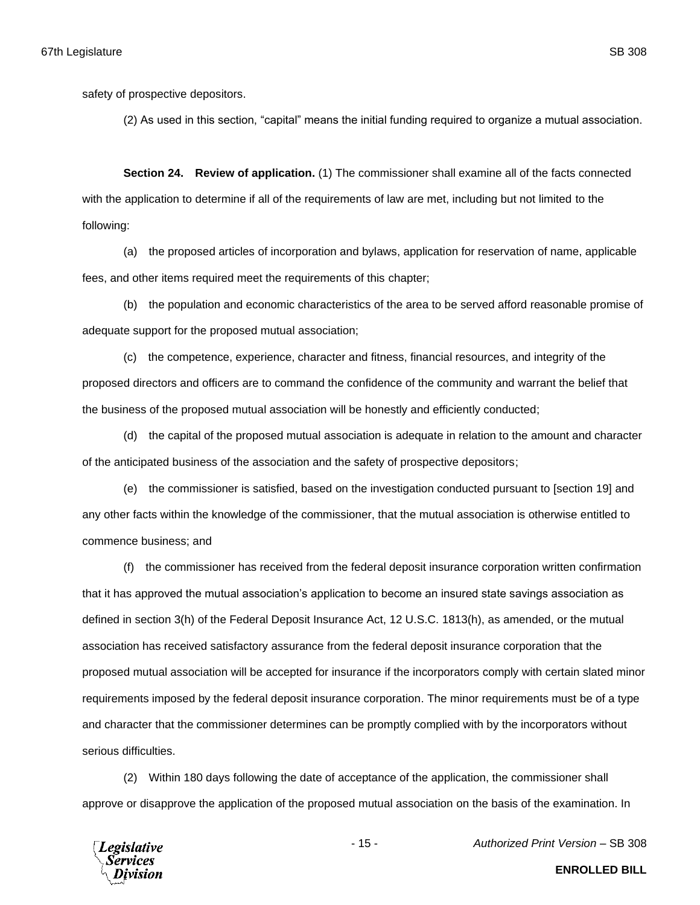safety of prospective depositors.

(2) As used in this section, "capital" means the initial funding required to organize a mutual association.

**Section 24. Review of application.** (1) The commissioner shall examine all of the facts connected with the application to determine if all of the requirements of law are met, including but not limited to the following:

(a) the proposed articles of incorporation and bylaws, application for reservation of name, applicable fees, and other items required meet the requirements of this chapter;

(b) the population and economic characteristics of the area to be served afford reasonable promise of adequate support for the proposed mutual association;

(c) the competence, experience, character and fitness, financial resources, and integrity of the proposed directors and officers are to command the confidence of the community and warrant the belief that the business of the proposed mutual association will be honestly and efficiently conducted;

(d) the capital of the proposed mutual association is adequate in relation to the amount and character of the anticipated business of the association and the safety of prospective depositors;

(e) the commissioner is satisfied, based on the investigation conducted pursuant to [section 19] and any other facts within the knowledge of the commissioner, that the mutual association is otherwise entitled to commence business; and

(f) the commissioner has received from the federal deposit insurance corporation written confirmation that it has approved the mutual association's application to become an insured state savings association as defined in section 3(h) of the Federal Deposit Insurance Act, 12 U.S.C. 1813(h), as amended, or the mutual association has received satisfactory assurance from the federal deposit insurance corporation that the proposed mutual association will be accepted for insurance if the incorporators comply with certain slated minor requirements imposed by the federal deposit insurance corporation. The minor requirements must be of a type and character that the commissioner determines can be promptly complied with by the incorporators without serious difficulties.

(2) Within 180 days following the date of acceptance of the application, the commissioner shall approve or disapprove the application of the proposed mutual association on the basis of the examination. In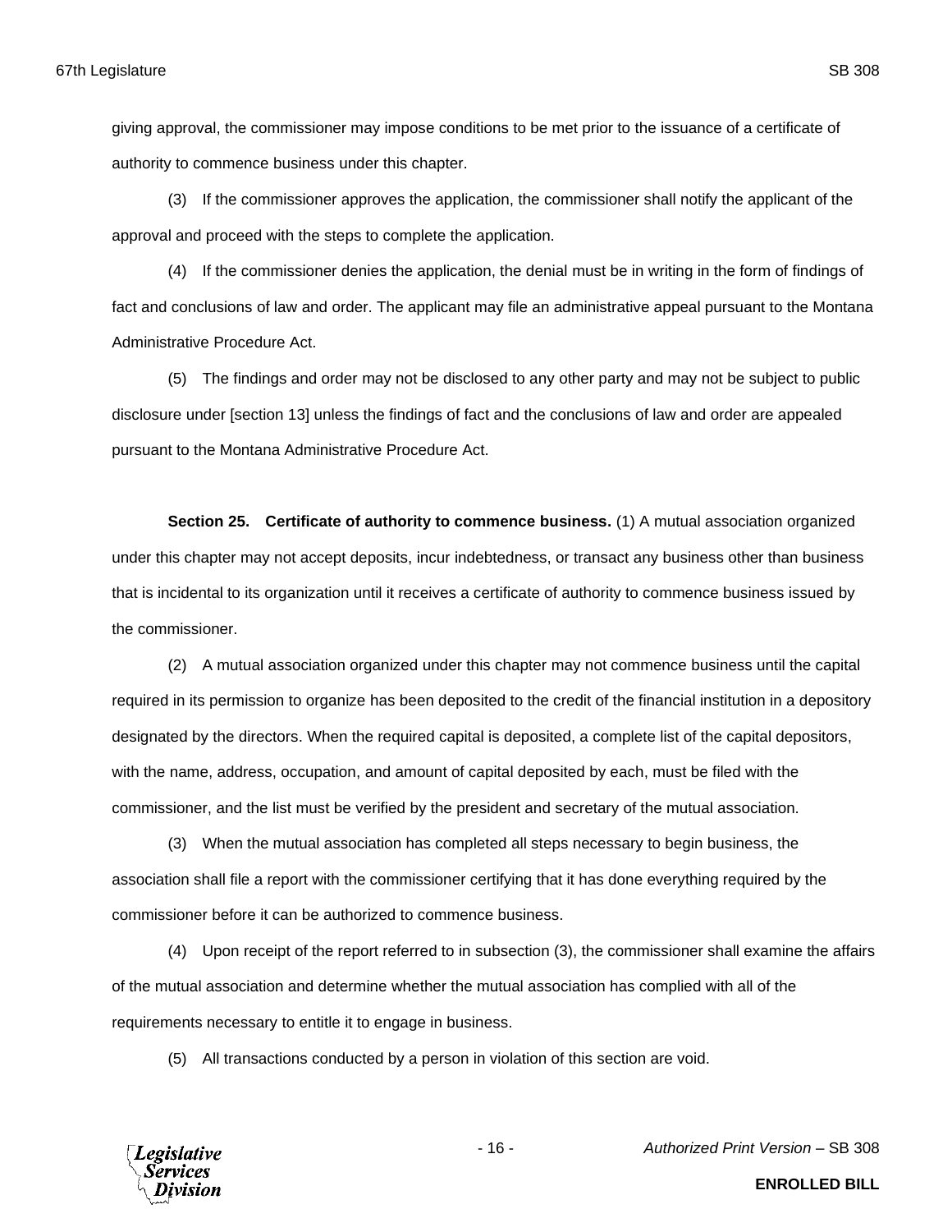giving approval, the commissioner may impose conditions to be met prior to the issuance of a certificate of authority to commence business under this chapter.

(3) If the commissioner approves the application, the commissioner shall notify the applicant of the approval and proceed with the steps to complete the application.

(4) If the commissioner denies the application, the denial must be in writing in the form of findings of fact and conclusions of law and order. The applicant may file an administrative appeal pursuant to the Montana Administrative Procedure Act.

(5) The findings and order may not be disclosed to any other party and may not be subject to public disclosure under [section 13] unless the findings of fact and the conclusions of law and order are appealed pursuant to the Montana Administrative Procedure Act.

**Section 25. Certificate of authority to commence business.** (1) A mutual association organized under this chapter may not accept deposits, incur indebtedness, or transact any business other than business that is incidental to its organization until it receives a certificate of authority to commence business issued by the commissioner.

(2) A mutual association organized under this chapter may not commence business until the capital required in its permission to organize has been deposited to the credit of the financial institution in a depository designated by the directors. When the required capital is deposited, a complete list of the capital depositors, with the name, address, occupation, and amount of capital deposited by each, must be filed with the commissioner, and the list must be verified by the president and secretary of the mutual association.

(3) When the mutual association has completed all steps necessary to begin business, the association shall file a report with the commissioner certifying that it has done everything required by the commissioner before it can be authorized to commence business.

(4) Upon receipt of the report referred to in subsection (3), the commissioner shall examine the affairs of the mutual association and determine whether the mutual association has complied with all of the requirements necessary to entitle it to engage in business.

(5) All transactions conducted by a person in violation of this section are void.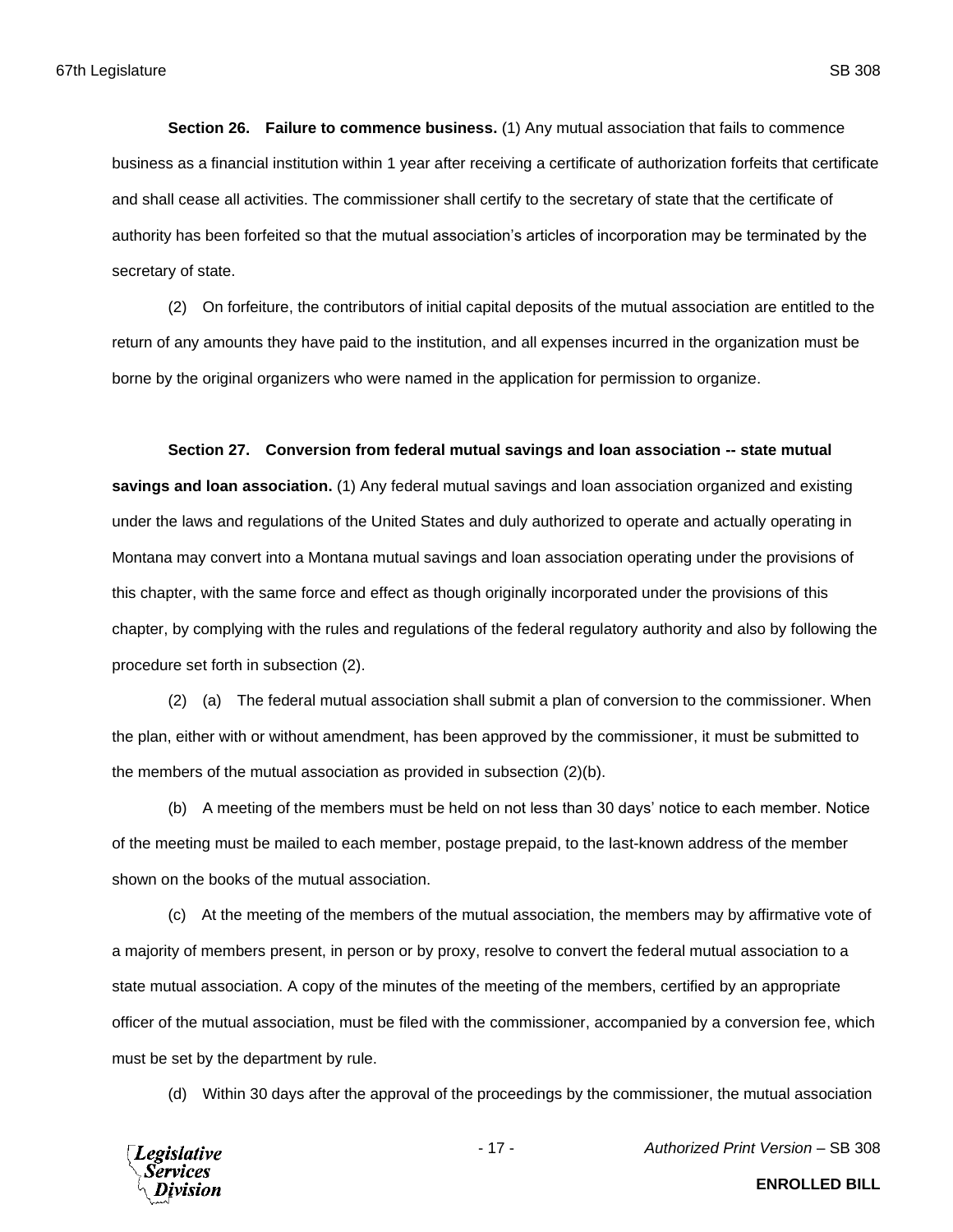**Section 26. Failure to commence business.** (1) Any mutual association that fails to commence business as a financial institution within 1 year after receiving a certificate of authorization forfeits that certificate and shall cease all activities. The commissioner shall certify to the secretary of state that the certificate of authority has been forfeited so that the mutual association's articles of incorporation may be terminated by the secretary of state.

(2) On forfeiture, the contributors of initial capital deposits of the mutual association are entitled to the return of any amounts they have paid to the institution, and all expenses incurred in the organization must be borne by the original organizers who were named in the application for permission to organize.

**Section 27. Conversion from federal mutual savings and loan association -- state mutual savings and loan association.** (1) Any federal mutual savings and loan association organized and existing under the laws and regulations of the United States and duly authorized to operate and actually operating in Montana may convert into a Montana mutual savings and loan association operating under the provisions of this chapter, with the same force and effect as though originally incorporated under the provisions of this chapter, by complying with the rules and regulations of the federal regulatory authority and also by following the procedure set forth in subsection (2).

(2) (a) The federal mutual association shall submit a plan of conversion to the commissioner. When the plan, either with or without amendment, has been approved by the commissioner, it must be submitted to the members of the mutual association as provided in subsection (2)(b).

(b) A meeting of the members must be held on not less than 30 days' notice to each member. Notice of the meeting must be mailed to each member, postage prepaid, to the last-known address of the member shown on the books of the mutual association.

(c) At the meeting of the members of the mutual association, the members may by affirmative vote of a majority of members present, in person or by proxy, resolve to convert the federal mutual association to a state mutual association. A copy of the minutes of the meeting of the members, certified by an appropriate officer of the mutual association, must be filed with the commissioner, accompanied by a conversion fee, which must be set by the department by rule.

(d) Within 30 days after the approval of the proceedings by the commissioner, the mutual association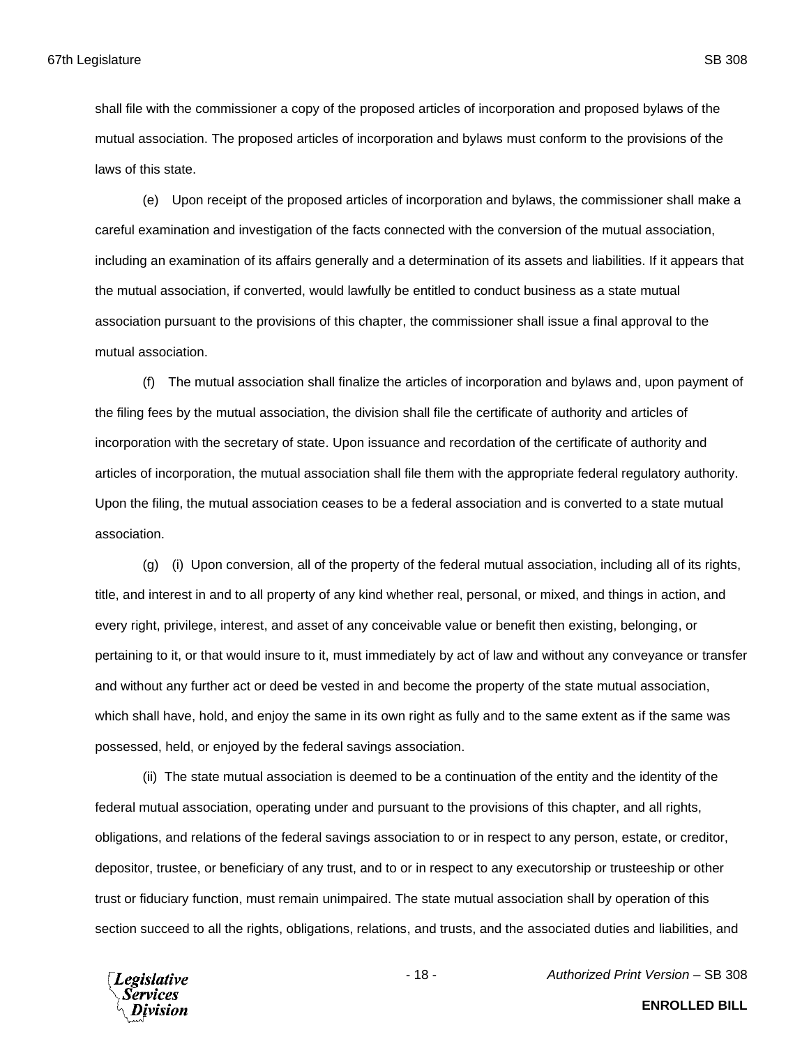shall file with the commissioner a copy of the proposed articles of incorporation and proposed bylaws of the mutual association. The proposed articles of incorporation and bylaws must conform to the provisions of the laws of this state.

(e) Upon receipt of the proposed articles of incorporation and bylaws, the commissioner shall make a careful examination and investigation of the facts connected with the conversion of the mutual association, including an examination of its affairs generally and a determination of its assets and liabilities. If it appears that the mutual association, if converted, would lawfully be entitled to conduct business as a state mutual association pursuant to the provisions of this chapter, the commissioner shall issue a final approval to the mutual association.

(f) The mutual association shall finalize the articles of incorporation and bylaws and, upon payment of the filing fees by the mutual association, the division shall file the certificate of authority and articles of incorporation with the secretary of state. Upon issuance and recordation of the certificate of authority and articles of incorporation, the mutual association shall file them with the appropriate federal regulatory authority. Upon the filing, the mutual association ceases to be a federal association and is converted to a state mutual association.

(g) (i) Upon conversion, all of the property of the federal mutual association, including all of its rights, title, and interest in and to all property of any kind whether real, personal, or mixed, and things in action, and every right, privilege, interest, and asset of any conceivable value or benefit then existing, belonging, or pertaining to it, or that would insure to it, must immediately by act of law and without any conveyance or transfer and without any further act or deed be vested in and become the property of the state mutual association, which shall have, hold, and enjoy the same in its own right as fully and to the same extent as if the same was possessed, held, or enjoyed by the federal savings association.

(ii) The state mutual association is deemed to be a continuation of the entity and the identity of the federal mutual association, operating under and pursuant to the provisions of this chapter, and all rights, obligations, and relations of the federal savings association to or in respect to any person, estate, or creditor, depositor, trustee, or beneficiary of any trust, and to or in respect to any executorship or trusteeship or other trust or fiduciary function, must remain unimpaired. The state mutual association shall by operation of this section succeed to all the rights, obligations, relations, and trusts, and the associated duties and liabilities, and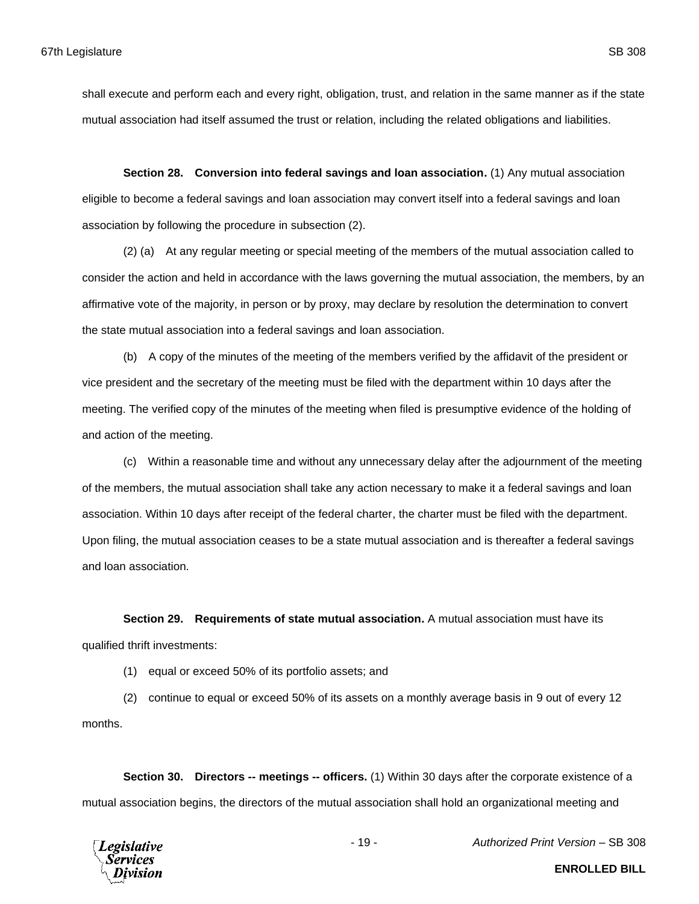shall execute and perform each and every right, obligation, trust, and relation in the same manner as if the state mutual association had itself assumed the trust or relation, including the related obligations and liabilities.

**Section 28. Conversion into federal savings and loan association.** (1) Any mutual association eligible to become a federal savings and loan association may convert itself into a federal savings and loan association by following the procedure in subsection (2).

(2) (a) At any regular meeting or special meeting of the members of the mutual association called to consider the action and held in accordance with the laws governing the mutual association, the members, by an affirmative vote of the majority, in person or by proxy, may declare by resolution the determination to convert the state mutual association into a federal savings and loan association.

(b) A copy of the minutes of the meeting of the members verified by the affidavit of the president or vice president and the secretary of the meeting must be filed with the department within 10 days after the meeting. The verified copy of the minutes of the meeting when filed is presumptive evidence of the holding of and action of the meeting.

(c) Within a reasonable time and without any unnecessary delay after the adjournment of the meeting of the members, the mutual association shall take any action necessary to make it a federal savings and loan association. Within 10 days after receipt of the federal charter, the charter must be filed with the department. Upon filing, the mutual association ceases to be a state mutual association and is thereafter a federal savings and loan association.

**Section 29. Requirements of state mutual association.** A mutual association must have its qualified thrift investments:

(1) equal or exceed 50% of its portfolio assets; and

(2) continue to equal or exceed 50% of its assets on a monthly average basis in 9 out of every 12 months.

**Section 30. Directors -- meetings -- officers.** (1) Within 30 days after the corporate existence of a mutual association begins, the directors of the mutual association shall hold an organizational meeting and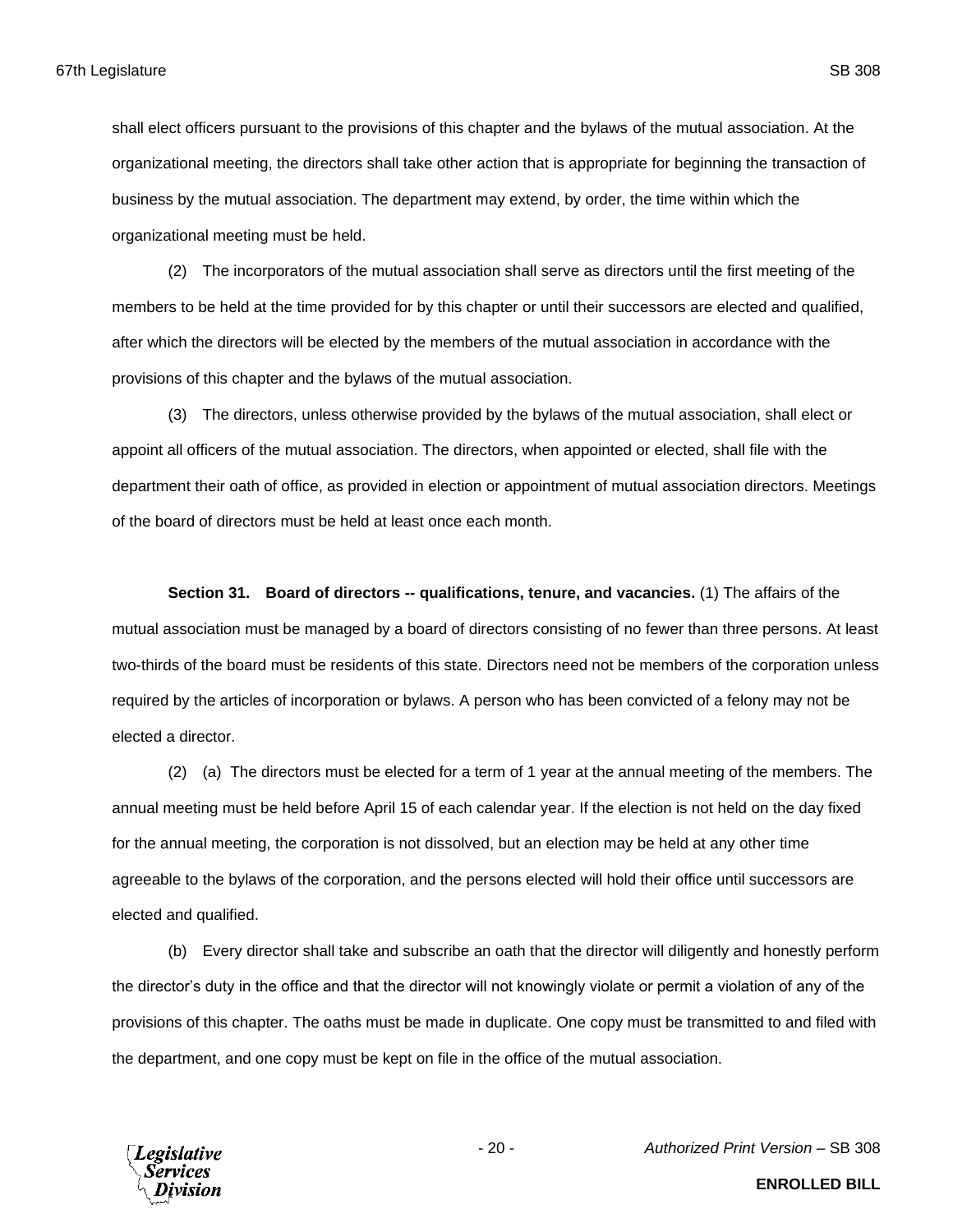shall elect officers pursuant to the provisions of this chapter and the bylaws of the mutual association. At the organizational meeting, the directors shall take other action that is appropriate for beginning the transaction of business by the mutual association. The department may extend, by order, the time within which the organizational meeting must be held.

(2) The incorporators of the mutual association shall serve as directors until the first meeting of the members to be held at the time provided for by this chapter or until their successors are elected and qualified, after which the directors will be elected by the members of the mutual association in accordance with the provisions of this chapter and the bylaws of the mutual association.

(3) The directors, unless otherwise provided by the bylaws of the mutual association, shall elect or appoint all officers of the mutual association. The directors, when appointed or elected, shall file with the department their oath of office, as provided in election or appointment of mutual association directors. Meetings of the board of directors must be held at least once each month.

**Section 31. Board of directors -- qualifications, tenure, and vacancies.** (1) The affairs of the mutual association must be managed by a board of directors consisting of no fewer than three persons. At least two-thirds of the board must be residents of this state. Directors need not be members of the corporation unless required by the articles of incorporation or bylaws. A person who has been convicted of a felony may not be elected a director.

(2) (a) The directors must be elected for a term of 1 year at the annual meeting of the members. The annual meeting must be held before April 15 of each calendar year. If the election is not held on the day fixed for the annual meeting, the corporation is not dissolved, but an election may be held at any other time agreeable to the bylaws of the corporation, and the persons elected will hold their office until successors are elected and qualified.

(b) Every director shall take and subscribe an oath that the director will diligently and honestly perform the director's duty in the office and that the director will not knowingly violate or permit a violation of any of the provisions of this chapter. The oaths must be made in duplicate. One copy must be transmitted to and filed with the department, and one copy must be kept on file in the office of the mutual association.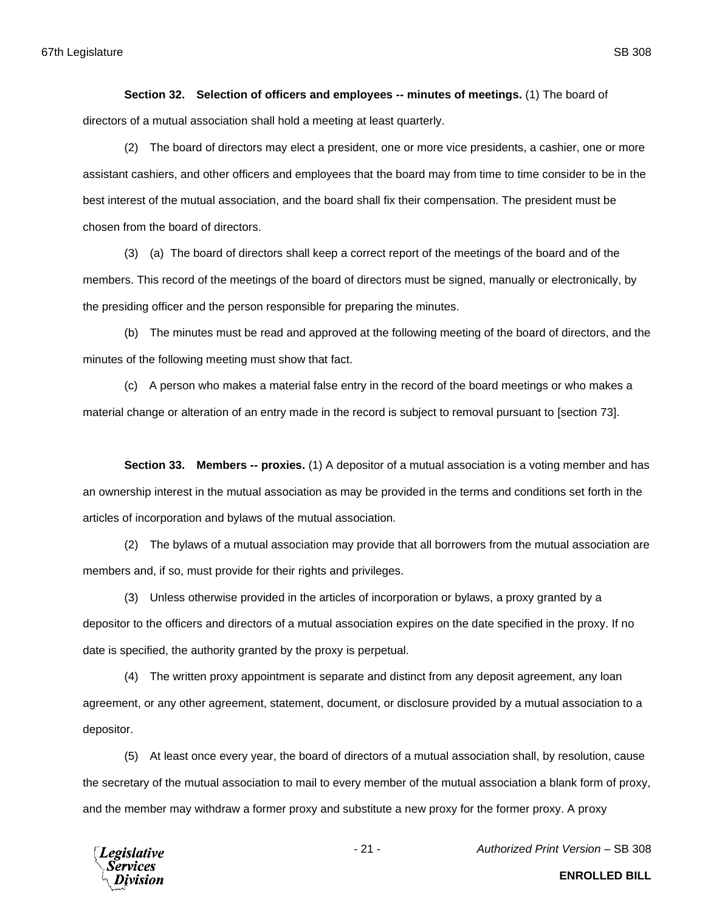**Section 32. Selection of officers and employees -- minutes of meetings.** (1) The board of directors of a mutual association shall hold a meeting at least quarterly.

(2) The board of directors may elect a president, one or more vice presidents, a cashier, one or more assistant cashiers, and other officers and employees that the board may from time to time consider to be in the best interest of the mutual association, and the board shall fix their compensation. The president must be chosen from the board of directors.

(3) (a) The board of directors shall keep a correct report of the meetings of the board and of the members. This record of the meetings of the board of directors must be signed, manually or electronically, by the presiding officer and the person responsible for preparing the minutes.

(b) The minutes must be read and approved at the following meeting of the board of directors, and the minutes of the following meeting must show that fact.

(c) A person who makes a material false entry in the record of the board meetings or who makes a material change or alteration of an entry made in the record is subject to removal pursuant to [section 73].

**Section 33. Members -- proxies.** (1) A depositor of a mutual association is a voting member and has an ownership interest in the mutual association as may be provided in the terms and conditions set forth in the articles of incorporation and bylaws of the mutual association.

(2) The bylaws of a mutual association may provide that all borrowers from the mutual association are members and, if so, must provide for their rights and privileges.

(3) Unless otherwise provided in the articles of incorporation or bylaws, a proxy granted by a depositor to the officers and directors of a mutual association expires on the date specified in the proxy. If no date is specified, the authority granted by the proxy is perpetual.

(4) The written proxy appointment is separate and distinct from any deposit agreement, any loan agreement, or any other agreement, statement, document, or disclosure provided by a mutual association to a depositor.

(5) At least once every year, the board of directors of a mutual association shall, by resolution, cause the secretary of the mutual association to mail to every member of the mutual association a blank form of proxy, and the member may withdraw a former proxy and substitute a new proxy for the former proxy. A proxy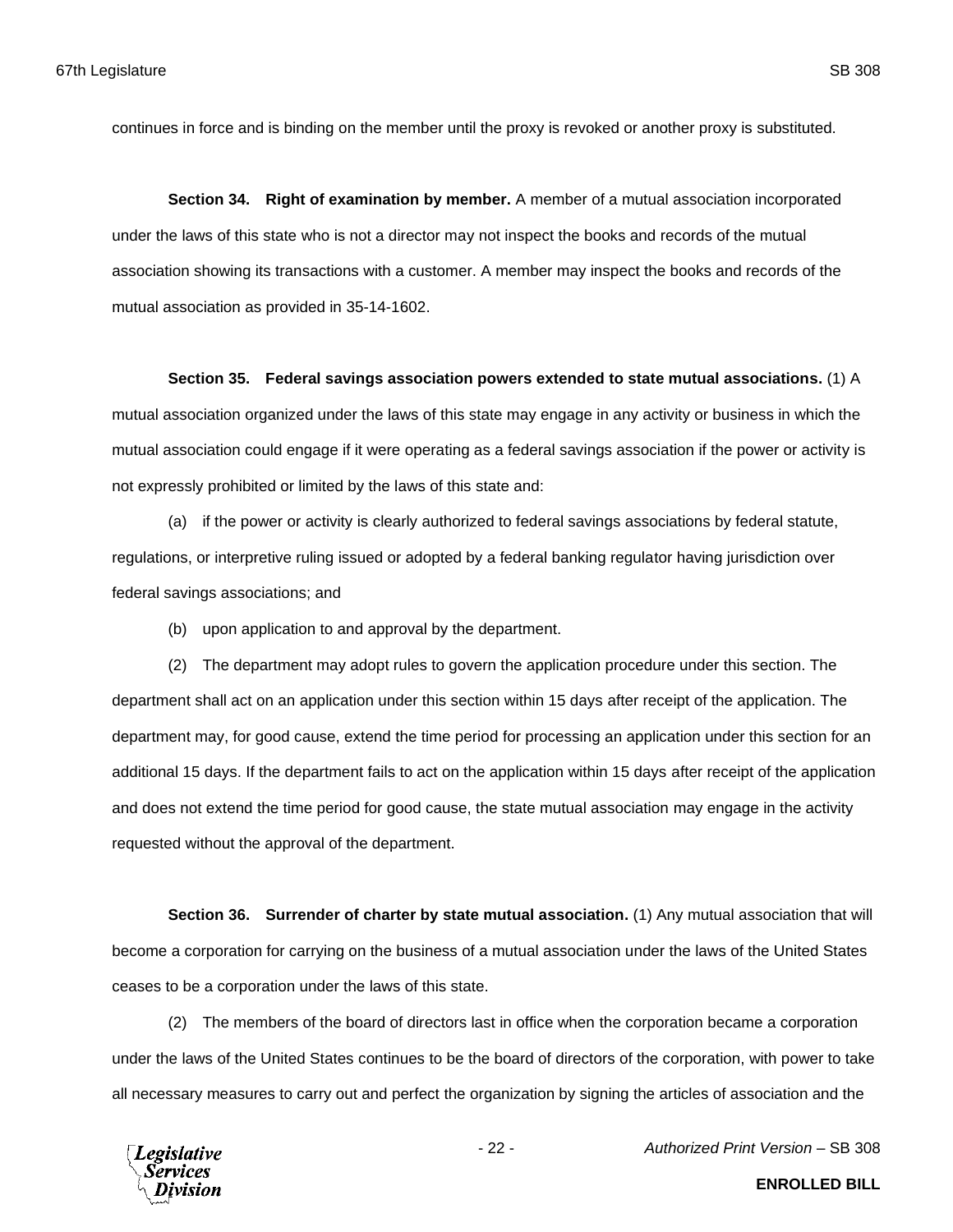continues in force and is binding on the member until the proxy is revoked or another proxy is substituted.

**Section 34. Right of examination by member.** A member of a mutual association incorporated under the laws of this state who is not a director may not inspect the books and records of the mutual association showing its transactions with a customer. A member may inspect the books and records of the mutual association as provided in 35-14-1602.

**Section 35. Federal savings association powers extended to state mutual associations.** (1) A mutual association organized under the laws of this state may engage in any activity or business in which the mutual association could engage if it were operating as a federal savings association if the power or activity is not expressly prohibited or limited by the laws of this state and:

(a) if the power or activity is clearly authorized to federal savings associations by federal statute, regulations, or interpretive ruling issued or adopted by a federal banking regulator having jurisdiction over federal savings associations; and

(b) upon application to and approval by the department.

(2) The department may adopt rules to govern the application procedure under this section. The department shall act on an application under this section within 15 days after receipt of the application. The department may, for good cause, extend the time period for processing an application under this section for an additional 15 days. If the department fails to act on the application within 15 days after receipt of the application and does not extend the time period for good cause, the state mutual association may engage in the activity requested without the approval of the department.

**Section 36. Surrender of charter by state mutual association.** (1) Any mutual association that will become a corporation for carrying on the business of a mutual association under the laws of the United States ceases to be a corporation under the laws of this state.

(2) The members of the board of directors last in office when the corporation became a corporation under the laws of the United States continues to be the board of directors of the corporation, with power to take all necessary measures to carry out and perfect the organization by signing the articles of association and the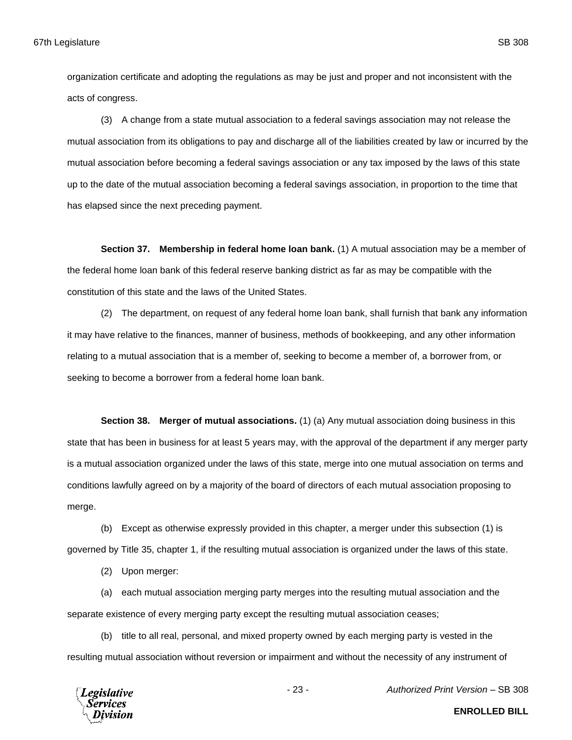organization certificate and adopting the regulations as may be just and proper and not inconsistent with the acts of congress.

(3) A change from a state mutual association to a federal savings association may not release the mutual association from its obligations to pay and discharge all of the liabilities created by law or incurred by the mutual association before becoming a federal savings association or any tax imposed by the laws of this state up to the date of the mutual association becoming a federal savings association, in proportion to the time that has elapsed since the next preceding payment.

**Section 37. Membership in federal home loan bank.** (1) A mutual association may be a member of the federal home loan bank of this federal reserve banking district as far as may be compatible with the constitution of this state and the laws of the United States.

(2) The department, on request of any federal home loan bank, shall furnish that bank any information it may have relative to the finances, manner of business, methods of bookkeeping, and any other information relating to a mutual association that is a member of, seeking to become a member of, a borrower from, or seeking to become a borrower from a federal home loan bank.

**Section 38. Merger of mutual associations.** (1) (a) Any mutual association doing business in this state that has been in business for at least 5 years may, with the approval of the department if any merger party is a mutual association organized under the laws of this state, merge into one mutual association on terms and conditions lawfully agreed on by a majority of the board of directors of each mutual association proposing to merge.

(b) Except as otherwise expressly provided in this chapter, a merger under this subsection (1) is governed by Title 35, chapter 1, if the resulting mutual association is organized under the laws of this state.

(2) Upon merger:

(a) each mutual association merging party merges into the resulting mutual association and the separate existence of every merging party except the resulting mutual association ceases;

(b) title to all real, personal, and mixed property owned by each merging party is vested in the resulting mutual association without reversion or impairment and without the necessity of any instrument of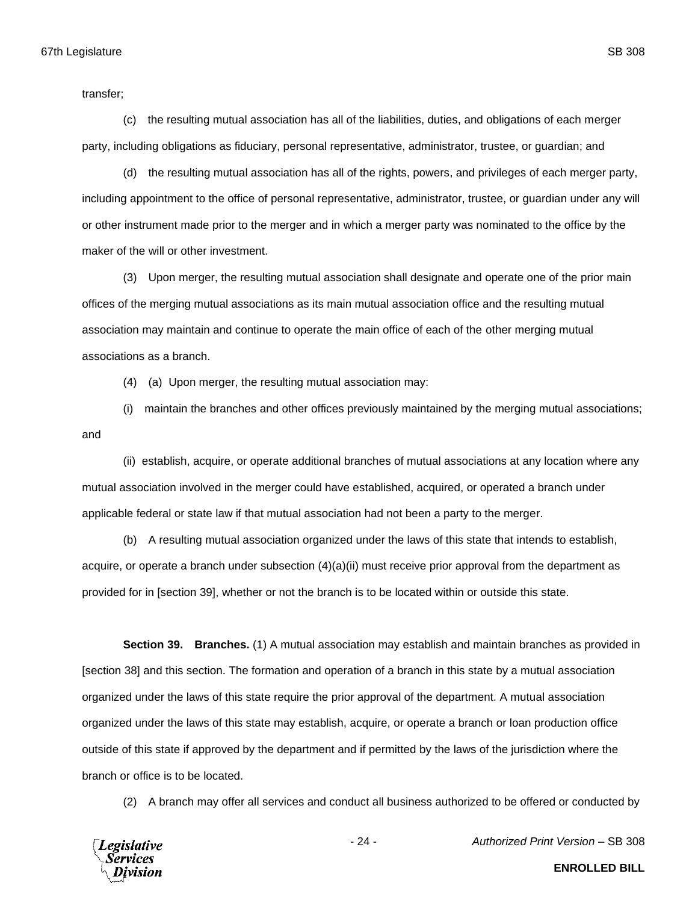transfer;

(c) the resulting mutual association has all of the liabilities, duties, and obligations of each merger party, including obligations as fiduciary, personal representative, administrator, trustee, or guardian; and

(d) the resulting mutual association has all of the rights, powers, and privileges of each merger party, including appointment to the office of personal representative, administrator, trustee, or guardian under any will or other instrument made prior to the merger and in which a merger party was nominated to the office by the maker of the will or other investment.

(3) Upon merger, the resulting mutual association shall designate and operate one of the prior main offices of the merging mutual associations as its main mutual association office and the resulting mutual association may maintain and continue to operate the main office of each of the other merging mutual associations as a branch.

(4) (a) Upon merger, the resulting mutual association may:

(i) maintain the branches and other offices previously maintained by the merging mutual associations; and

(ii) establish, acquire, or operate additional branches of mutual associations at any location where any mutual association involved in the merger could have established, acquired, or operated a branch under applicable federal or state law if that mutual association had not been a party to the merger.

(b) A resulting mutual association organized under the laws of this state that intends to establish, acquire, or operate a branch under subsection (4)(a)(ii) must receive prior approval from the department as provided for in [section 39], whether or not the branch is to be located within or outside this state.

**Section 39. Branches.** (1) A mutual association may establish and maintain branches as provided in [section 38] and this section. The formation and operation of a branch in this state by a mutual association organized under the laws of this state require the prior approval of the department. A mutual association organized under the laws of this state may establish, acquire, or operate a branch or loan production office outside of this state if approved by the department and if permitted by the laws of the jurisdiction where the branch or office is to be located.

(2) A branch may offer all services and conduct all business authorized to be offered or conducted by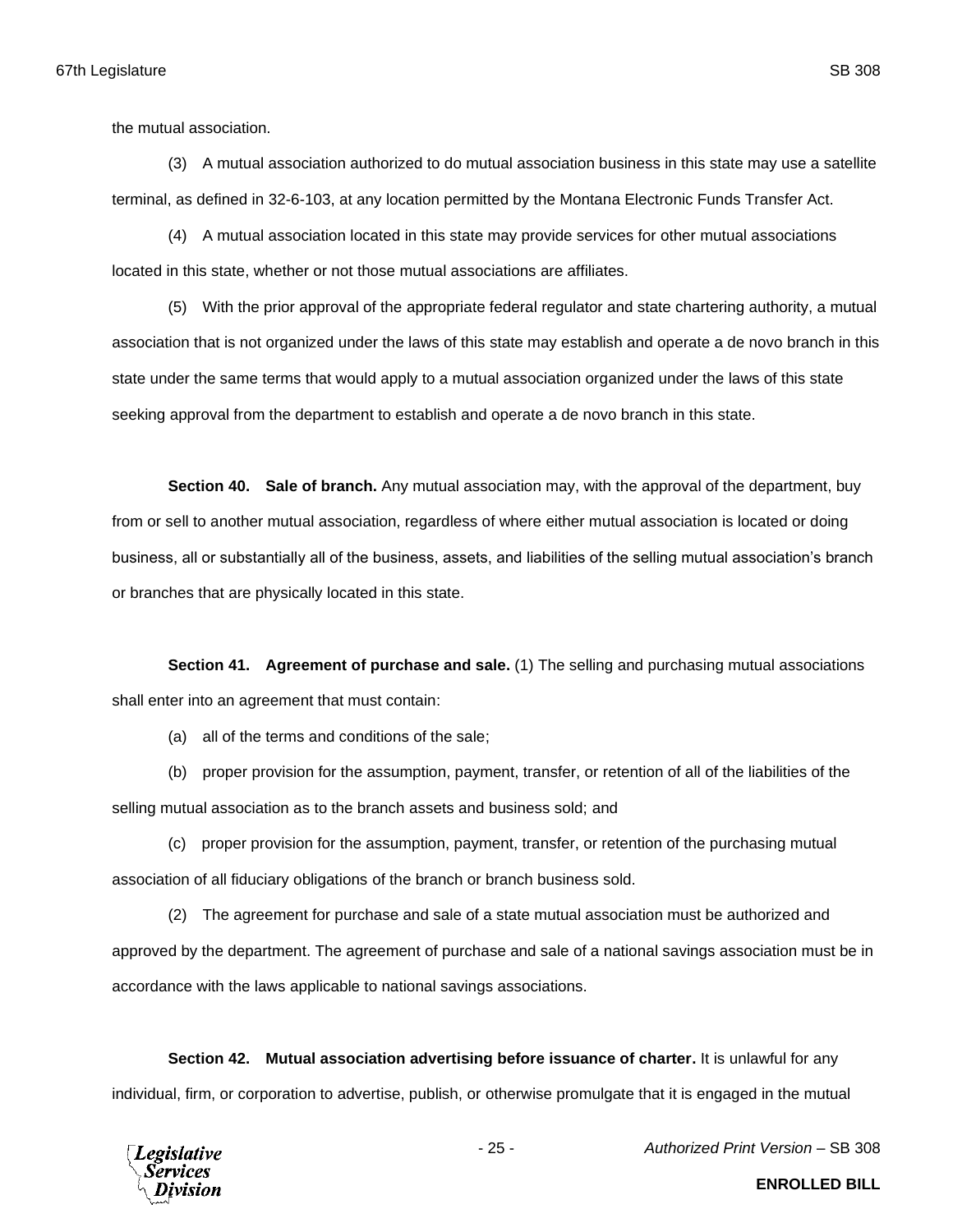the mutual association.

(3) A mutual association authorized to do mutual association business in this state may use a satellite terminal, as defined in 32-6-103, at any location permitted by the Montana Electronic Funds Transfer Act.

(4) A mutual association located in this state may provide services for other mutual associations located in this state, whether or not those mutual associations are affiliates.

(5) With the prior approval of the appropriate federal regulator and state chartering authority, a mutual association that is not organized under the laws of this state may establish and operate a de novo branch in this state under the same terms that would apply to a mutual association organized under the laws of this state seeking approval from the department to establish and operate a de novo branch in this state.

**Section 40. Sale of branch.** Any mutual association may, with the approval of the department, buy from or sell to another mutual association, regardless of where either mutual association is located or doing business, all or substantially all of the business, assets, and liabilities of the selling mutual association's branch or branches that are physically located in this state.

**Section 41. Agreement of purchase and sale.** (1) The selling and purchasing mutual associations shall enter into an agreement that must contain:

(a) all of the terms and conditions of the sale;

(b) proper provision for the assumption, payment, transfer, or retention of all of the liabilities of the selling mutual association as to the branch assets and business sold; and

(c) proper provision for the assumption, payment, transfer, or retention of the purchasing mutual association of all fiduciary obligations of the branch or branch business sold.

(2) The agreement for purchase and sale of a state mutual association must be authorized and approved by the department. The agreement of purchase and sale of a national savings association must be in accordance with the laws applicable to national savings associations.

**Section 42. Mutual association advertising before issuance of charter.** It is unlawful for any individual, firm, or corporation to advertise, publish, or otherwise promulgate that it is engaged in the mutual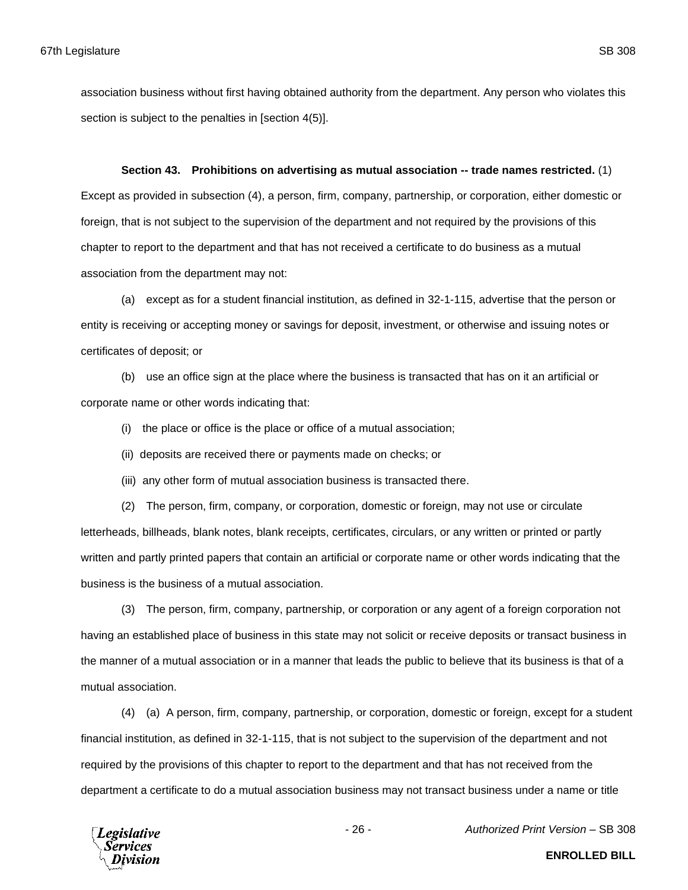association business without first having obtained authority from the department. Any person who violates this section is subject to the penalties in [section 4(5)].

**Section 43. Prohibitions on advertising as mutual association -- trade names restricted.** (1) Except as provided in subsection (4), a person, firm, company, partnership, or corporation, either domestic or foreign, that is not subject to the supervision of the department and not required by the provisions of this chapter to report to the department and that has not received a certificate to do business as a mutual association from the department may not:

(a) except as for a student financial institution, as defined in 32-1-115, advertise that the person or entity is receiving or accepting money or savings for deposit, investment, or otherwise and issuing notes or certificates of deposit; or

(b) use an office sign at the place where the business is transacted that has on it an artificial or corporate name or other words indicating that:

(i) the place or office is the place or office of a mutual association;

(ii) deposits are received there or payments made on checks; or

(iii) any other form of mutual association business is transacted there.

(2) The person, firm, company, or corporation, domestic or foreign, may not use or circulate letterheads, billheads, blank notes, blank receipts, certificates, circulars, or any written or printed or partly written and partly printed papers that contain an artificial or corporate name or other words indicating that the business is the business of a mutual association.

(3) The person, firm, company, partnership, or corporation or any agent of a foreign corporation not having an established place of business in this state may not solicit or receive deposits or transact business in the manner of a mutual association or in a manner that leads the public to believe that its business is that of a mutual association.

(4) (a) A person, firm, company, partnership, or corporation, domestic or foreign, except for a student financial institution, as defined in 32-1-115, that is not subject to the supervision of the department and not required by the provisions of this chapter to report to the department and that has not received from the department a certificate to do a mutual association business may not transact business under a name or title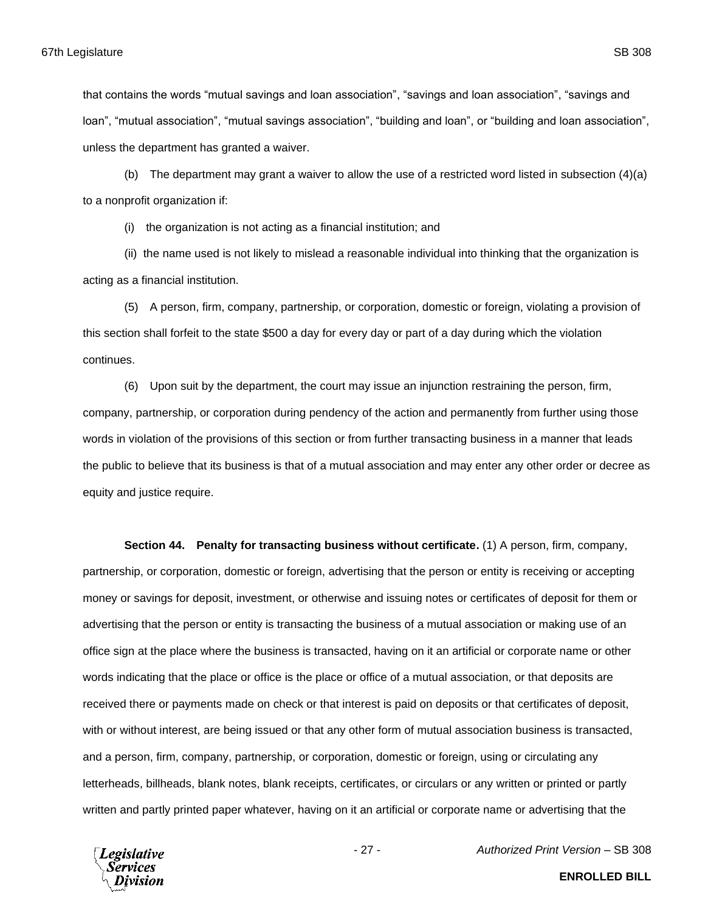that contains the words “mutual savings and loan association”, “savings and loan association”, “savings and loan”, “mutual association”, “mutual savings association”, “building and loan”, or “building and loan association”, unless the department has granted a waiver.

(b) The department may grant a waiver to allow the use of a restricted word listed in subsection (4)(a) to a nonprofit organization if:

(i) the organization is not acting as a financial institution; and

(ii) the name used is not likely to mislead a reasonable individual into thinking that the organization is acting as a financial institution.

(5) A person, firm, company, partnership, or corporation, domestic or foreign, violating a provision of this section shall forfeit to the state $500 a day for every day or part of a day during which the violation continues.

(6) Upon suit by the department, the court may issue an injunction restraining the person, firm, company, partnership, or corporation during pendency of the action and permanently from further using those words in violation of the provisions of this section or from further transacting business in a manner that leads the public to believe that its business is that of a mutual association and may enter any other order or decree as equity and justice require.

**Section 44. Penalty for transacting business without certificate.** (1) A person, firm, company, partnership, or corporation, domestic or foreign, advertising that the person or entity is receiving or accepting money or savings for deposit, investment, or otherwise and issuing notes or certificates of deposit for them or advertising that the person or entity is transacting the business of a mutual association or making use of an office sign at the place where the business is transacted, having on it an artificial or corporate name or other words indicating that the place or office is the place or office of a mutual association, or that deposits are received there or payments made on check or that interest is paid on deposits or that certificates of deposit, with or without interest, are being issued or that any other form of mutual association business is transacted, and a person, firm, company, partnership, or corporation, domestic or foreign, using or circulating any letterheads, billheads, blank notes, blank receipts, certificates, or circulars or any written or printed or partly written and partly printed paper whatever, having on it an artificial or corporate name or advertising that the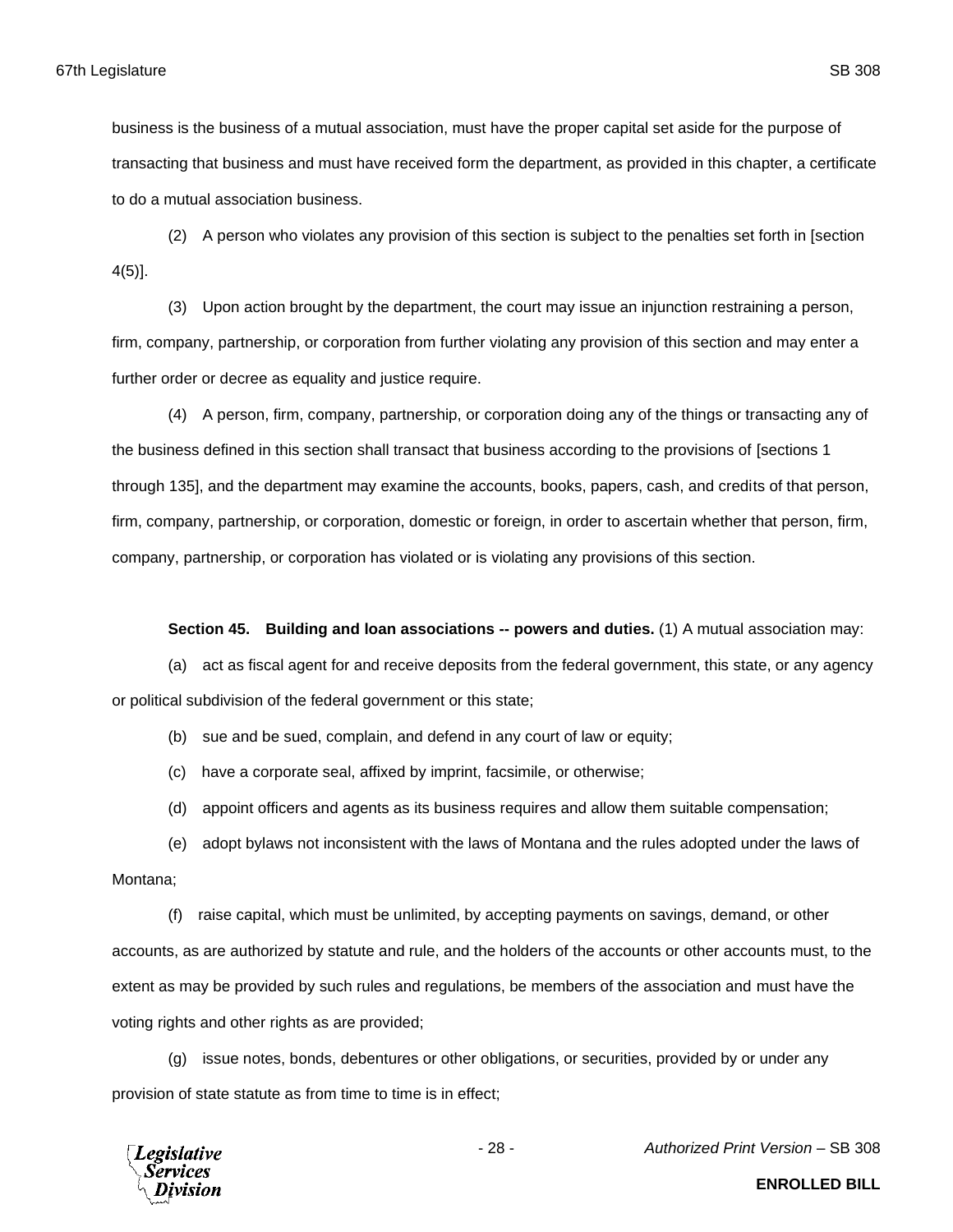business is the business of a mutual association, must have the proper capital set aside for the purpose of transacting that business and must have received form the department, as provided in this chapter, a certificate to do a mutual association business.

(2) A person who violates any provision of this section is subject to the penalties set forth in [section 4(5)].

(3) Upon action brought by the department, the court may issue an injunction restraining a person, firm, company, partnership, or corporation from further violating any provision of this section and may enter a further order or decree as equality and justice require.

(4) A person, firm, company, partnership, or corporation doing any of the things or transacting any of the business defined in this section shall transact that business according to the provisions of [sections 1 through 135], and the department may examine the accounts, books, papers, cash, and credits of that person, firm, company, partnership, or corporation, domestic or foreign, in order to ascertain whether that person, firm, company, partnership, or corporation has violated or is violating any provisions of this section.

**Section 45. Building and loan associations -- powers and duties.** (1) A mutual association may:

(a) act as fiscal agent for and receive deposits from the federal government, this state, or any agency or political subdivision of the federal government or this state;

(b) sue and be sued, complain, and defend in any court of law or equity;

(c) have a corporate seal, affixed by imprint, facsimile, or otherwise;

(d) appoint officers and agents as its business requires and allow them suitable compensation;

(e) adopt bylaws not inconsistent with the laws of Montana and the rules adopted under the laws of Montana;

(f) raise capital, which must be unlimited, by accepting payments on savings, demand, or other accounts, as are authorized by statute and rule, and the holders of the accounts or other accounts must, to the extent as may be provided by such rules and regulations, be members of the association and must have the voting rights and other rights as are provided;

(g) issue notes, bonds, debentures or other obligations, or securities, provided by or under any provision of state statute as from time to time is in effect;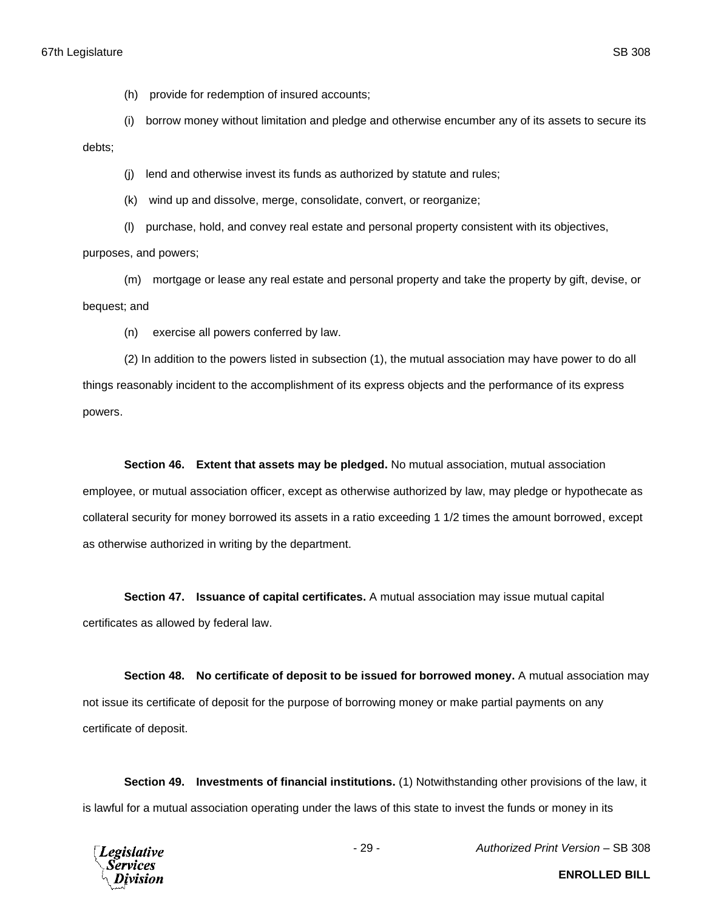(h) provide for redemption of insured accounts;

(i) borrow money without limitation and pledge and otherwise encumber any of its assets to secure its debts;

(j) lend and otherwise invest its funds as authorized by statute and rules;

(k) wind up and dissolve, merge, consolidate, convert, or reorganize;

(l) purchase, hold, and convey real estate and personal property consistent with its objectives, purposes, and powers;

(m) mortgage or lease any real estate and personal property and take the property by gift, devise, or bequest; and

(n) exercise all powers conferred by law.

(2) In addition to the powers listed in subsection (1), the mutual association may have power to do all things reasonably incident to the accomplishment of its express objects and the performance of its express powers.

**Section 46. Extent that assets may be pledged.** No mutual association, mutual association employee, or mutual association officer, except as otherwise authorized by law, may pledge or hypothecate as collateral security for money borrowed its assets in a ratio exceeding 1 1/2 times the amount borrowed, except as otherwise authorized in writing by the department.

**Section 47. Issuance of capital certificates.** A mutual association may issue mutual capital certificates as allowed by federal law.

**Section 48. No certificate of deposit to be issued for borrowed money.** A mutual association may not issue its certificate of deposit for the purpose of borrowing money or make partial payments on any certificate of deposit.

**Section 49. Investments of financial institutions.** (1) Notwithstanding other provisions of the law, it is lawful for a mutual association operating under the laws of this state to invest the funds or money in its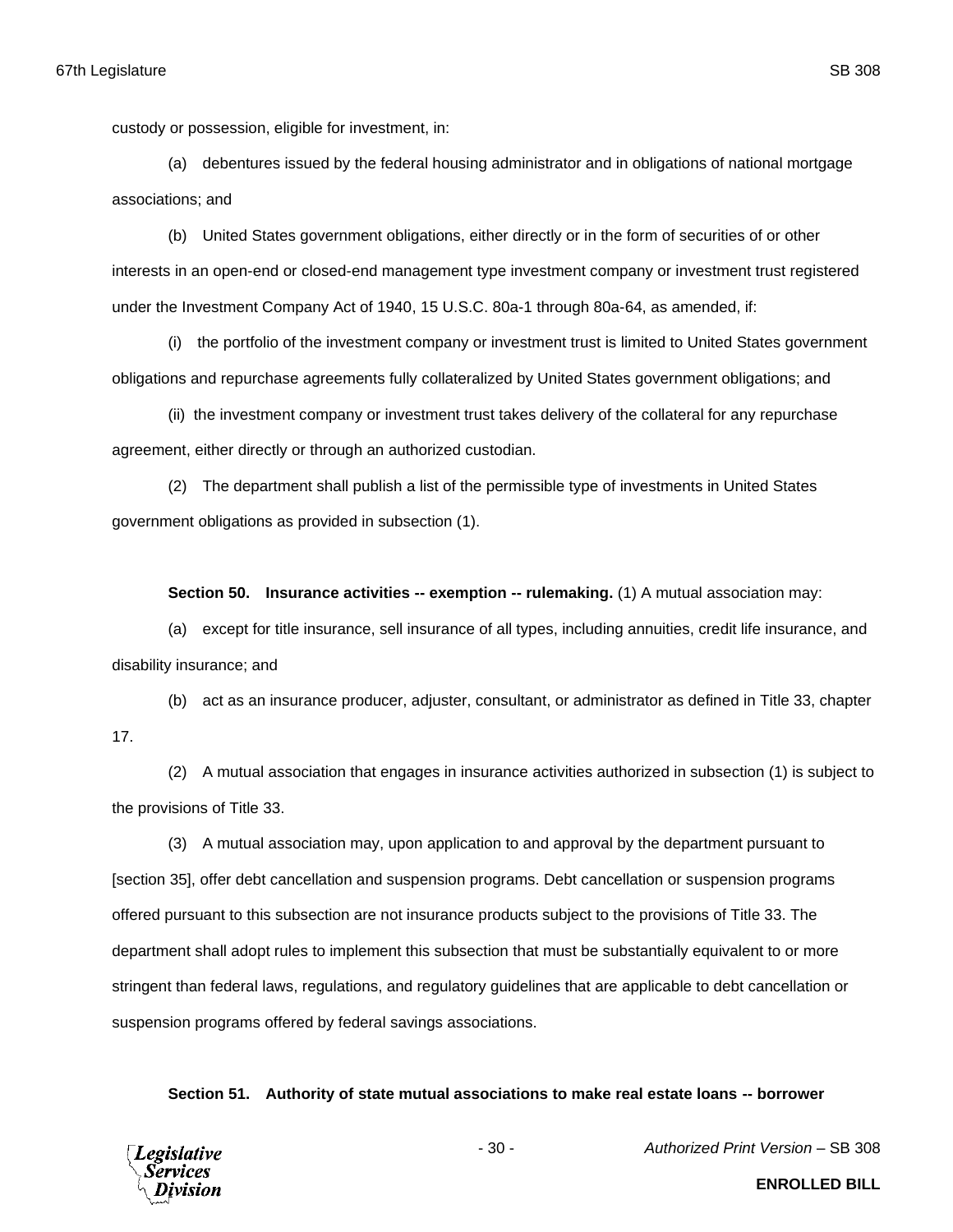custody or possession, eligible for investment, in:

(a) debentures issued by the federal housing administrator and in obligations of national mortgage associations; and

(b) United States government obligations, either directly or in the form of securities of or other interests in an open-end or closed-end management type investment company or investment trust registered under the Investment Company Act of 1940, 15 U.S.C. 80a-1 through 80a-64, as amended, if:

(i) the portfolio of the investment company or investment trust is limited to United States government obligations and repurchase agreements fully collateralized by United States government obligations; and

(ii) the investment company or investment trust takes delivery of the collateral for any repurchase agreement, either directly or through an authorized custodian.

(2) The department shall publish a list of the permissible type of investments in United States government obligations as provided in subsection (1).

**Section 50. Insurance activities -- exemption -- rulemaking.** (1) A mutual association may:

(a) except for title insurance, sell insurance of all types, including annuities, credit life insurance, and disability insurance; and

(b) act as an insurance producer, adjuster, consultant, or administrator as defined in Title 33, chapter 17.

(2) A mutual association that engages in insurance activities authorized in subsection (1) is subject to the provisions of Title 33.

(3) A mutual association may, upon application to and approval by the department pursuant to [section 35], offer debt cancellation and suspension programs. Debt cancellation or suspension programs offered pursuant to this subsection are not insurance products subject to the provisions of Title 33. The department shall adopt rules to implement this subsection that must be substantially equivalent to or more stringent than federal laws, regulations, and regulatory guidelines that are applicable to debt cancellation or suspension programs offered by federal savings associations.

**Section 51. Authority of state mutual associations to make real estate loans -- borrower**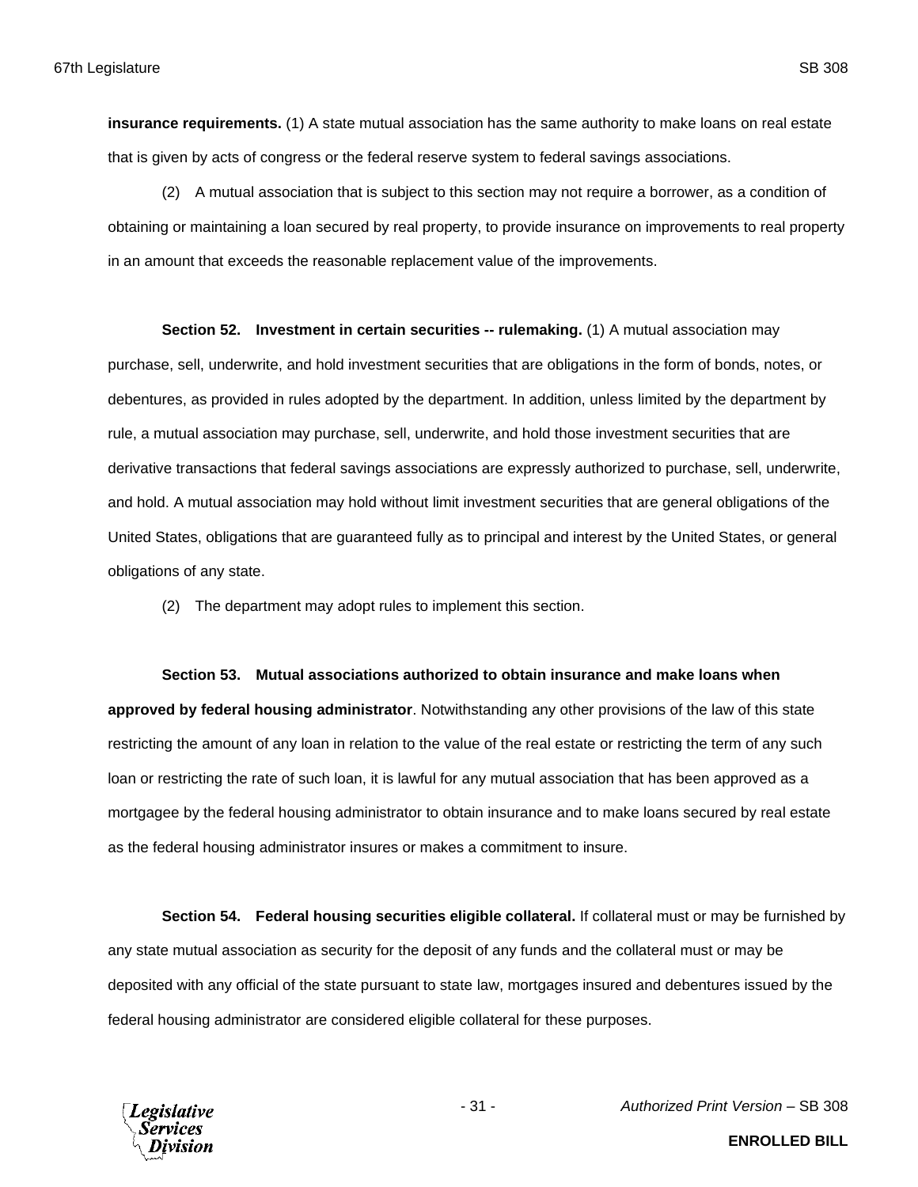**insurance requirements.** (1) A state mutual association has the same authority to make loans on real estate that is given by acts of congress or the federal reserve system to federal savings associations.

(2) A mutual association that is subject to this section may not require a borrower, as a condition of obtaining or maintaining a loan secured by real property, to provide insurance on improvements to real property in an amount that exceeds the reasonable replacement value of the improvements.

**Section 52. Investment in certain securities -- rulemaking.** (1) A mutual association may purchase, sell, underwrite, and hold investment securities that are obligations in the form of bonds, notes, or debentures, as provided in rules adopted by the department. In addition, unless limited by the department by rule, a mutual association may purchase, sell, underwrite, and hold those investment securities that are derivative transactions that federal savings associations are expressly authorized to purchase, sell, underwrite, and hold. A mutual association may hold without limit investment securities that are general obligations of the United States, obligations that are guaranteed fully as to principal and interest by the United States, or general obligations of any state.

(2) The department may adopt rules to implement this section.

**Section 53. Mutual associations authorized to obtain insurance and make loans when approved by federal housing administrator**. Notwithstanding any other provisions of the law of this state restricting the amount of any loan in relation to the value of the real estate or restricting the term of any such loan or restricting the rate of such loan, it is lawful for any mutual association that has been approved as a mortgagee by the federal housing administrator to obtain insurance and to make loans secured by real estate as the federal housing administrator insures or makes a commitment to insure.

**Section 54. Federal housing securities eligible collateral.** If collateral must or may be furnished by any state mutual association as security for the deposit of any funds and the collateral must or may be deposited with any official of the state pursuant to state law, mortgages insured and debentures issued by the federal housing administrator are considered eligible collateral for these purposes.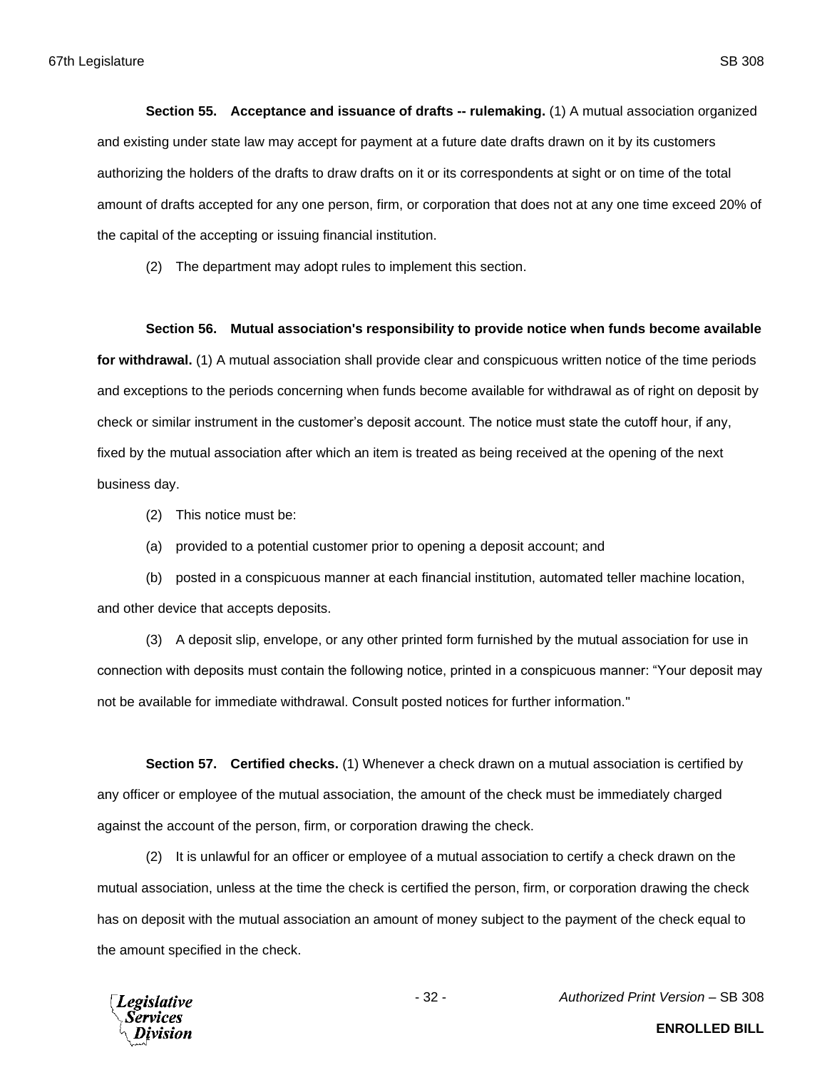**Section 55. Acceptance and issuance of drafts -- rulemaking.** (1) A mutual association organized and existing under state law may accept for payment at a future date drafts drawn on it by its customers authorizing the holders of the drafts to draw drafts on it or its correspondents at sight or on time of the total amount of drafts accepted for any one person, firm, or corporation that does not at any one time exceed 20% of the capital of the accepting or issuing financial institution.

(2) The department may adopt rules to implement this section.

**Section 56. Mutual association's responsibility to provide notice when funds become available for withdrawal.** (1) A mutual association shall provide clear and conspicuous written notice of the time periods and exceptions to the periods concerning when funds become available for withdrawal as of right on deposit by check or similar instrument in the customer's deposit account. The notice must state the cutoff hour, if any, fixed by the mutual association after which an item is treated as being received at the opening of the next business day.

(2) This notice must be:

(a) provided to a potential customer prior to opening a deposit account; and

(b) posted in a conspicuous manner at each financial institution, automated teller machine location, and other device that accepts deposits.

(3) A deposit slip, envelope, or any other printed form furnished by the mutual association for use in connection with deposits must contain the following notice, printed in a conspicuous manner: "Your deposit may not be available for immediate withdrawal. Consult posted notices for further information."

**Section 57. Certified checks.** (1) Whenever a check drawn on a mutual association is certified by any officer or employee of the mutual association, the amount of the check must be immediately charged against the account of the person, firm, or corporation drawing the check.

(2) It is unlawful for an officer or employee of a mutual association to certify a check drawn on the mutual association, unless at the time the check is certified the person, firm, or corporation drawing the check has on deposit with the mutual association an amount of money subject to the payment of the check equal to the amount specified in the check.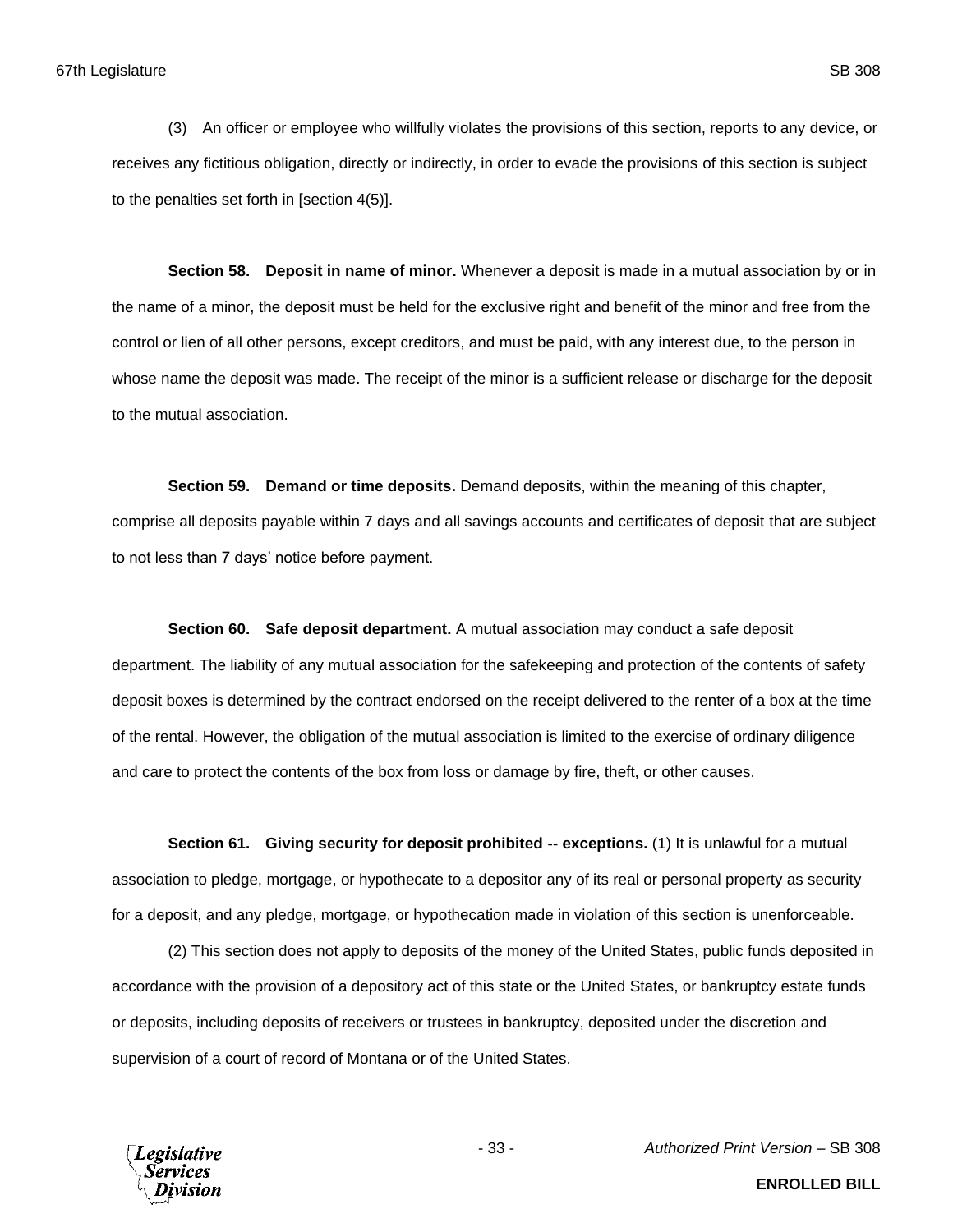(3) An officer or employee who willfully violates the provisions of this section, reports to any device, or receives any fictitious obligation, directly or indirectly, in order to evade the provisions of this section is subject to the penalties set forth in [section 4(5)].

**Section 58. Deposit in name of minor.** Whenever a deposit is made in a mutual association by or in the name of a minor, the deposit must be held for the exclusive right and benefit of the minor and free from the control or lien of all other persons, except creditors, and must be paid, with any interest due, to the person in whose name the deposit was made. The receipt of the minor is a sufficient release or discharge for the deposit to the mutual association.

**Section 59. Demand or time deposits.** Demand deposits, within the meaning of this chapter, comprise all deposits payable within 7 days and all savings accounts and certificates of deposit that are subject to not less than 7 days' notice before payment.

**Section 60. Safe deposit department.** A mutual association may conduct a safe deposit department. The liability of any mutual association for the safekeeping and protection of the contents of safety deposit boxes is determined by the contract endorsed on the receipt delivered to the renter of a box at the time of the rental. However, the obligation of the mutual association is limited to the exercise of ordinary diligence and care to protect the contents of the box from loss or damage by fire, theft, or other causes.

**Section 61. Giving security for deposit prohibited -- exceptions.** (1) It is unlawful for a mutual association to pledge, mortgage, or hypothecate to a depositor any of its real or personal property as security for a deposit, and any pledge, mortgage, or hypothecation made in violation of this section is unenforceable.

(2) This section does not apply to deposits of the money of the United States, public funds deposited in accordance with the provision of a depository act of this state or the United States, or bankruptcy estate funds or deposits, including deposits of receivers or trustees in bankruptcy, deposited under the discretion and supervision of a court of record of Montana or of the United States.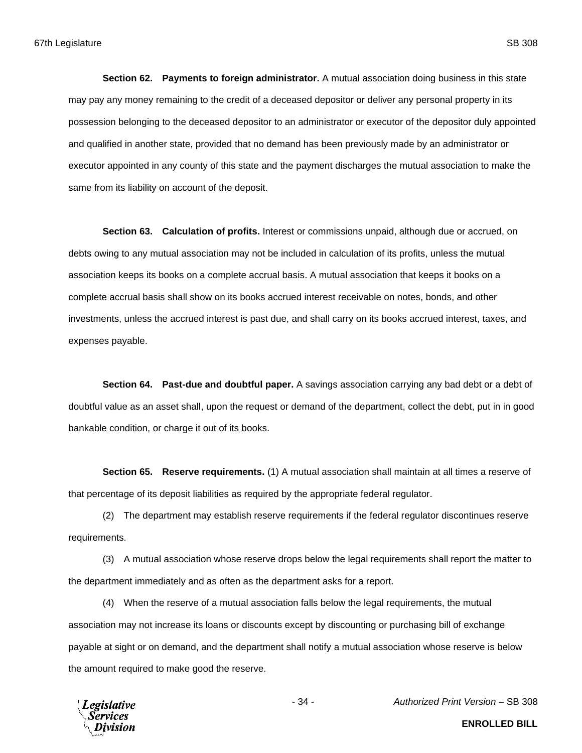**Section 62. Payments to foreign administrator.** A mutual association doing business in this state may pay any money remaining to the credit of a deceased depositor or deliver any personal property in its possession belonging to the deceased depositor to an administrator or executor of the depositor duly appointed and qualified in another state, provided that no demand has been previously made by an administrator or executor appointed in any county of this state and the payment discharges the mutual association to make the same from its liability on account of the deposit.

**Section 63. Calculation of profits.** Interest or commissions unpaid, although due or accrued, on debts owing to any mutual association may not be included in calculation of its profits, unless the mutual association keeps its books on a complete accrual basis. A mutual association that keeps it books on a complete accrual basis shall show on its books accrued interest receivable on notes, bonds, and other investments, unless the accrued interest is past due, and shall carry on its books accrued interest, taxes, and expenses payable.

**Section 64. Past-due and doubtful paper.** A savings association carrying any bad debt or a debt of doubtful value as an asset shall, upon the request or demand of the department, collect the debt, put in in good bankable condition, or charge it out of its books.

**Section 65. Reserve requirements.** (1) A mutual association shall maintain at all times a reserve of that percentage of its deposit liabilities as required by the appropriate federal regulator.

(2) The department may establish reserve requirements if the federal regulator discontinues reserve requirements.

(3) A mutual association whose reserve drops below the legal requirements shall report the matter to the department immediately and as often as the department asks for a report.

(4) When the reserve of a mutual association falls below the legal requirements, the mutual association may not increase its loans or discounts except by discounting or purchasing bill of exchange payable at sight or on demand, and the department shall notify a mutual association whose reserve is below the amount required to make good the reserve.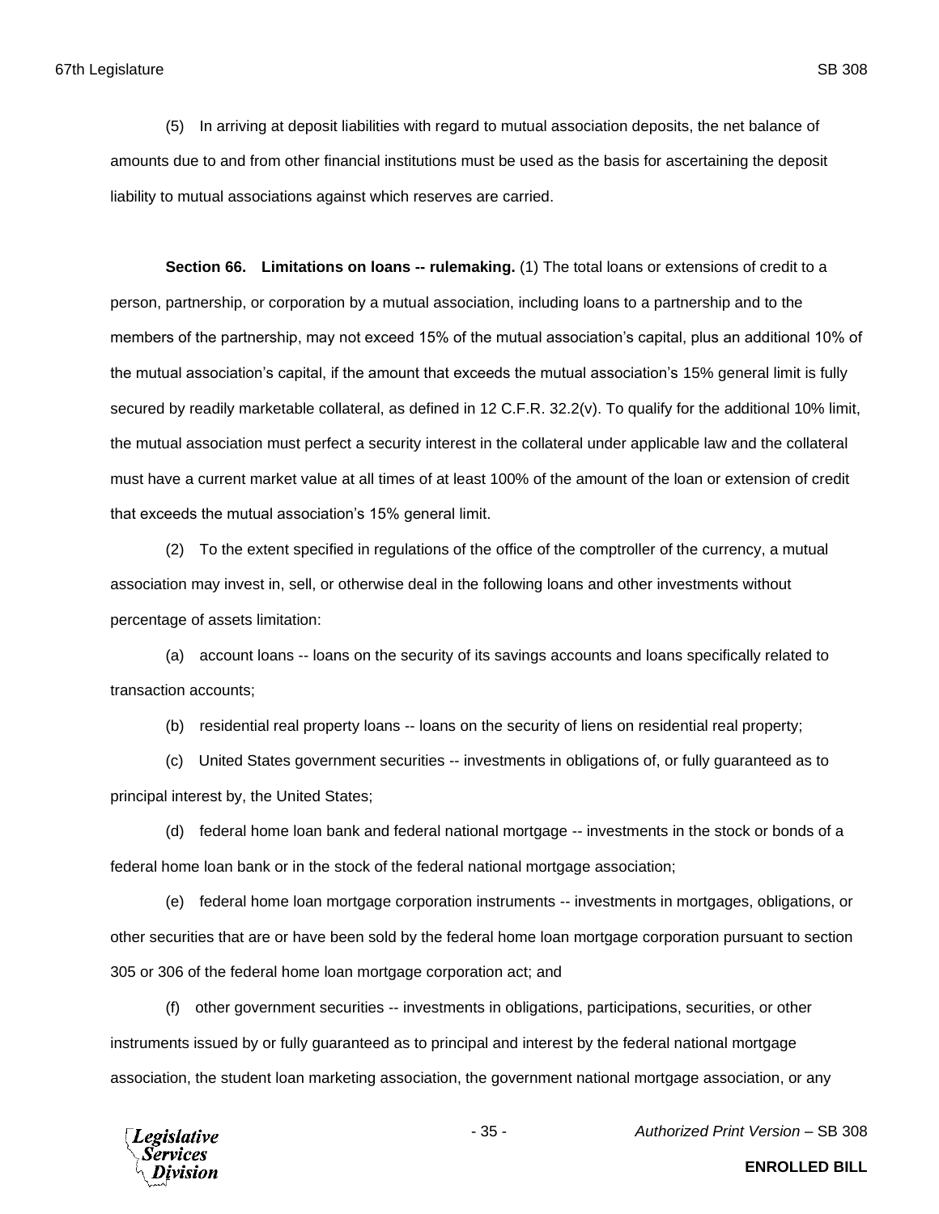(5) In arriving at deposit liabilities with regard to mutual association deposits, the net balance of amounts due to and from other financial institutions must be used as the basis for ascertaining the deposit liability to mutual associations against which reserves are carried.

**Section 66. Limitations on loans -- rulemaking.** (1) The total loans or extensions of credit to a person, partnership, or corporation by a mutual association, including loans to a partnership and to the members of the partnership, may not exceed 15% of the mutual association's capital, plus an additional 10% of the mutual association's capital, if the amount that exceeds the mutual association's 15% general limit is fully secured by readily marketable collateral, as defined in 12 C.F.R. 32.2(v). To qualify for the additional 10% limit, the mutual association must perfect a security interest in the collateral under applicable law and the collateral must have a current market value at all times of at least 100% of the amount of the loan or extension of credit that exceeds the mutual association's 15% general limit.

(2) To the extent specified in regulations of the office of the comptroller of the currency, a mutual association may invest in, sell, or otherwise deal in the following loans and other investments without percentage of assets limitation:

(a) account loans -- loans on the security of its savings accounts and loans specifically related to transaction accounts;

(b) residential real property loans -- loans on the security of liens on residential real property;

(c) United States government securities -- investments in obligations of, or fully guaranteed as to principal interest by, the United States;

(d) federal home loan bank and federal national mortgage -- investments in the stock or bonds of a federal home loan bank or in the stock of the federal national mortgage association;

(e) federal home loan mortgage corporation instruments -- investments in mortgages, obligations, or other securities that are or have been sold by the federal home loan mortgage corporation pursuant to section 305 or 306 of the federal home loan mortgage corporation act; and

(f) other government securities -- investments in obligations, participations, securities, or other instruments issued by or fully guaranteed as to principal and interest by the federal national mortgage association, the student loan marketing association, the government national mortgage association, or any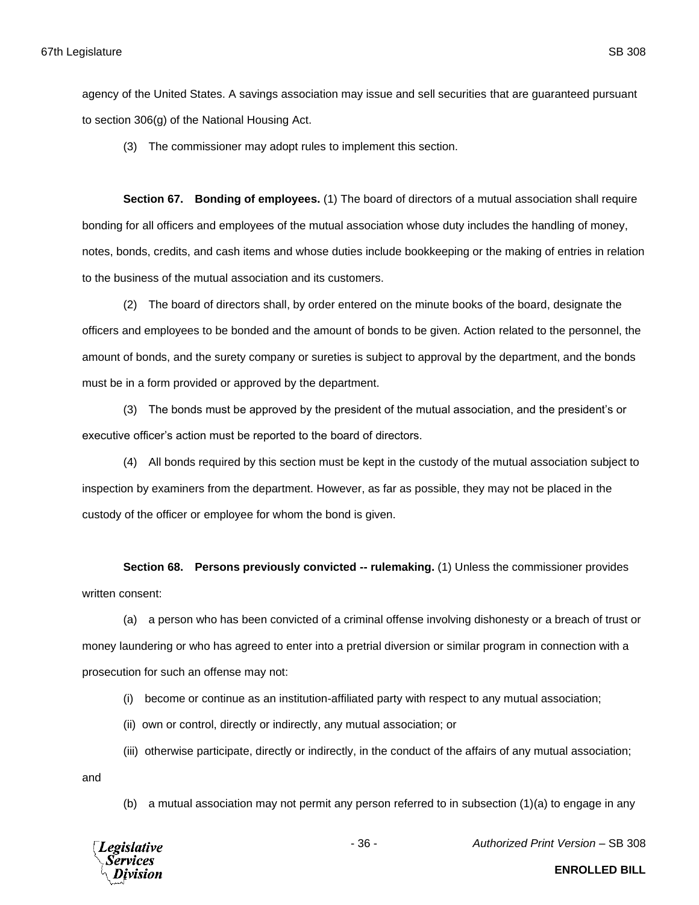agency of the United States. A savings association may issue and sell securities that are guaranteed pursuant to section 306(g) of the National Housing Act.

(3) The commissioner may adopt rules to implement this section.

**Section 67. Bonding of employees.** (1) The board of directors of a mutual association shall require bonding for all officers and employees of the mutual association whose duty includes the handling of money, notes, bonds, credits, and cash items and whose duties include bookkeeping or the making of entries in relation to the business of the mutual association and its customers.

(2) The board of directors shall, by order entered on the minute books of the board, designate the officers and employees to be bonded and the amount of bonds to be given. Action related to the personnel, the amount of bonds, and the surety company or sureties is subject to approval by the department, and the bonds must be in a form provided or approved by the department.

(3) The bonds must be approved by the president of the mutual association, and the president's or executive officer's action must be reported to the board of directors.

(4) All bonds required by this section must be kept in the custody of the mutual association subject to inspection by examiners from the department. However, as far as possible, they may not be placed in the custody of the officer or employee for whom the bond is given.

**Section 68. Persons previously convicted -- rulemaking.** (1) Unless the commissioner provides written consent:

(a) a person who has been convicted of a criminal offense involving dishonesty or a breach of trust or money laundering or who has agreed to enter into a pretrial diversion or similar program in connection with a prosecution for such an offense may not:

(i) become or continue as an institution-affiliated party with respect to any mutual association;

(ii) own or control, directly or indirectly, any mutual association; or

(iii) otherwise participate, directly or indirectly, in the conduct of the affairs of any mutual association; and

(b) a mutual association may not permit any person referred to in subsection (1)(a) to engage in any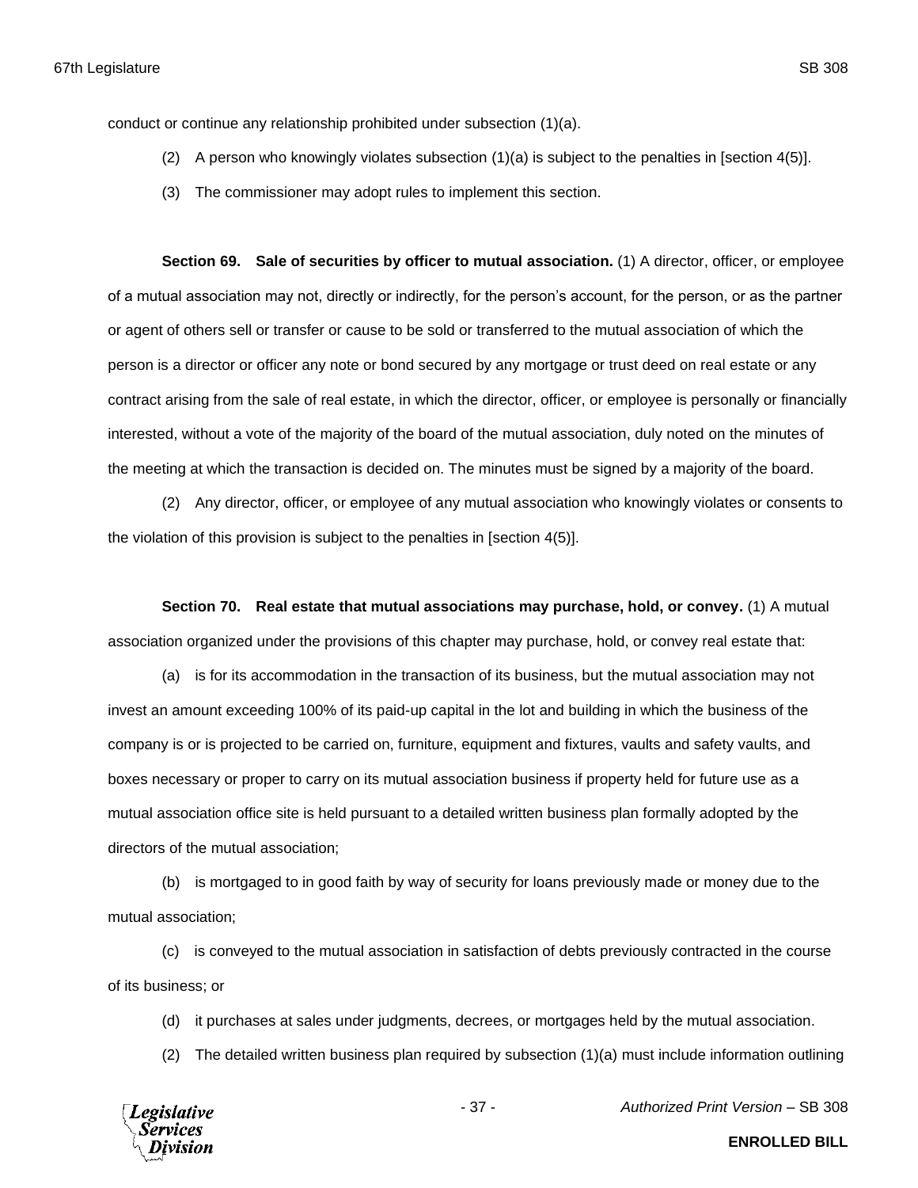conduct or continue any relationship prohibited under subsection (1)(a).

(2) A person who knowingly violates subsection (1)(a) is subject to the penalties in [section 4(5)].

(3) The commissioner may adopt rules to implement this section.

**Section 69. Sale of securities by officer to mutual association.** (1) A director, officer, or employee of a mutual association may not, directly or indirectly, for the person's account, for the person, or as the partner or agent of others sell or transfer or cause to be sold or transferred to the mutual association of which the person is a director or officer any note or bond secured by any mortgage or trust deed on real estate or any contract arising from the sale of real estate, in which the director, officer, or employee is personally or financially interested, without a vote of the majority of the board of the mutual association, duly noted on the minutes of the meeting at which the transaction is decided on. The minutes must be signed by a majority of the board.

(2) Any director, officer, or employee of any mutual association who knowingly violates or consents to the violation of this provision is subject to the penalties in [section 4(5)].

**Section 70. Real estate that mutual associations may purchase, hold, or convey.** (1) A mutual association organized under the provisions of this chapter may purchase, hold, or convey real estate that:

(a) is for its accommodation in the transaction of its business, but the mutual association may not invest an amount exceeding 100% of its paid-up capital in the lot and building in which the business of the company is or is projected to be carried on, furniture, equipment and fixtures, vaults and safety vaults, and boxes necessary or proper to carry on its mutual association business if property held for future use as a mutual association office site is held pursuant to a detailed written business plan formally adopted by the directors of the mutual association;

(b) is mortgaged to in good faith by way of security for loans previously made or money due to the mutual association;

(c) is conveyed to the mutual association in satisfaction of debts previously contracted in the course of its business; or

(d) it purchases at sales under judgments, decrees, or mortgages held by the mutual association.

(2) The detailed written business plan required by subsection (1)(a) must include information outlining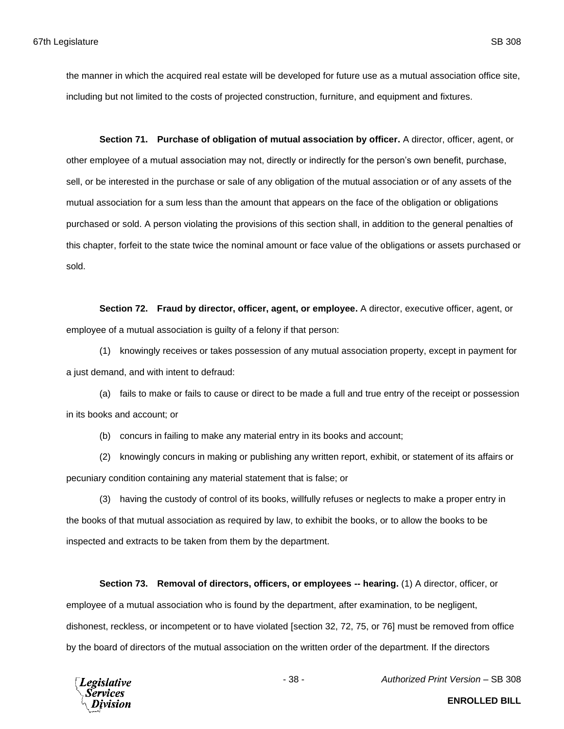the manner in which the acquired real estate will be developed for future use as a mutual association office site, including but not limited to the costs of projected construction, furniture, and equipment and fixtures.

**Section 71. Purchase of obligation of mutual association by officer.** A director, officer, agent, or other employee of a mutual association may not, directly or indirectly for the person's own benefit, purchase, sell, or be interested in the purchase or sale of any obligation of the mutual association or of any assets of the mutual association for a sum less than the amount that appears on the face of the obligation or obligations purchased or sold. A person violating the provisions of this section shall, in addition to the general penalties of this chapter, forfeit to the state twice the nominal amount or face value of the obligations or assets purchased or sold.

**Section 72. Fraud by director, officer, agent, or employee.** A director, executive officer, agent, or employee of a mutual association is guilty of a felony if that person:

(1) knowingly receives or takes possession of any mutual association property, except in payment for a just demand, and with intent to defraud:

(a) fails to make or fails to cause or direct to be made a full and true entry of the receipt or possession in its books and account; or

(b) concurs in failing to make any material entry in its books and account;

(2) knowingly concurs in making or publishing any written report, exhibit, or statement of its affairs or pecuniary condition containing any material statement that is false; or

(3) having the custody of control of its books, willfully refuses or neglects to make a proper entry in the books of that mutual association as required by law, to exhibit the books, or to allow the books to be inspected and extracts to be taken from them by the department.

**Section 73. Removal of directors, officers, or employees -- hearing.** (1) A director, officer, or employee of a mutual association who is found by the department, after examination, to be negligent, dishonest, reckless, or incompetent or to have violated [section 32, 72, 75, or 76] must be removed from office by the board of directors of the mutual association on the written order of the department. If the directors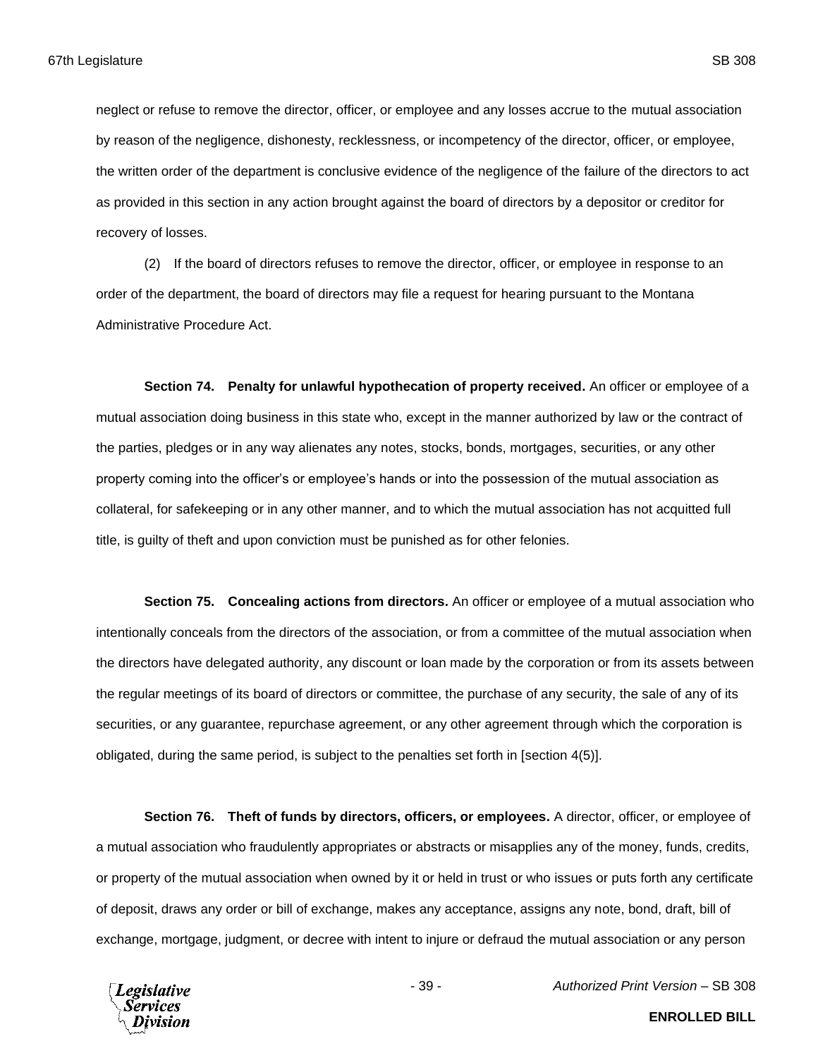neglect or refuse to remove the director, officer, or employee and any losses accrue to the mutual association by reason of the negligence, dishonesty, recklessness, or incompetency of the director, officer, or employee, the written order of the department is conclusive evidence of the negligence of the failure of the directors to act as provided in this section in any action brought against the board of directors by a depositor or creditor for recovery of losses.

(2) If the board of directors refuses to remove the director, officer, or employee in response to an order of the department, the board of directors may file a request for hearing pursuant to the Montana Administrative Procedure Act.

**Section 74. Penalty for unlawful hypothecation of property received.** An officer or employee of a mutual association doing business in this state who, except in the manner authorized by law or the contract of the parties, pledges or in any way alienates any notes, stocks, bonds, mortgages, securities, or any other property coming into the officer's or employee's hands or into the possession of the mutual association as collateral, for safekeeping or in any other manner, and to which the mutual association has not acquitted full title, is guilty of theft and upon conviction must be punished as for other felonies.

**Section 75. Concealing actions from directors.** An officer or employee of a mutual association who intentionally conceals from the directors of the association, or from a committee of the mutual association when the directors have delegated authority, any discount or loan made by the corporation or from its assets between the regular meetings of its board of directors or committee, the purchase of any security, the sale of any of its securities, or any guarantee, repurchase agreement, or any other agreement through which the corporation is obligated, during the same period, is subject to the penalties set forth in [section 4(5)].

**Section 76. Theft of funds by directors, officers, or employees.** A director, officer, or employee of a mutual association who fraudulently appropriates or abstracts or misapplies any of the money, funds, credits, or property of the mutual association when owned by it or held in trust or who issues or puts forth any certificate of deposit, draws any order or bill of exchange, makes any acceptance, assigns any note, bond, draft, bill of exchange, mortgage, judgment, or decree with intent to injure or defraud the mutual association or any person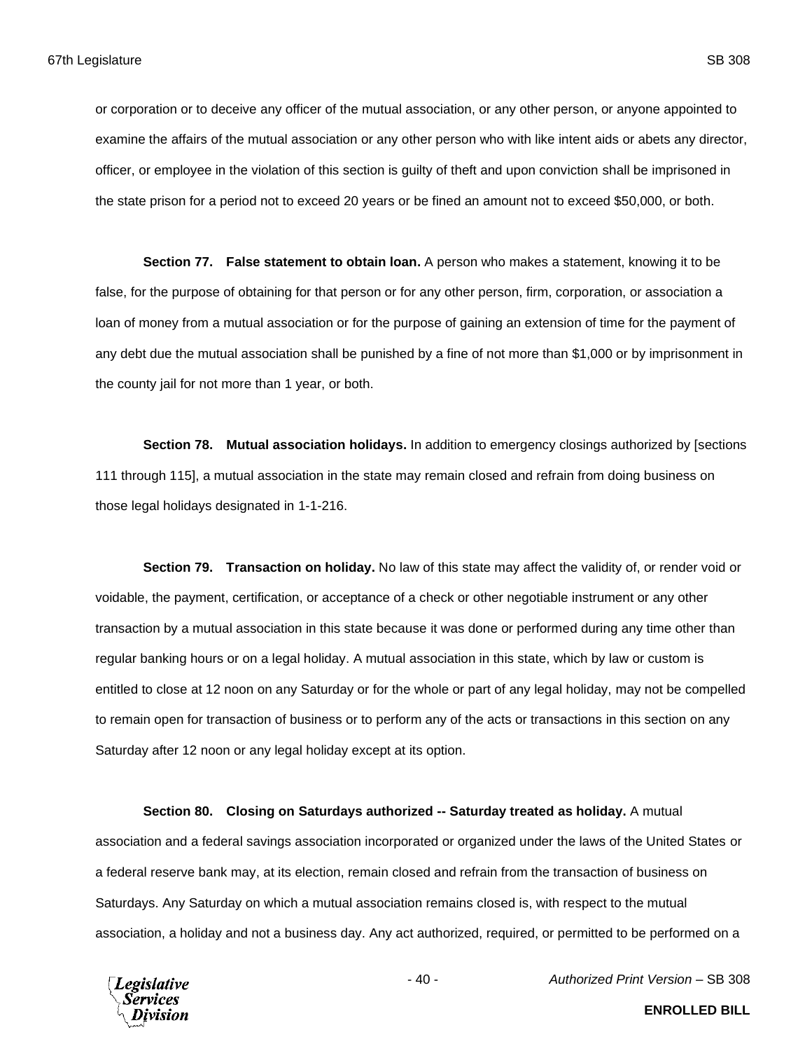or corporation or to deceive any officer of the mutual association, or any other person, or anyone appointed to examine the affairs of the mutual association or any other person who with like intent aids or abets any director, officer, or employee in the violation of this section is guilty of theft and upon conviction shall be imprisoned in the state prison for a period not to exceed 20 years or be fined an amount not to exceed $50,000, or both.

**Section 77. False statement to obtain loan.** A person who makes a statement, knowing it to be false, for the purpose of obtaining for that person or for any other person, firm, corporation, or association a loan of money from a mutual association or for the purpose of gaining an extension of time for the payment of any debt due the mutual association shall be punished by a fine of not more than $1,000 or by imprisonment in the county jail for not more than 1 year, or both.

**Section 78. Mutual association holidays.** In addition to emergency closings authorized by [sections 111 through 115], a mutual association in the state may remain closed and refrain from doing business on those legal holidays designated in 1-1-216.

**Section 79. Transaction on holiday.** No law of this state may affect the validity of, or render void or voidable, the payment, certification, or acceptance of a check or other negotiable instrument or any other transaction by a mutual association in this state because it was done or performed during any time other than regular banking hours or on a legal holiday. A mutual association in this state, which by law or custom is entitled to close at 12 noon on any Saturday or for the whole or part of any legal holiday, may not be compelled to remain open for transaction of business or to perform any of the acts or transactions in this section on any Saturday after 12 noon or any legal holiday except at its option.

**Section 80. Closing on Saturdays authorized -- Saturday treated as holiday.** A mutual association and a federal savings association incorporated or organized under the laws of the United States or a federal reserve bank may, at its election, remain closed and refrain from the transaction of business on Saturdays. Any Saturday on which a mutual association remains closed is, with respect to the mutual association, a holiday and not a business day. Any act authorized, required, or permitted to be performed on a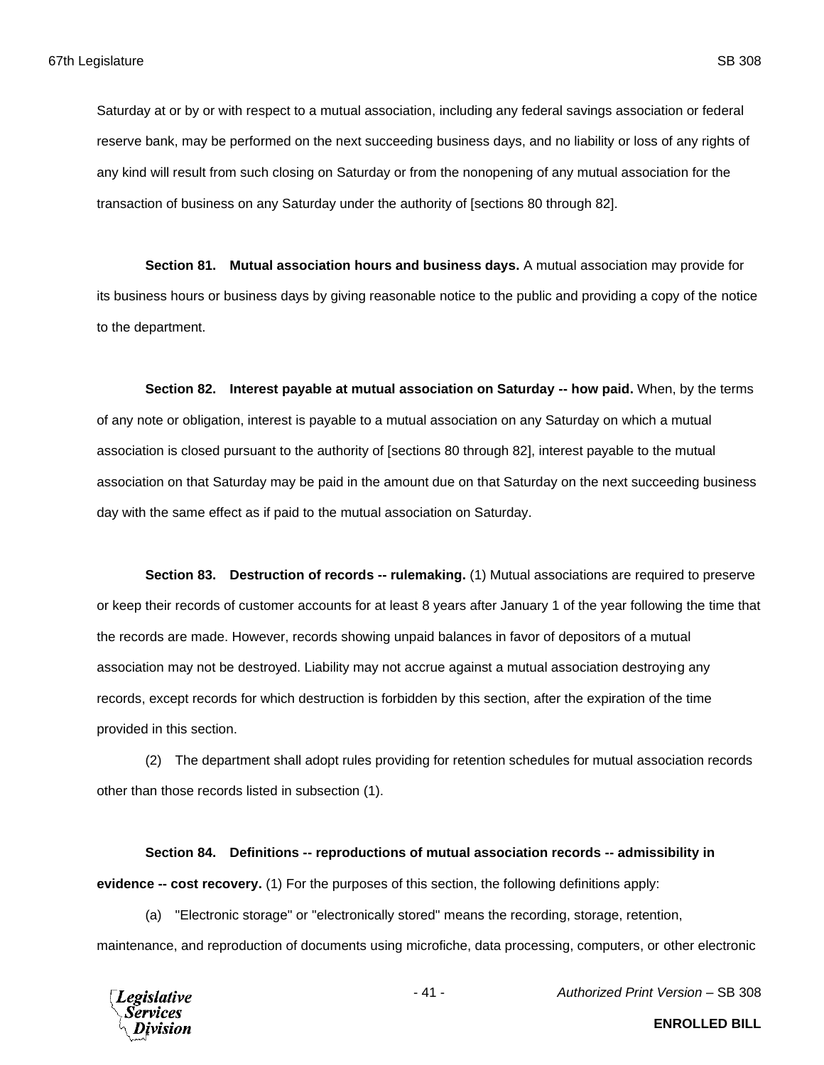Saturday at or by or with respect to a mutual association, including any federal savings association or federal reserve bank, may be performed on the next succeeding business days, and no liability or loss of any rights of any kind will result from such closing on Saturday or from the nonopening of any mutual association for the transaction of business on any Saturday under the authority of [sections 80 through 82].

**Section 81. Mutual association hours and business days.** A mutual association may provide for its business hours or business days by giving reasonable notice to the public and providing a copy of the notice to the department.

**Section 82. Interest payable at mutual association on Saturday -- how paid.** When, by the terms of any note or obligation, interest is payable to a mutual association on any Saturday on which a mutual association is closed pursuant to the authority of [sections 80 through 82], interest payable to the mutual association on that Saturday may be paid in the amount due on that Saturday on the next succeeding business day with the same effect as if paid to the mutual association on Saturday.

**Section 83. Destruction of records -- rulemaking.** (1) Mutual associations are required to preserve or keep their records of customer accounts for at least 8 years after January 1 of the year following the time that the records are made. However, records showing unpaid balances in favor of depositors of a mutual association may not be destroyed. Liability may not accrue against a mutual association destroying any records, except records for which destruction is forbidden by this section, after the expiration of the time provided in this section.

(2) The department shall adopt rules providing for retention schedules for mutual association records other than those records listed in subsection (1).

**Section 84. Definitions -- reproductions of mutual association records -- admissibility in evidence -- cost recovery.** (1) For the purposes of this section, the following definitions apply:

(a) "Electronic storage" or "electronically stored" means the recording, storage, retention, maintenance, and reproduction of documents using microfiche, data processing, computers, or other electronic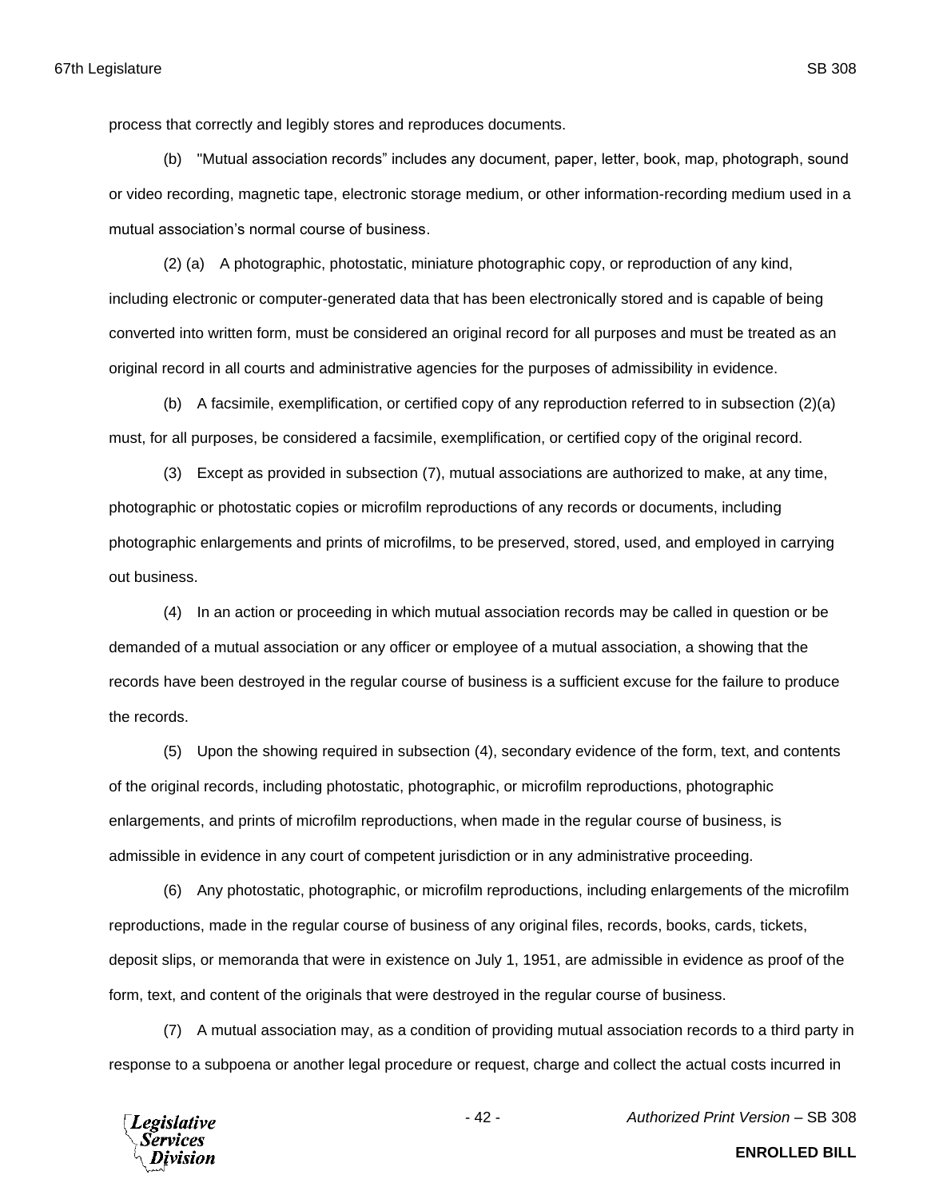process that correctly and legibly stores and reproduces documents.

(b) "Mutual association records" includes any document, paper, letter, book, map, photograph, sound or video recording, magnetic tape, electronic storage medium, or other information-recording medium used in a mutual association's normal course of business.

(2) (a) A photographic, photostatic, miniature photographic copy, or reproduction of any kind, including electronic or computer-generated data that has been electronically stored and is capable of being converted into written form, must be considered an original record for all purposes and must be treated as an original record in all courts and administrative agencies for the purposes of admissibility in evidence.

(b) A facsimile, exemplification, or certified copy of any reproduction referred to in subsection (2)(a) must, for all purposes, be considered a facsimile, exemplification, or certified copy of the original record.

(3) Except as provided in subsection (7), mutual associations are authorized to make, at any time, photographic or photostatic copies or microfilm reproductions of any records or documents, including photographic enlargements and prints of microfilms, to be preserved, stored, used, and employed in carrying out business.

(4) In an action or proceeding in which mutual association records may be called in question or be demanded of a mutual association or any officer or employee of a mutual association, a showing that the records have been destroyed in the regular course of business is a sufficient excuse for the failure to produce the records.

(5) Upon the showing required in subsection (4), secondary evidence of the form, text, and contents of the original records, including photostatic, photographic, or microfilm reproductions, photographic enlargements, and prints of microfilm reproductions, when made in the regular course of business, is admissible in evidence in any court of competent jurisdiction or in any administrative proceeding.

(6) Any photostatic, photographic, or microfilm reproductions, including enlargements of the microfilm reproductions, made in the regular course of business of any original files, records, books, cards, tickets, deposit slips, or memoranda that were in existence on July 1, 1951, are admissible in evidence as proof of the form, text, and content of the originals that were destroyed in the regular course of business.

(7) A mutual association may, as a condition of providing mutual association records to a third party in response to a subpoena or another legal procedure or request, charge and collect the actual costs incurred in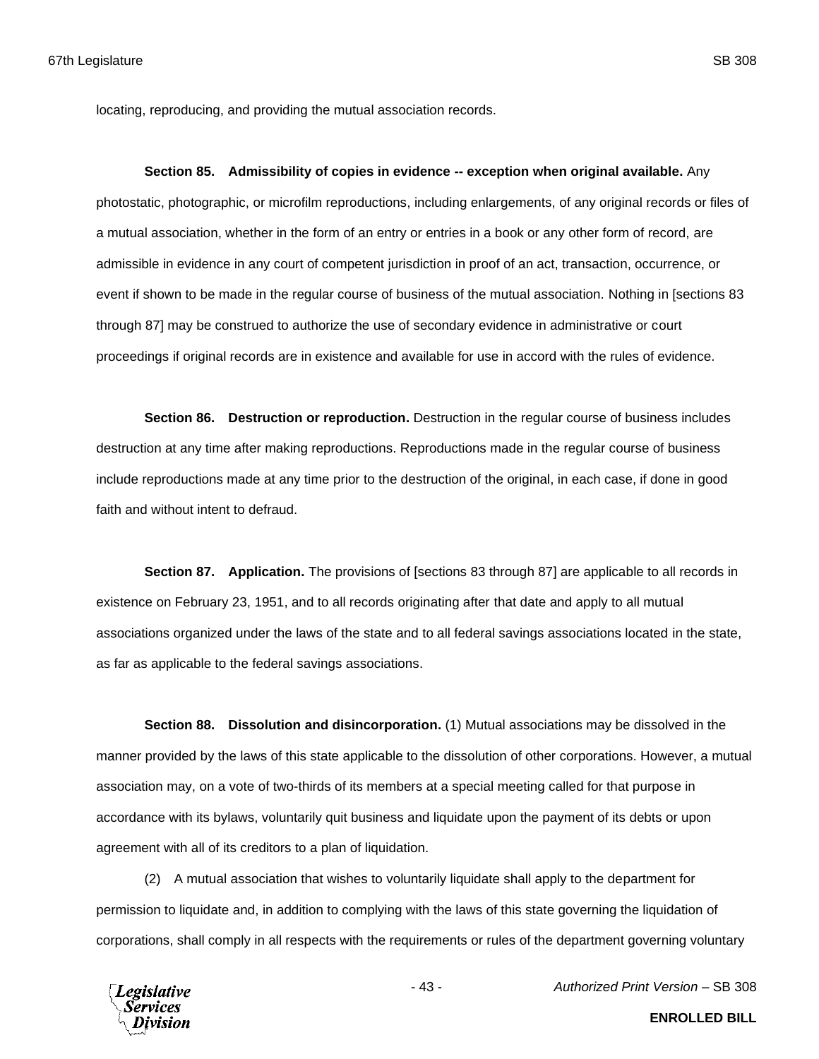locating, reproducing, and providing the mutual association records.

**Section 85. Admissibility of copies in evidence -- exception when original available.** Any photostatic, photographic, or microfilm reproductions, including enlargements, of any original records or files of a mutual association, whether in the form of an entry or entries in a book or any other form of record, are admissible in evidence in any court of competent jurisdiction in proof of an act, transaction, occurrence, or event if shown to be made in the regular course of business of the mutual association. Nothing in [sections 83 through 87] may be construed to authorize the use of secondary evidence in administrative or court proceedings if original records are in existence and available for use in accord with the rules of evidence.

**Section 86. Destruction or reproduction.** Destruction in the regular course of business includes destruction at any time after making reproductions. Reproductions made in the regular course of business include reproductions made at any time prior to the destruction of the original, in each case, if done in good faith and without intent to defraud.

**Section 87. Application.** The provisions of [sections 83 through 87] are applicable to all records in existence on February 23, 1951, and to all records originating after that date and apply to all mutual associations organized under the laws of the state and to all federal savings associations located in the state, as far as applicable to the federal savings associations.

**Section 88. Dissolution and disincorporation.** (1) Mutual associations may be dissolved in the manner provided by the laws of this state applicable to the dissolution of other corporations. However, a mutual association may, on a vote of two-thirds of its members at a special meeting called for that purpose in accordance with its bylaws, voluntarily quit business and liquidate upon the payment of its debts or upon agreement with all of its creditors to a plan of liquidation.

(2) A mutual association that wishes to voluntarily liquidate shall apply to the department for permission to liquidate and, in addition to complying with the laws of this state governing the liquidation of corporations, shall comply in all respects with the requirements or rules of the department governing voluntary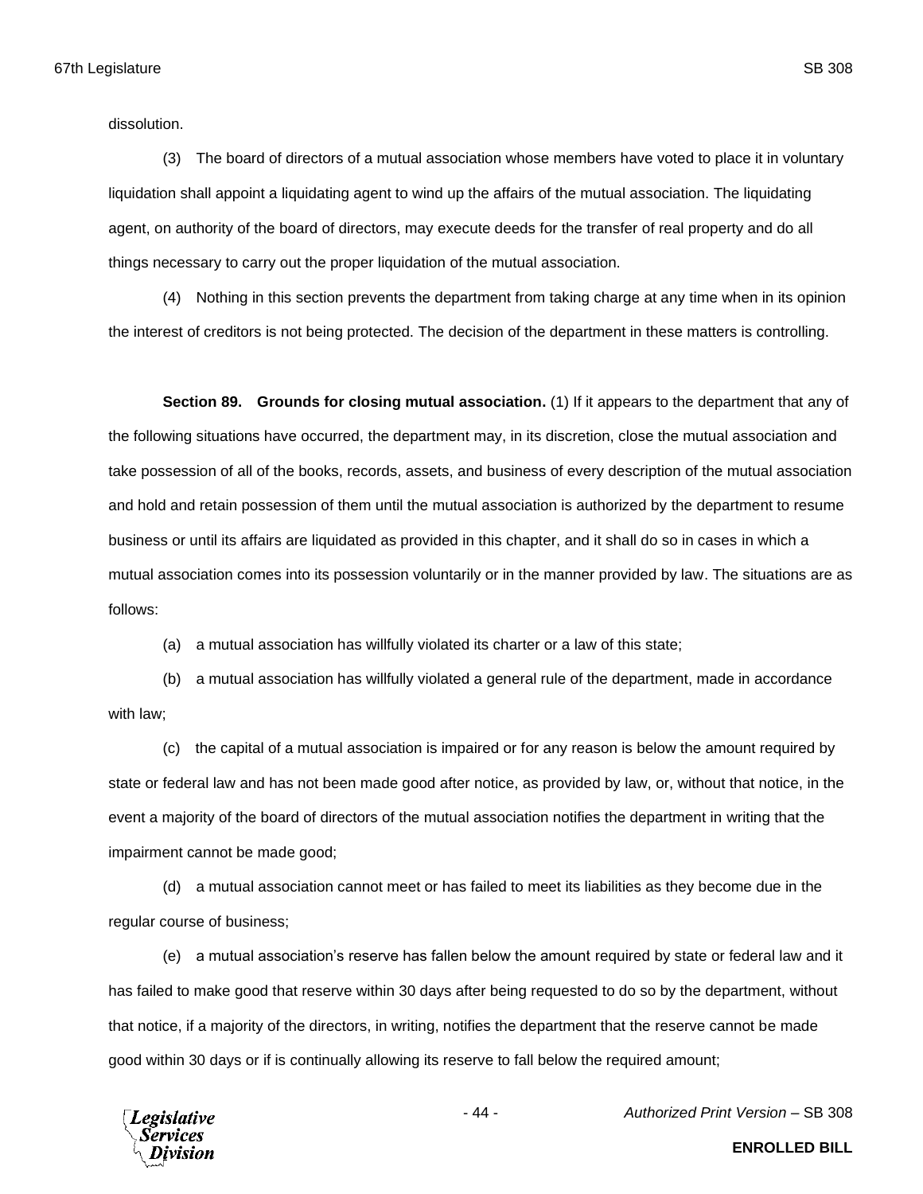dissolution.

(3) The board of directors of a mutual association whose members have voted to place it in voluntary liquidation shall appoint a liquidating agent to wind up the affairs of the mutual association. The liquidating agent, on authority of the board of directors, may execute deeds for the transfer of real property and do all things necessary to carry out the proper liquidation of the mutual association.

(4) Nothing in this section prevents the department from taking charge at any time when in its opinion the interest of creditors is not being protected. The decision of the department in these matters is controlling.

**Section 89. Grounds for closing mutual association.** (1) If it appears to the department that any of the following situations have occurred, the department may, in its discretion, close the mutual association and take possession of all of the books, records, assets, and business of every description of the mutual association and hold and retain possession of them until the mutual association is authorized by the department to resume business or until its affairs are liquidated as provided in this chapter, and it shall do so in cases in which a mutual association comes into its possession voluntarily or in the manner provided by law. The situations are as follows:

(a) a mutual association has willfully violated its charter or a law of this state;

(b) a mutual association has willfully violated a general rule of the department, made in accordance with law;

(c) the capital of a mutual association is impaired or for any reason is below the amount required by state or federal law and has not been made good after notice, as provided by law, or, without that notice, in the event a majority of the board of directors of the mutual association notifies the department in writing that the impairment cannot be made good;

(d) a mutual association cannot meet or has failed to meet its liabilities as they become due in the regular course of business;

(e) a mutual association's reserve has fallen below the amount required by state or federal law and it has failed to make good that reserve within 30 days after being requested to do so by the department, without that notice, if a majority of the directors, in writing, notifies the department that the reserve cannot be made good within 30 days or if is continually allowing its reserve to fall below the required amount;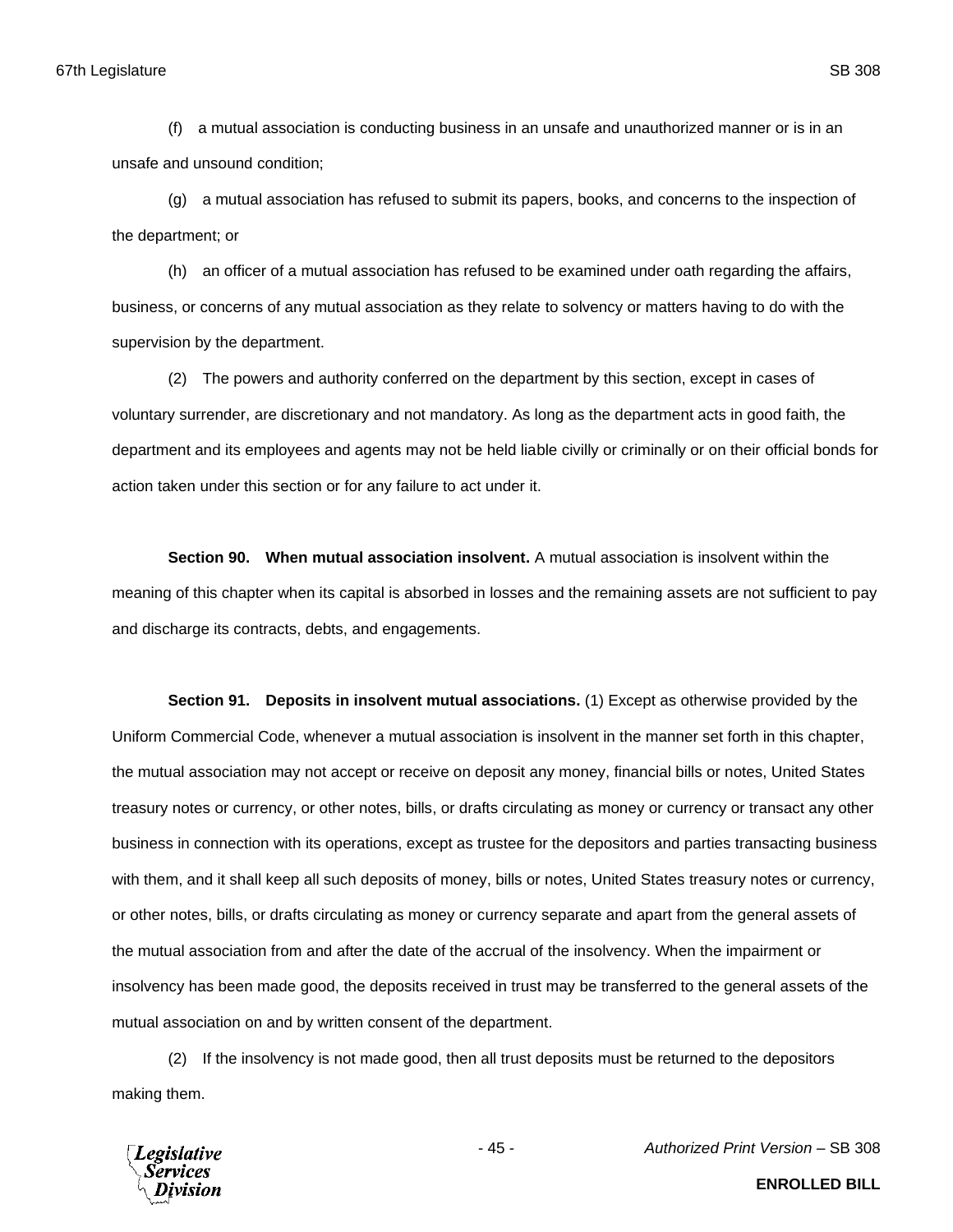(f) a mutual association is conducting business in an unsafe and unauthorized manner or is in an unsafe and unsound condition;

(g) a mutual association has refused to submit its papers, books, and concerns to the inspection of the department; or

(h) an officer of a mutual association has refused to be examined under oath regarding the affairs, business, or concerns of any mutual association as they relate to solvency or matters having to do with the supervision by the department.

(2) The powers and authority conferred on the department by this section, except in cases of voluntary surrender, are discretionary and not mandatory. As long as the department acts in good faith, the department and its employees and agents may not be held liable civilly or criminally or on their official bonds for action taken under this section or for any failure to act under it.

**Section 90. When mutual association insolvent.** A mutual association is insolvent within the meaning of this chapter when its capital is absorbed in losses and the remaining assets are not sufficient to pay and discharge its contracts, debts, and engagements.

**Section 91. Deposits in insolvent mutual associations.** (1) Except as otherwise provided by the Uniform Commercial Code, whenever a mutual association is insolvent in the manner set forth in this chapter, the mutual association may not accept or receive on deposit any money, financial bills or notes, United States treasury notes or currency, or other notes, bills, or drafts circulating as money or currency or transact any other business in connection with its operations, except as trustee for the depositors and parties transacting business with them, and it shall keep all such deposits of money, bills or notes, United States treasury notes or currency, or other notes, bills, or drafts circulating as money or currency separate and apart from the general assets of the mutual association from and after the date of the accrual of the insolvency. When the impairment or insolvency has been made good, the deposits received in trust may be transferred to the general assets of the mutual association on and by written consent of the department.

(2) If the insolvency is not made good, then all trust deposits must be returned to the depositors making them.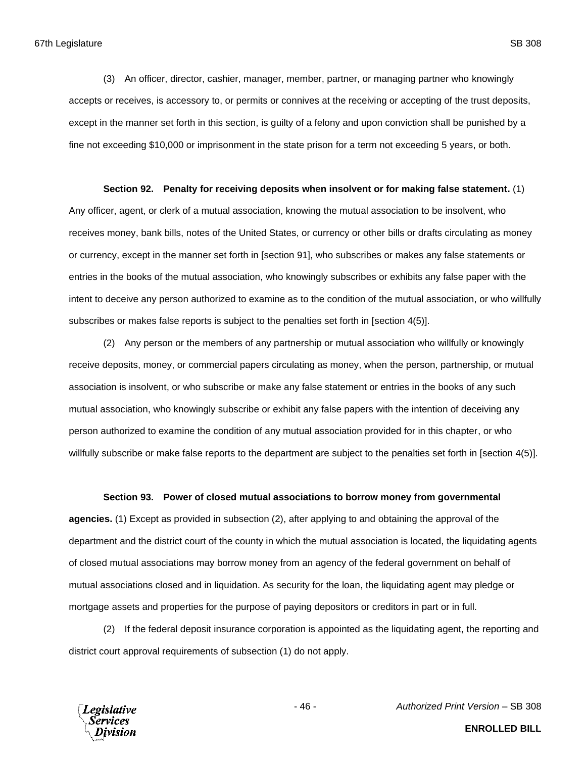(3) An officer, director, cashier, manager, member, partner, or managing partner who knowingly accepts or receives, is accessory to, or permits or connives at the receiving or accepting of the trust deposits, except in the manner set forth in this section, is guilty of a felony and upon conviction shall be punished by a fine not exceeding $10,000 or imprisonment in the state prison for a term not exceeding 5 years, or both.

**Section 92. Penalty for receiving deposits when insolvent or for making false statement.** (1) Any officer, agent, or clerk of a mutual association, knowing the mutual association to be insolvent, who receives money, bank bills, notes of the United States, or currency or other bills or drafts circulating as money or currency, except in the manner set forth in [section 91], who subscribes or makes any false statements or entries in the books of the mutual association, who knowingly subscribes or exhibits any false paper with the intent to deceive any person authorized to examine as to the condition of the mutual association, or who willfully subscribes or makes false reports is subject to the penalties set forth in [section 4(5)].

(2) Any person or the members of any partnership or mutual association who willfully or knowingly receive deposits, money, or commercial papers circulating as money, when the person, partnership, or mutual association is insolvent, or who subscribe or make any false statement or entries in the books of any such mutual association, who knowingly subscribe or exhibit any false papers with the intention of deceiving any person authorized to examine the condition of any mutual association provided for in this chapter, or who willfully subscribe or make false reports to the department are subject to the penalties set forth in [section 4(5)].

**Section 93. Power of closed mutual associations to borrow money from governmental agencies.** (1) Except as provided in subsection (2), after applying to and obtaining the approval of the department and the district court of the county in which the mutual association is located, the liquidating agents of closed mutual associations may borrow money from an agency of the federal government on behalf of mutual associations closed and in liquidation. As security for the loan, the liquidating agent may pledge or mortgage assets and properties for the purpose of paying depositors or creditors in part or in full.

(2) If the federal deposit insurance corporation is appointed as the liquidating agent, the reporting and district court approval requirements of subsection (1) do not apply.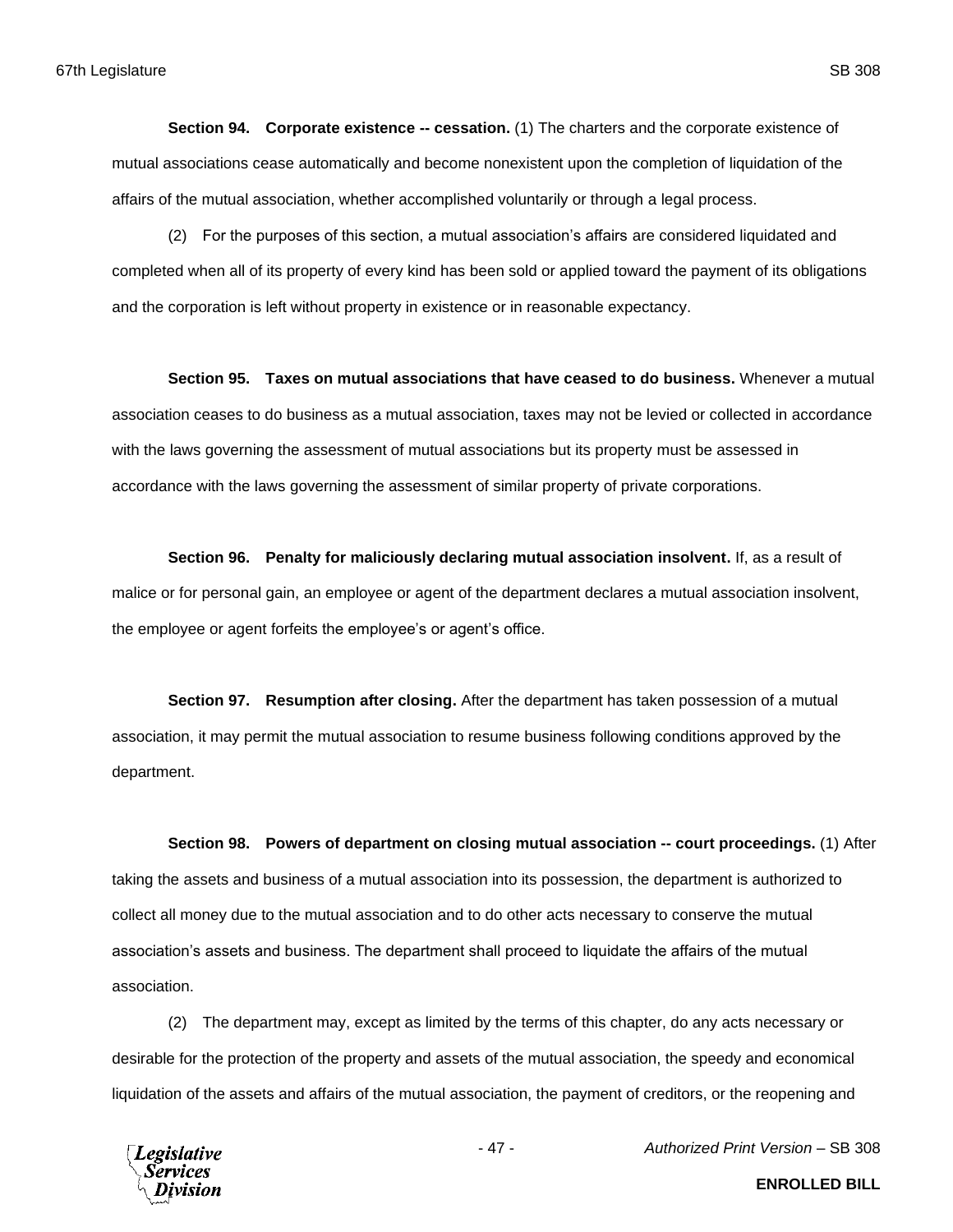**Section 94. Corporate existence -- cessation.** (1) The charters and the corporate existence of mutual associations cease automatically and become nonexistent upon the completion of liquidation of the affairs of the mutual association, whether accomplished voluntarily or through a legal process.

(2) For the purposes of this section, a mutual association's affairs are considered liquidated and completed when all of its property of every kind has been sold or applied toward the payment of its obligations and the corporation is left without property in existence or in reasonable expectancy.

**Section 95. Taxes on mutual associations that have ceased to do business.** Whenever a mutual association ceases to do business as a mutual association, taxes may not be levied or collected in accordance with the laws governing the assessment of mutual associations but its property must be assessed in accordance with the laws governing the assessment of similar property of private corporations.

**Section 96. Penalty for maliciously declaring mutual association insolvent.** If, as a result of malice or for personal gain, an employee or agent of the department declares a mutual association insolvent, the employee or agent forfeits the employee's or agent's office.

**Section 97. Resumption after closing.** After the department has taken possession of a mutual association, it may permit the mutual association to resume business following conditions approved by the department.

**Section 98. Powers of department on closing mutual association -- court proceedings.** (1) After taking the assets and business of a mutual association into its possession, the department is authorized to collect all money due to the mutual association and to do other acts necessary to conserve the mutual association's assets and business. The department shall proceed to liquidate the affairs of the mutual association.

(2) The department may, except as limited by the terms of this chapter, do any acts necessary or desirable for the protection of the property and assets of the mutual association, the speedy and economical liquidation of the assets and affairs of the mutual association, the payment of creditors, or the reopening and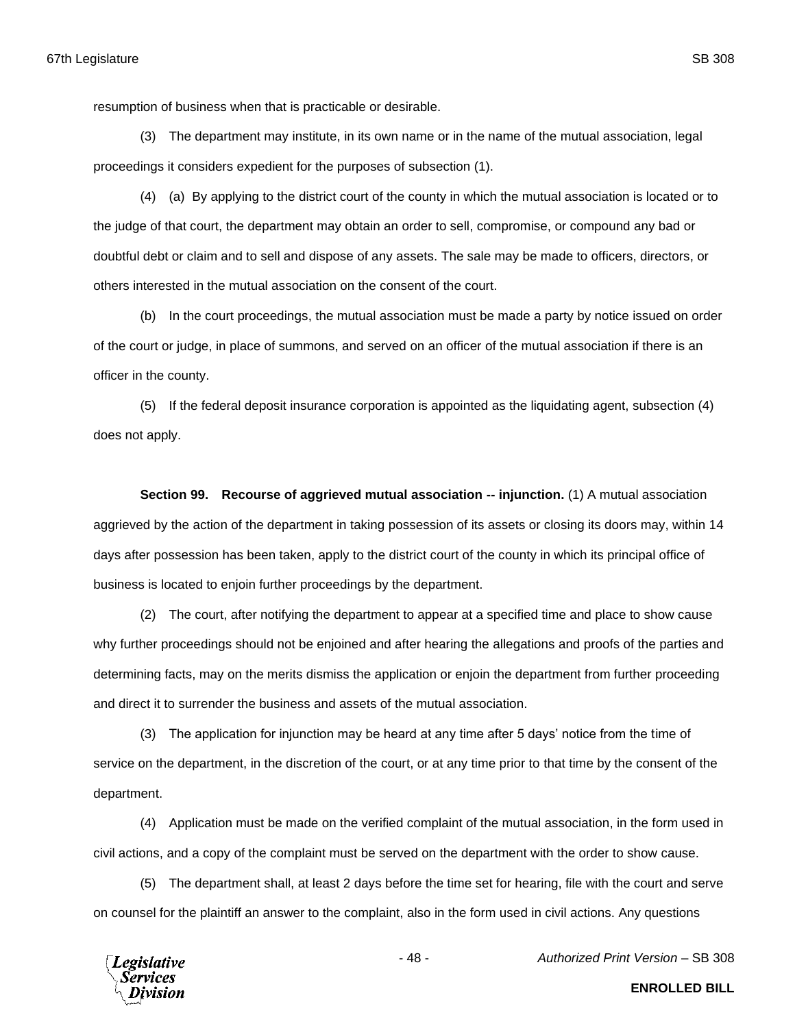resumption of business when that is practicable or desirable.

(3) The department may institute, in its own name or in the name of the mutual association, legal proceedings it considers expedient for the purposes of subsection (1).

(4) (a) By applying to the district court of the county in which the mutual association is located or to the judge of that court, the department may obtain an order to sell, compromise, or compound any bad or doubtful debt or claim and to sell and dispose of any assets. The sale may be made to officers, directors, or others interested in the mutual association on the consent of the court.

(b) In the court proceedings, the mutual association must be made a party by notice issued on order of the court or judge, in place of summons, and served on an officer of the mutual association if there is an officer in the county.

(5) If the federal deposit insurance corporation is appointed as the liquidating agent, subsection (4) does not apply.

**Section 99. Recourse of aggrieved mutual association -- injunction.** (1) A mutual association aggrieved by the action of the department in taking possession of its assets or closing its doors may, within 14 days after possession has been taken, apply to the district court of the county in which its principal office of business is located to enjoin further proceedings by the department.

(2) The court, after notifying the department to appear at a specified time and place to show cause why further proceedings should not be enjoined and after hearing the allegations and proofs of the parties and determining facts, may on the merits dismiss the application or enjoin the department from further proceeding and direct it to surrender the business and assets of the mutual association.

(3) The application for injunction may be heard at any time after 5 days' notice from the time of service on the department, in the discretion of the court, or at any time prior to that time by the consent of the department.

(4) Application must be made on the verified complaint of the mutual association, in the form used in civil actions, and a copy of the complaint must be served on the department with the order to show cause.

(5) The department shall, at least 2 days before the time set for hearing, file with the court and serve on counsel for the plaintiff an answer to the complaint, also in the form used in civil actions. Any questions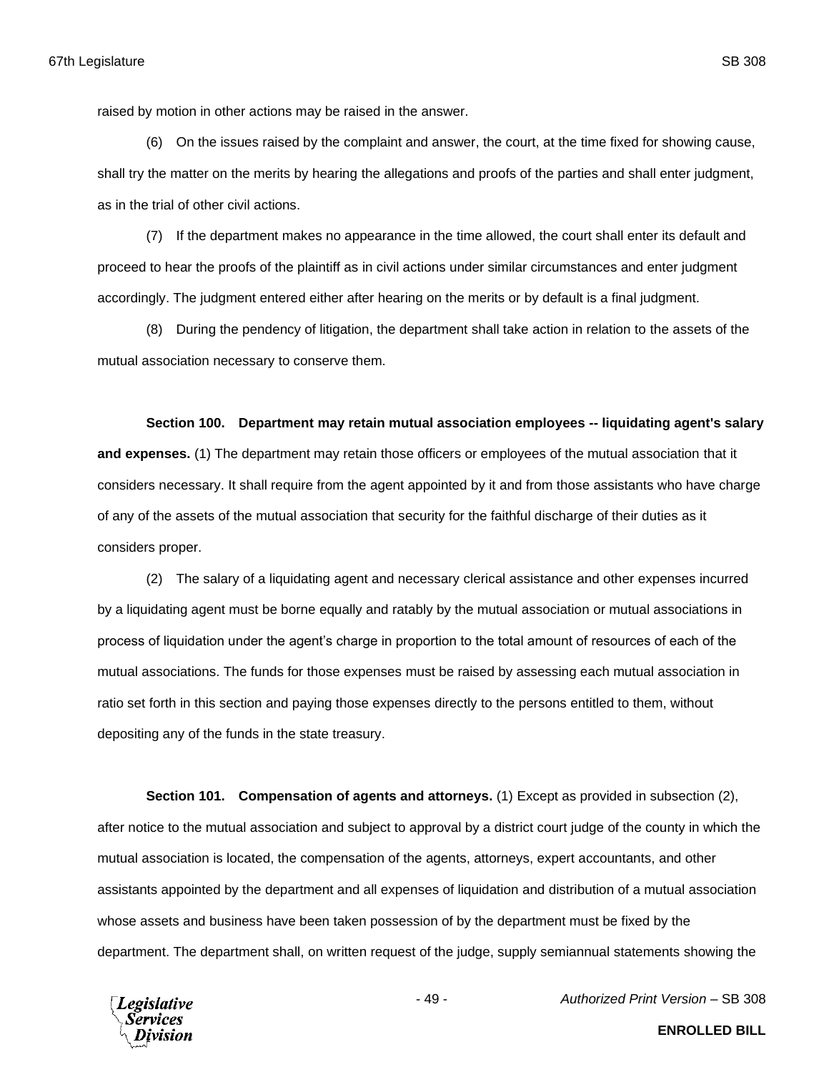raised by motion in other actions may be raised in the answer.

(6) On the issues raised by the complaint and answer, the court, at the time fixed for showing cause, shall try the matter on the merits by hearing the allegations and proofs of the parties and shall enter judgment, as in the trial of other civil actions.

(7) If the department makes no appearance in the time allowed, the court shall enter its default and proceed to hear the proofs of the plaintiff as in civil actions under similar circumstances and enter judgment accordingly. The judgment entered either after hearing on the merits or by default is a final judgment.

(8) During the pendency of litigation, the department shall take action in relation to the assets of the mutual association necessary to conserve them.

**Section 100. Department may retain mutual association employees -- liquidating agent's salary and expenses.** (1) The department may retain those officers or employees of the mutual association that it considers necessary. It shall require from the agent appointed by it and from those assistants who have charge of any of the assets of the mutual association that security for the faithful discharge of their duties as it considers proper.

(2) The salary of a liquidating agent and necessary clerical assistance and other expenses incurred by a liquidating agent must be borne equally and ratably by the mutual association or mutual associations in process of liquidation under the agent's charge in proportion to the total amount of resources of each of the mutual associations. The funds for those expenses must be raised by assessing each mutual association in ratio set forth in this section and paying those expenses directly to the persons entitled to them, without depositing any of the funds in the state treasury.

**Section 101. Compensation of agents and attorneys.** (1) Except as provided in subsection (2), after notice to the mutual association and subject to approval by a district court judge of the county in which the mutual association is located, the compensation of the agents, attorneys, expert accountants, and other assistants appointed by the department and all expenses of liquidation and distribution of a mutual association whose assets and business have been taken possession of by the department must be fixed by the department. The department shall, on written request of the judge, supply semiannual statements showing the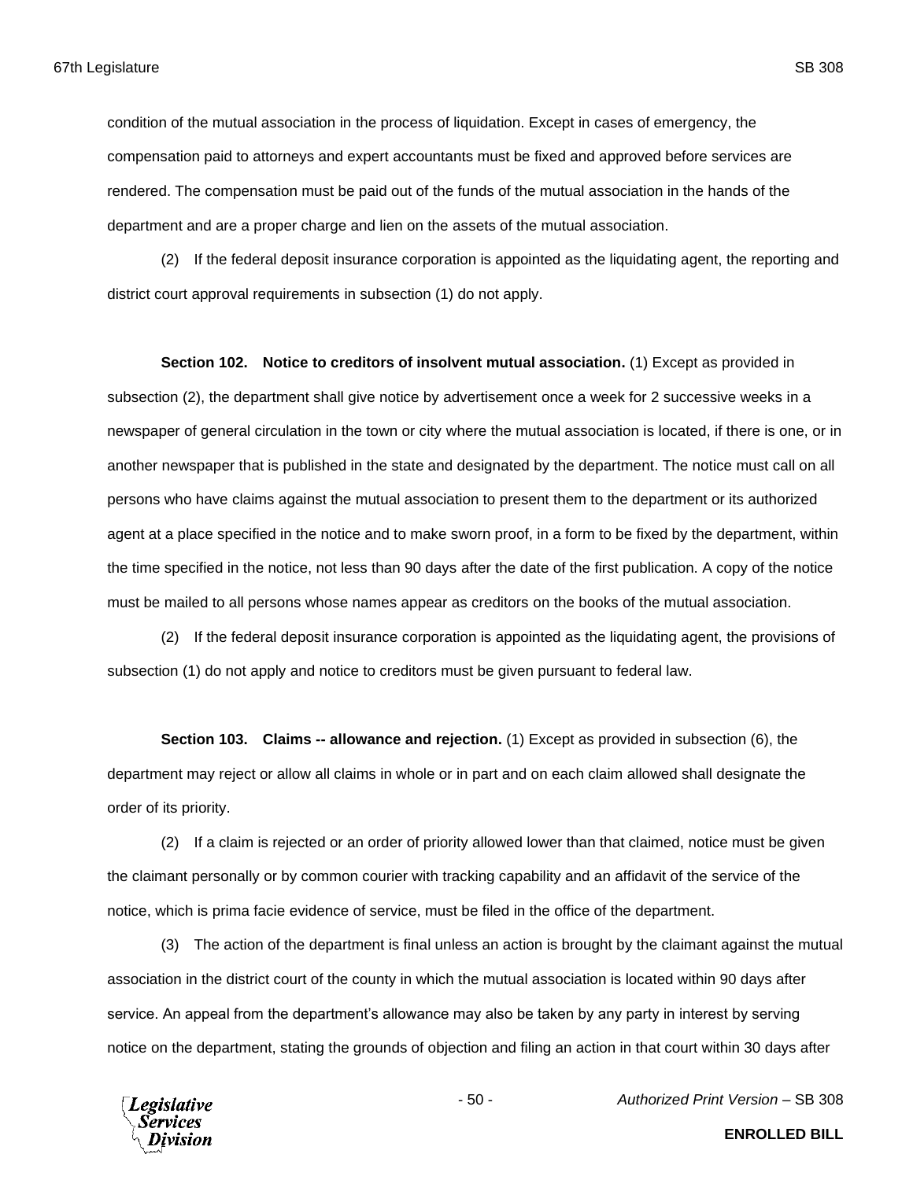condition of the mutual association in the process of liquidation. Except in cases of emergency, the compensation paid to attorneys and expert accountants must be fixed and approved before services are rendered. The compensation must be paid out of the funds of the mutual association in the hands of the department and are a proper charge and lien on the assets of the mutual association.

(2) If the federal deposit insurance corporation is appointed as the liquidating agent, the reporting and district court approval requirements in subsection (1) do not apply.

**Section 102. Notice to creditors of insolvent mutual association.** (1) Except as provided in subsection (2), the department shall give notice by advertisement once a week for 2 successive weeks in a newspaper of general circulation in the town or city where the mutual association is located, if there is one, or in another newspaper that is published in the state and designated by the department. The notice must call on all persons who have claims against the mutual association to present them to the department or its authorized agent at a place specified in the notice and to make sworn proof, in a form to be fixed by the department, within the time specified in the notice, not less than 90 days after the date of the first publication. A copy of the notice must be mailed to all persons whose names appear as creditors on the books of the mutual association.

(2) If the federal deposit insurance corporation is appointed as the liquidating agent, the provisions of subsection (1) do not apply and notice to creditors must be given pursuant to federal law.

**Section 103. Claims -- allowance and rejection.** (1) Except as provided in subsection (6), the department may reject or allow all claims in whole or in part and on each claim allowed shall designate the order of its priority.

(2) If a claim is rejected or an order of priority allowed lower than that claimed, notice must be given the claimant personally or by common courier with tracking capability and an affidavit of the service of the notice, which is prima facie evidence of service, must be filed in the office of the department.

(3) The action of the department is final unless an action is brought by the claimant against the mutual association in the district court of the county in which the mutual association is located within 90 days after service. An appeal from the department's allowance may also be taken by any party in interest by serving notice on the department, stating the grounds of objection and filing an action in that court within 30 days after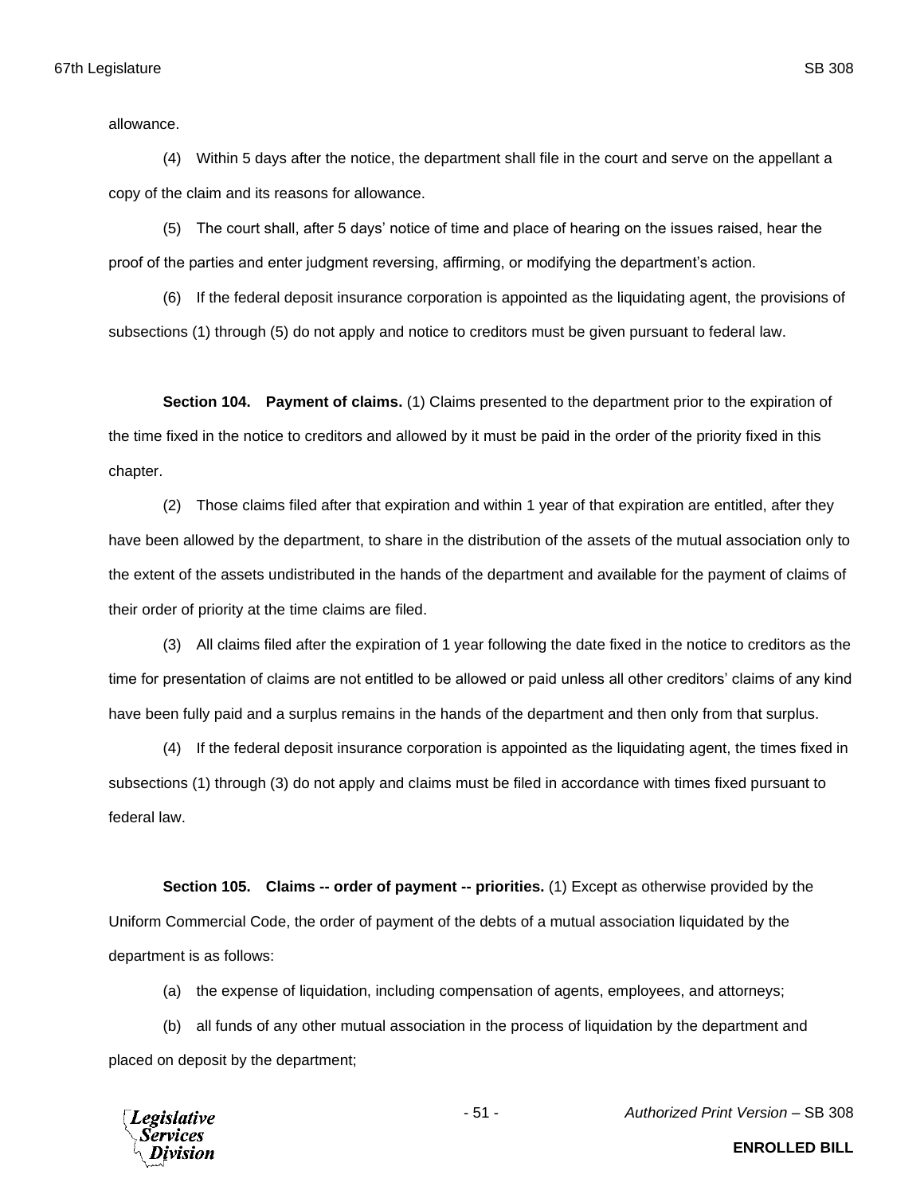allowance.

(4) Within 5 days after the notice, the department shall file in the court and serve on the appellant a copy of the claim and its reasons for allowance.

(5) The court shall, after 5 days' notice of time and place of hearing on the issues raised, hear the proof of the parties and enter judgment reversing, affirming, or modifying the department's action.

(6) If the federal deposit insurance corporation is appointed as the liquidating agent, the provisions of subsections (1) through (5) do not apply and notice to creditors must be given pursuant to federal law.

**Section 104. Payment of claims.** (1) Claims presented to the department prior to the expiration of the time fixed in the notice to creditors and allowed by it must be paid in the order of the priority fixed in this chapter.

(2) Those claims filed after that expiration and within 1 year of that expiration are entitled, after they have been allowed by the department, to share in the distribution of the assets of the mutual association only to the extent of the assets undistributed in the hands of the department and available for the payment of claims of their order of priority at the time claims are filed.

(3) All claims filed after the expiration of 1 year following the date fixed in the notice to creditors as the time for presentation of claims are not entitled to be allowed or paid unless all other creditors' claims of any kind have been fully paid and a surplus remains in the hands of the department and then only from that surplus.

(4) If the federal deposit insurance corporation is appointed as the liquidating agent, the times fixed in subsections (1) through (3) do not apply and claims must be filed in accordance with times fixed pursuant to federal law.

**Section 105. Claims -- order of payment -- priorities.** (1) Except as otherwise provided by the Uniform Commercial Code, the order of payment of the debts of a mutual association liquidated by the department is as follows:

(a) the expense of liquidation, including compensation of agents, employees, and attorneys;

(b) all funds of any other mutual association in the process of liquidation by the department and placed on deposit by the department;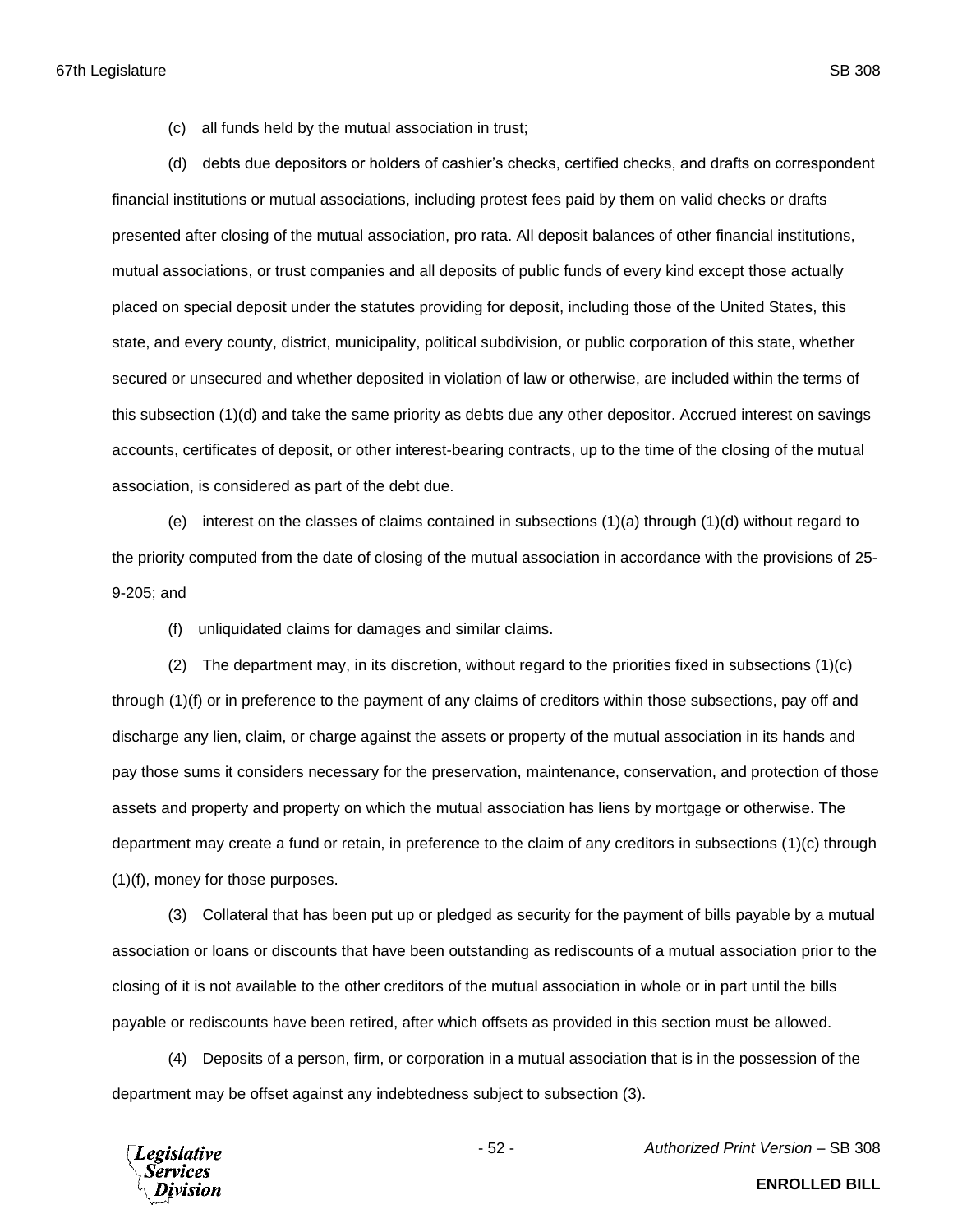(c) all funds held by the mutual association in trust;

(d) debts due depositors or holders of cashier's checks, certified checks, and drafts on correspondent financial institutions or mutual associations, including protest fees paid by them on valid checks or drafts presented after closing of the mutual association, pro rata. All deposit balances of other financial institutions, mutual associations, or trust companies and all deposits of public funds of every kind except those actually placed on special deposit under the statutes providing for deposit, including those of the United States, this state, and every county, district, municipality, political subdivision, or public corporation of this state, whether secured or unsecured and whether deposited in violation of law or otherwise, are included within the terms of this subsection (1)(d) and take the same priority as debts due any other depositor. Accrued interest on savings accounts, certificates of deposit, or other interest-bearing contracts, up to the time of the closing of the mutual association, is considered as part of the debt due.

(e) interest on the classes of claims contained in subsections (1)(a) through (1)(d) without regard to the priority computed from the date of closing of the mutual association in accordance with the provisions of 25-9-205; and

(f) unliquidated claims for damages and similar claims.

(2) The department may, in its discretion, without regard to the priorities fixed in subsections (1)(c) through (1)(f) or in preference to the payment of any claims of creditors within those subsections, pay off and discharge any lien, claim, or charge against the assets or property of the mutual association in its hands and pay those sums it considers necessary for the preservation, maintenance, conservation, and protection of those assets and property and property on which the mutual association has liens by mortgage or otherwise. The department may create a fund or retain, in preference to the claim of any creditors in subsections (1)(c) through (1)(f), money for those purposes.

(3) Collateral that has been put up or pledged as security for the payment of bills payable by a mutual association or loans or discounts that have been outstanding as rediscounts of a mutual association prior to the closing of it is not available to the other creditors of the mutual association in whole or in part until the bills payable or rediscounts have been retired, after which offsets as provided in this section must be allowed.

(4) Deposits of a person, firm, or corporation in a mutual association that is in the possession of the department may be offset against any indebtedness subject to subsection (3).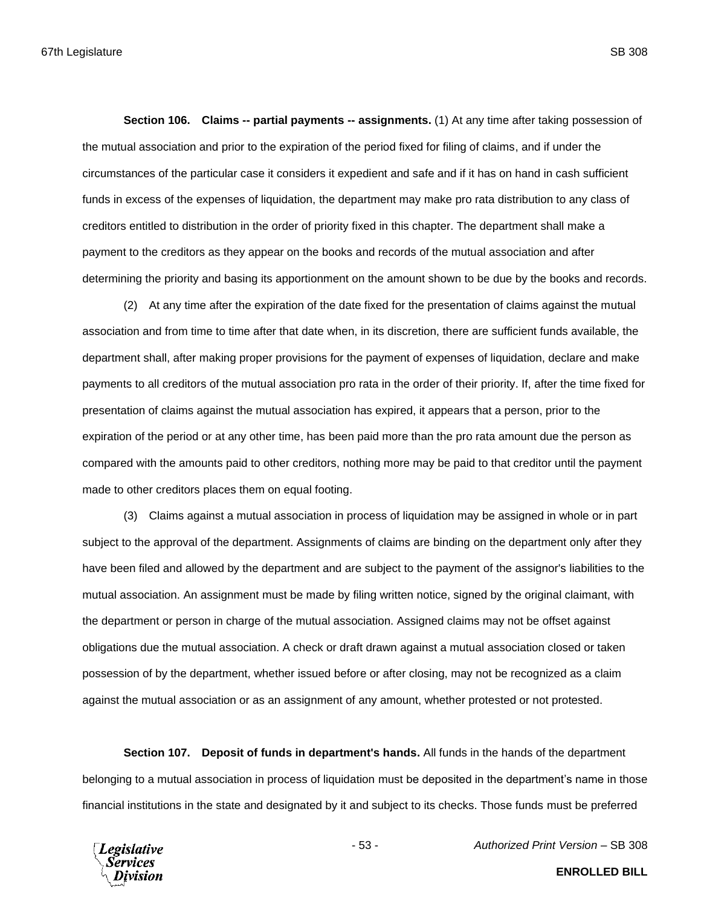**Section 106. Claims -- partial payments -- assignments.** (1) At any time after taking possession of the mutual association and prior to the expiration of the period fixed for filing of claims, and if under the circumstances of the particular case it considers it expedient and safe and if it has on hand in cash sufficient funds in excess of the expenses of liquidation, the department may make pro rata distribution to any class of creditors entitled to distribution in the order of priority fixed in this chapter. The department shall make a payment to the creditors as they appear on the books and records of the mutual association and after determining the priority and basing its apportionment on the amount shown to be due by the books and records.

(2) At any time after the expiration of the date fixed for the presentation of claims against the mutual association and from time to time after that date when, in its discretion, there are sufficient funds available, the department shall, after making proper provisions for the payment of expenses of liquidation, declare and make payments to all creditors of the mutual association pro rata in the order of their priority. If, after the time fixed for presentation of claims against the mutual association has expired, it appears that a person, prior to the expiration of the period or at any other time, has been paid more than the pro rata amount due the person as compared with the amounts paid to other creditors, nothing more may be paid to that creditor until the payment made to other creditors places them on equal footing.

(3) Claims against a mutual association in process of liquidation may be assigned in whole or in part subject to the approval of the department. Assignments of claims are binding on the department only after they have been filed and allowed by the department and are subject to the payment of the assignor's liabilities to the mutual association. An assignment must be made by filing written notice, signed by the original claimant, with the department or person in charge of the mutual association. Assigned claims may not be offset against obligations due the mutual association. A check or draft drawn against a mutual association closed or taken possession of by the department, whether issued before or after closing, may not be recognized as a claim against the mutual association or as an assignment of any amount, whether protested or not protested.

**Section 107. Deposit of funds in department's hands.** All funds in the hands of the department belonging to a mutual association in process of liquidation must be deposited in the department's name in those financial institutions in the state and designated by it and subject to its checks. Those funds must be preferred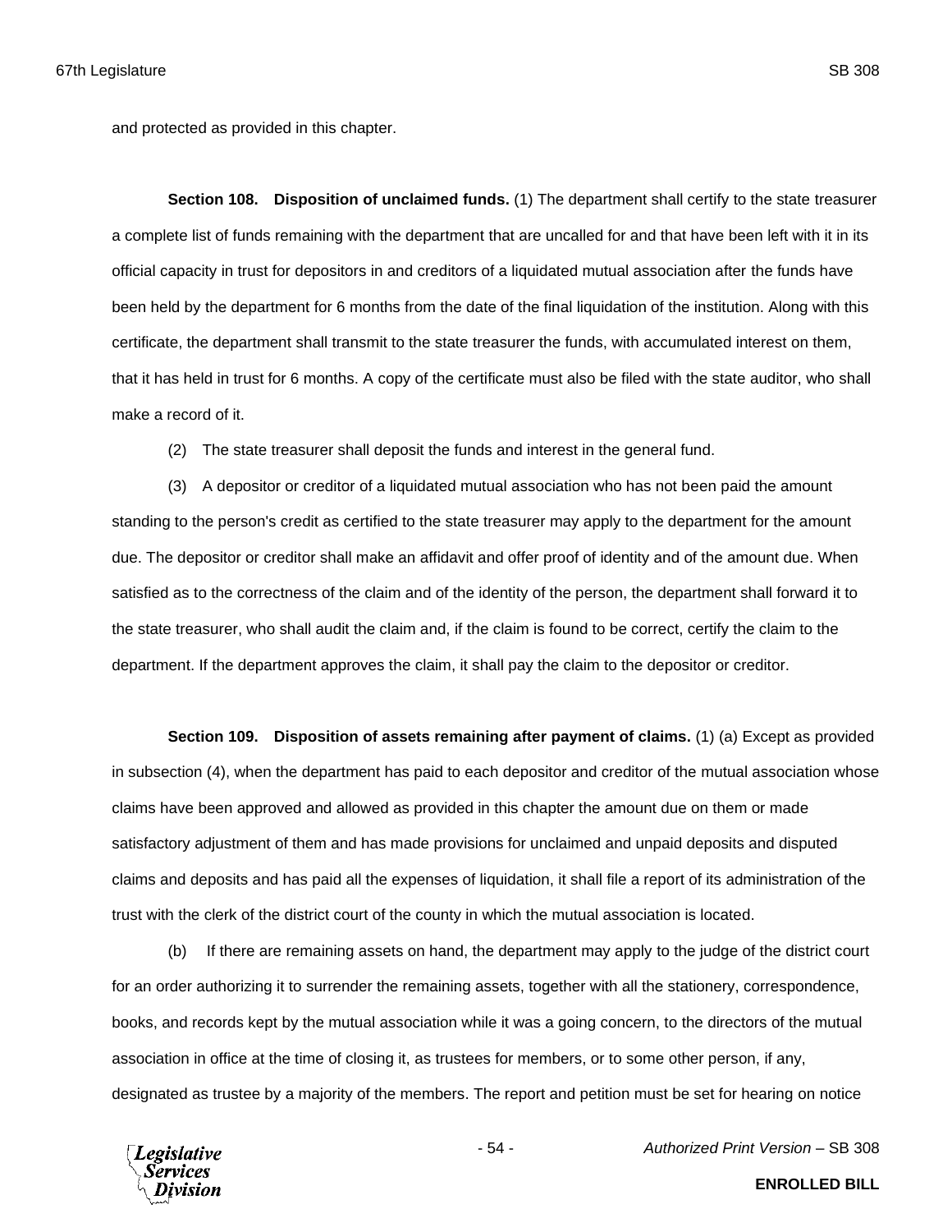and protected as provided in this chapter.

**Section 108. Disposition of unclaimed funds.** (1) The department shall certify to the state treasurer a complete list of funds remaining with the department that are uncalled for and that have been left with it in its official capacity in trust for depositors in and creditors of a liquidated mutual association after the funds have been held by the department for 6 months from the date of the final liquidation of the institution. Along with this certificate, the department shall transmit to the state treasurer the funds, with accumulated interest on them, that it has held in trust for 6 months. A copy of the certificate must also be filed with the state auditor, who shall make a record of it.

(2) The state treasurer shall deposit the funds and interest in the general fund.

(3) A depositor or creditor of a liquidated mutual association who has not been paid the amount standing to the person's credit as certified to the state treasurer may apply to the department for the amount due. The depositor or creditor shall make an affidavit and offer proof of identity and of the amount due. When satisfied as to the correctness of the claim and of the identity of the person, the department shall forward it to the state treasurer, who shall audit the claim and, if the claim is found to be correct, certify the claim to the department. If the department approves the claim, it shall pay the claim to the depositor or creditor.

**Section 109. Disposition of assets remaining after payment of claims.** (1) (a) Except as provided in subsection (4), when the department has paid to each depositor and creditor of the mutual association whose claims have been approved and allowed as provided in this chapter the amount due on them or made satisfactory adjustment of them and has made provisions for unclaimed and unpaid deposits and disputed claims and deposits and has paid all the expenses of liquidation, it shall file a report of its administration of the trust with the clerk of the district court of the county in which the mutual association is located.

(b) If there are remaining assets on hand, the department may apply to the judge of the district court for an order authorizing it to surrender the remaining assets, together with all the stationery, correspondence, books, and records kept by the mutual association while it was a going concern, to the directors of the mutual association in office at the time of closing it, as trustees for members, or to some other person, if any, designated as trustee by a majority of the members. The report and petition must be set for hearing on notice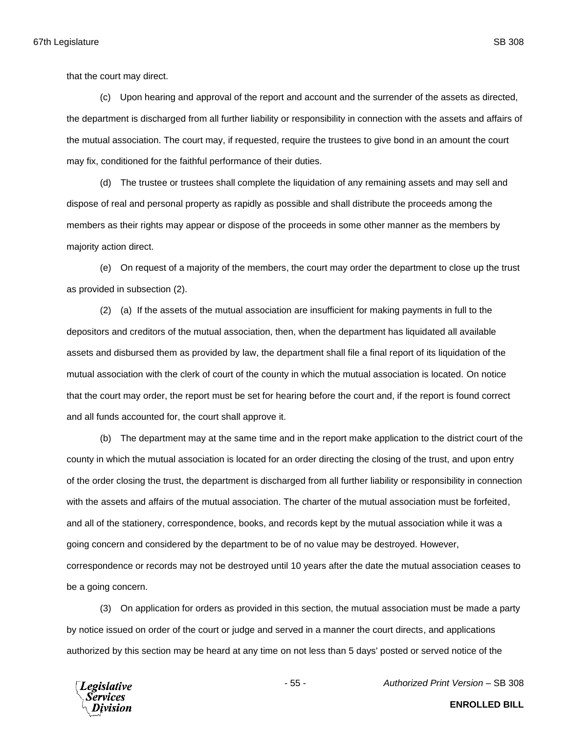that the court may direct.

(c) Upon hearing and approval of the report and account and the surrender of the assets as directed, the department is discharged from all further liability or responsibility in connection with the assets and affairs of the mutual association. The court may, if requested, require the trustees to give bond in an amount the court may fix, conditioned for the faithful performance of their duties.

(d) The trustee or trustees shall complete the liquidation of any remaining assets and may sell and dispose of real and personal property as rapidly as possible and shall distribute the proceeds among the members as their rights may appear or dispose of the proceeds in some other manner as the members by majority action direct.

(e) On request of a majority of the members, the court may order the department to close up the trust as provided in subsection (2).

(2) (a) If the assets of the mutual association are insufficient for making payments in full to the depositors and creditors of the mutual association, then, when the department has liquidated all available assets and disbursed them as provided by law, the department shall file a final report of its liquidation of the mutual association with the clerk of court of the county in which the mutual association is located. On notice that the court may order, the report must be set for hearing before the court and, if the report is found correct and all funds accounted for, the court shall approve it.

(b) The department may at the same time and in the report make application to the district court of the county in which the mutual association is located for an order directing the closing of the trust, and upon entry of the order closing the trust, the department is discharged from all further liability or responsibility in connection with the assets and affairs of the mutual association. The charter of the mutual association must be forfeited, and all of the stationery, correspondence, books, and records kept by the mutual association while it was a going concern and considered by the department to be of no value may be destroyed. However, correspondence or records may not be destroyed until 10 years after the date the mutual association ceases to be a going concern.

(3) On application for orders as provided in this section, the mutual association must be made a party by notice issued on order of the court or judge and served in a manner the court directs, and applications authorized by this section may be heard at any time on not less than 5 days' posted or served notice of the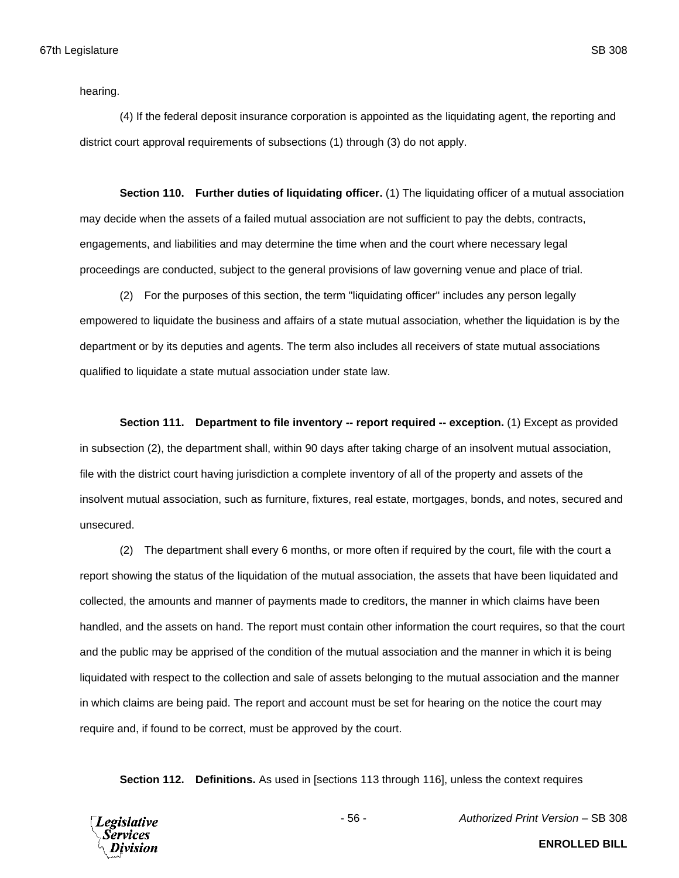hearing.

(4) If the federal deposit insurance corporation is appointed as the liquidating agent, the reporting and district court approval requirements of subsections (1) through (3) do not apply.

**Section 110. Further duties of liquidating officer.** (1) The liquidating officer of a mutual association may decide when the assets of a failed mutual association are not sufficient to pay the debts, contracts, engagements, and liabilities and may determine the time when and the court where necessary legal proceedings are conducted, subject to the general provisions of law governing venue and place of trial.

(2) For the purposes of this section, the term "liquidating officer" includes any person legally empowered to liquidate the business and affairs of a state mutual association, whether the liquidation is by the department or by its deputies and agents. The term also includes all receivers of state mutual associations qualified to liquidate a state mutual association under state law.

**Section 111. Department to file inventory -- report required -- exception.** (1) Except as provided in subsection (2), the department shall, within 90 days after taking charge of an insolvent mutual association, file with the district court having jurisdiction a complete inventory of all of the property and assets of the insolvent mutual association, such as furniture, fixtures, real estate, mortgages, bonds, and notes, secured and unsecured.

(2) The department shall every 6 months, or more often if required by the court, file with the court a report showing the status of the liquidation of the mutual association, the assets that have been liquidated and collected, the amounts and manner of payments made to creditors, the manner in which claims have been handled, and the assets on hand. The report must contain other information the court requires, so that the court and the public may be apprised of the condition of the mutual association and the manner in which it is being liquidated with respect to the collection and sale of assets belonging to the mutual association and the manner in which claims are being paid. The report and account must be set for hearing on the notice the court may require and, if found to be correct, must be approved by the court.

**Section 112. Definitions.** As used in [sections 113 through 116], unless the context requires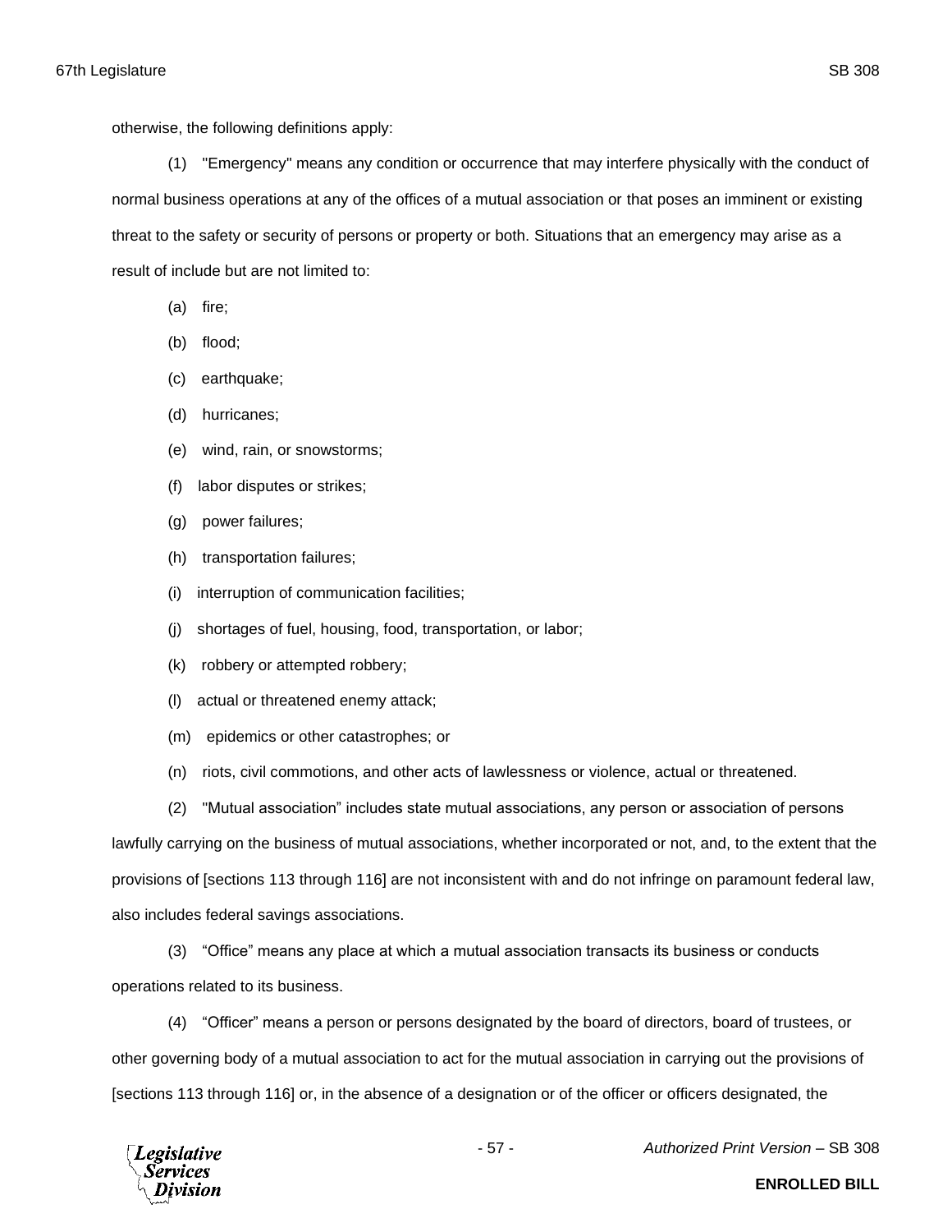otherwise, the following definitions apply:

(1) "Emergency" means any condition or occurrence that may interfere physically with the conduct of normal business operations at any of the offices of a mutual association or that poses an imminent or existing threat to the safety or security of persons or property or both. Situations that an emergency may arise as a result of include but are not limited to:

(a) fire;

(b) flood;

(c) earthquake;

(d) hurricanes;

(e) wind, rain, or snowstorms;

(f) labor disputes or strikes;

(g) power failures;

(h) transportation failures;

(i) interruption of communication facilities;

(j) shortages of fuel, housing, food, transportation, or labor;

(k) robbery or attempted robbery;

(l) actual or threatened enemy attack;

(m) epidemics or other catastrophes; or

(n) riots, civil commotions, and other acts of lawlessness or violence, actual or threatened.

(2) "Mutual association" includes state mutual associations, any person or association of persons lawfully carrying on the business of mutual associations, whether incorporated or not, and, to the extent that the provisions of [sections 113 through 116] are not inconsistent with and do not infringe on paramount federal law, also includes federal savings associations.

(3) "Office" means any place at which a mutual association transacts its business or conducts operations related to its business.

(4) "Officer" means a person or persons designated by the board of directors, board of trustees, or other governing body of a mutual association to act for the mutual association in carrying out the provisions of [sections 113 through 116] or, in the absence of a designation or of the officer or officers designated, the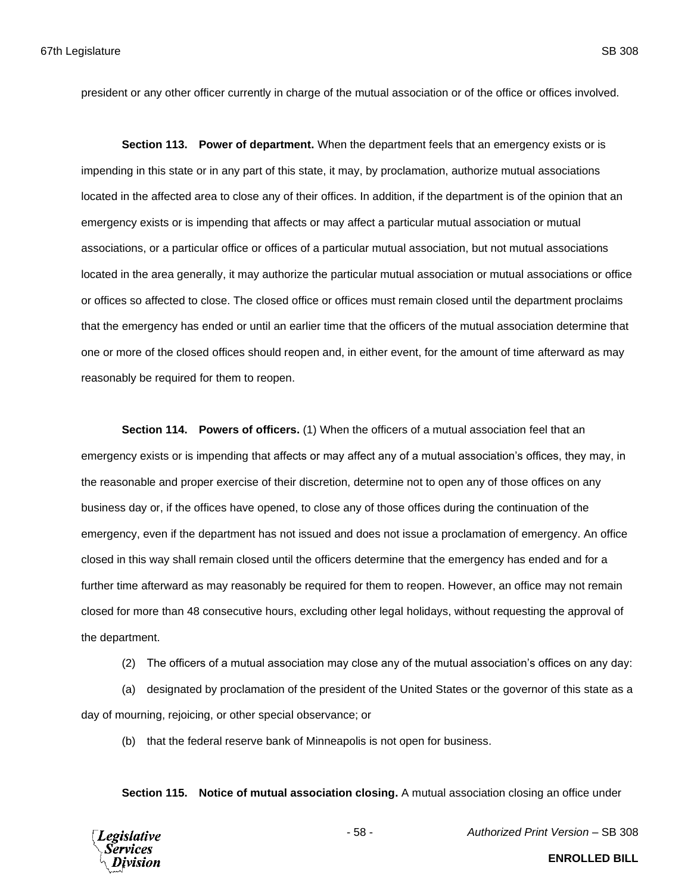president or any other officer currently in charge of the mutual association or of the office or offices involved.

**Section 113. Power of department.** When the department feels that an emergency exists or is impending in this state or in any part of this state, it may, by proclamation, authorize mutual associations located in the affected area to close any of their offices. In addition, if the department is of the opinion that an emergency exists or is impending that affects or may affect a particular mutual association or mutual associations, or a particular office or offices of a particular mutual association, but not mutual associations located in the area generally, it may authorize the particular mutual association or mutual associations or office or offices so affected to close. The closed office or offices must remain closed until the department proclaims that the emergency has ended or until an earlier time that the officers of the mutual association determine that one or more of the closed offices should reopen and, in either event, for the amount of time afterward as may reasonably be required for them to reopen.

**Section 114. Powers of officers.** (1) When the officers of a mutual association feel that an emergency exists or is impending that affects or may affect any of a mutual association's offices, they may, in the reasonable and proper exercise of their discretion, determine not to open any of those offices on any business day or, if the offices have opened, to close any of those offices during the continuation of the emergency, even if the department has not issued and does not issue a proclamation of emergency. An office closed in this way shall remain closed until the officers determine that the emergency has ended and for a further time afterward as may reasonably be required for them to reopen. However, an office may not remain closed for more than 48 consecutive hours, excluding other legal holidays, without requesting the approval of the department.

(2) The officers of a mutual association may close any of the mutual association's offices on any day:

(a) designated by proclamation of the president of the United States or the governor of this state as a day of mourning, rejoicing, or other special observance; or

(b) that the federal reserve bank of Minneapolis is not open for business.

**Section 115. Notice of mutual association closing.** A mutual association closing an office under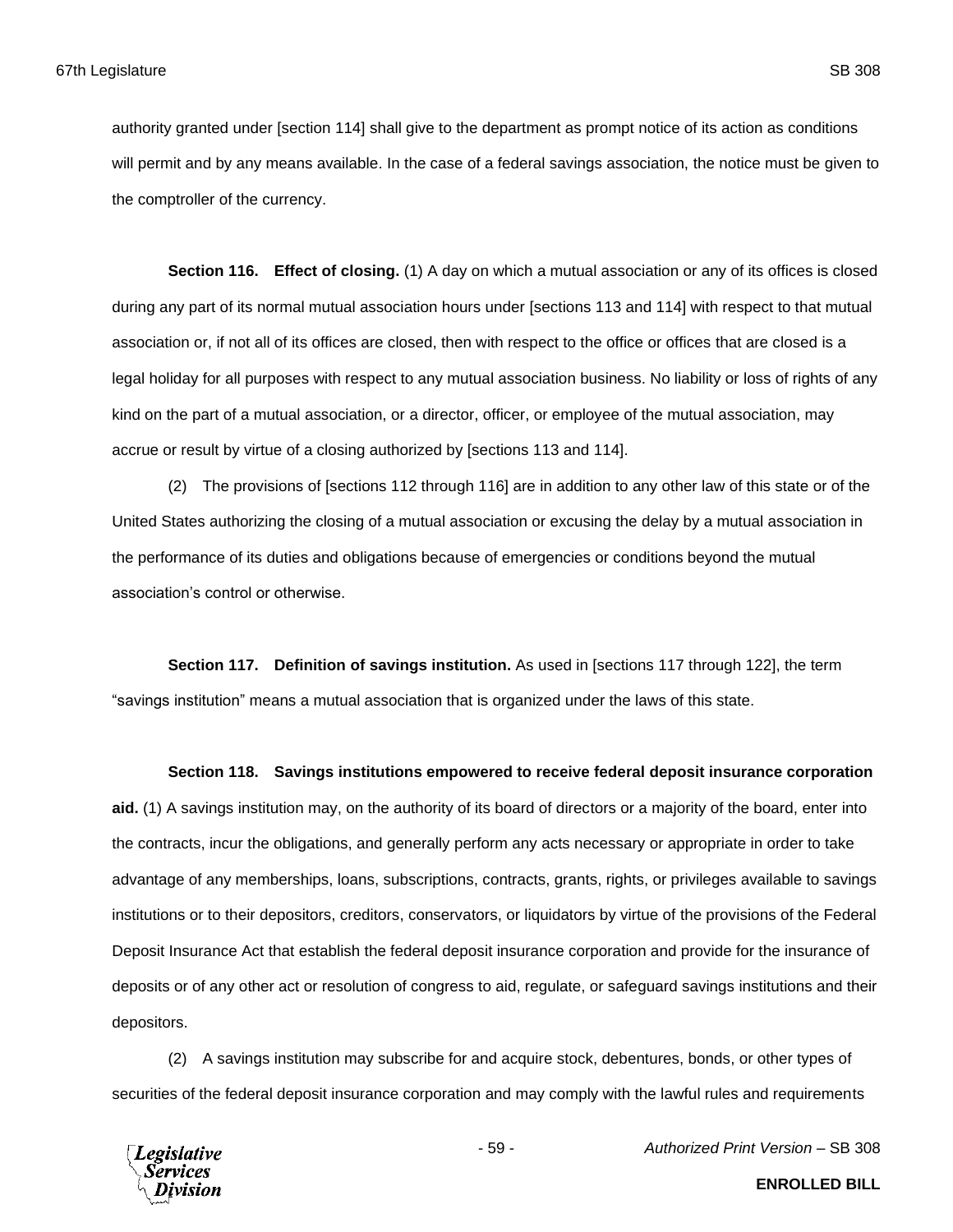authority granted under [section 114] shall give to the department as prompt notice of its action as conditions will permit and by any means available. In the case of a federal savings association, the notice must be given to the comptroller of the currency.

**Section 116. Effect of closing.** (1) A day on which a mutual association or any of its offices is closed during any part of its normal mutual association hours under [sections 113 and 114] with respect to that mutual association or, if not all of its offices are closed, then with respect to the office or offices that are closed is a legal holiday for all purposes with respect to any mutual association business. No liability or loss of rights of any kind on the part of a mutual association, or a director, officer, or employee of the mutual association, may accrue or result by virtue of a closing authorized by [sections 113 and 114].

(2) The provisions of [sections 112 through 116] are in addition to any other law of this state or of the United States authorizing the closing of a mutual association or excusing the delay by a mutual association in the performance of its duties and obligations because of emergencies or conditions beyond the mutual association's control or otherwise.

**Section 117. Definition of savings institution.** As used in [sections 117 through 122], the term "savings institution" means a mutual association that is organized under the laws of this state.

**Section 118. Savings institutions empowered to receive federal deposit insurance corporation aid.** (1) A savings institution may, on the authority of its board of directors or a majority of the board, enter into the contracts, incur the obligations, and generally perform any acts necessary or appropriate in order to take advantage of any memberships, loans, subscriptions, contracts, grants, rights, or privileges available to savings institutions or to their depositors, creditors, conservators, or liquidators by virtue of the provisions of the Federal Deposit Insurance Act that establish the federal deposit insurance corporation and provide for the insurance of deposits or of any other act or resolution of congress to aid, regulate, or safeguard savings institutions and their depositors.

(2) A savings institution may subscribe for and acquire stock, debentures, bonds, or other types of securities of the federal deposit insurance corporation and may comply with the lawful rules and requirements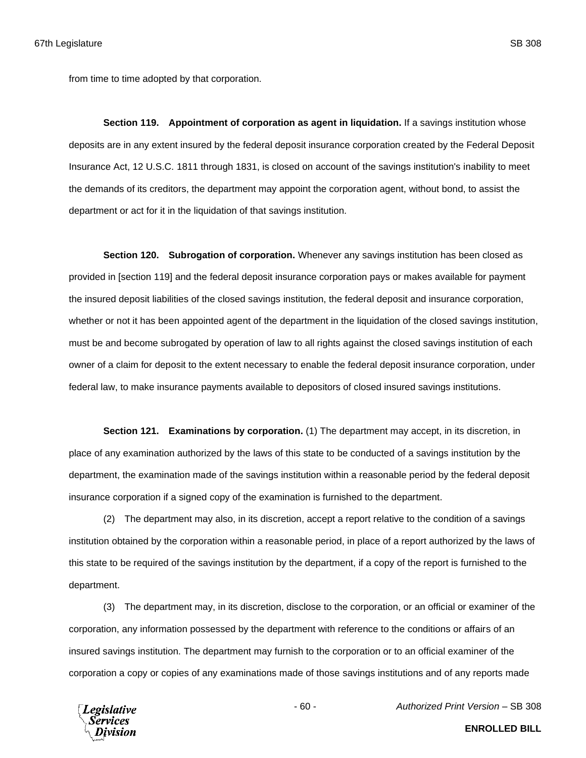from time to time adopted by that corporation.

**Section 119. Appointment of corporation as agent in liquidation.** If a savings institution whose deposits are in any extent insured by the federal deposit insurance corporation created by the Federal Deposit Insurance Act, 12 U.S.C. 1811 through 1831, is closed on account of the savings institution's inability to meet the demands of its creditors, the department may appoint the corporation agent, without bond, to assist the department or act for it in the liquidation of that savings institution.

**Section 120. Subrogation of corporation.** Whenever any savings institution has been closed as provided in [section 119] and the federal deposit insurance corporation pays or makes available for payment the insured deposit liabilities of the closed savings institution, the federal deposit and insurance corporation, whether or not it has been appointed agent of the department in the liquidation of the closed savings institution, must be and become subrogated by operation of law to all rights against the closed savings institution of each owner of a claim for deposit to the extent necessary to enable the federal deposit insurance corporation, under federal law, to make insurance payments available to depositors of closed insured savings institutions.

**Section 121. Examinations by corporation.** (1) The department may accept, in its discretion, in place of any examination authorized by the laws of this state to be conducted of a savings institution by the department, the examination made of the savings institution within a reasonable period by the federal deposit insurance corporation if a signed copy of the examination is furnished to the department.

(2) The department may also, in its discretion, accept a report relative to the condition of a savings institution obtained by the corporation within a reasonable period, in place of a report authorized by the laws of this state to be required of the savings institution by the department, if a copy of the report is furnished to the department.

(3) The department may, in its discretion, disclose to the corporation, or an official or examiner of the corporation, any information possessed by the department with reference to the conditions or affairs of an insured savings institution. The department may furnish to the corporation or to an official examiner of the corporation a copy or copies of any examinations made of those savings institutions and of any reports made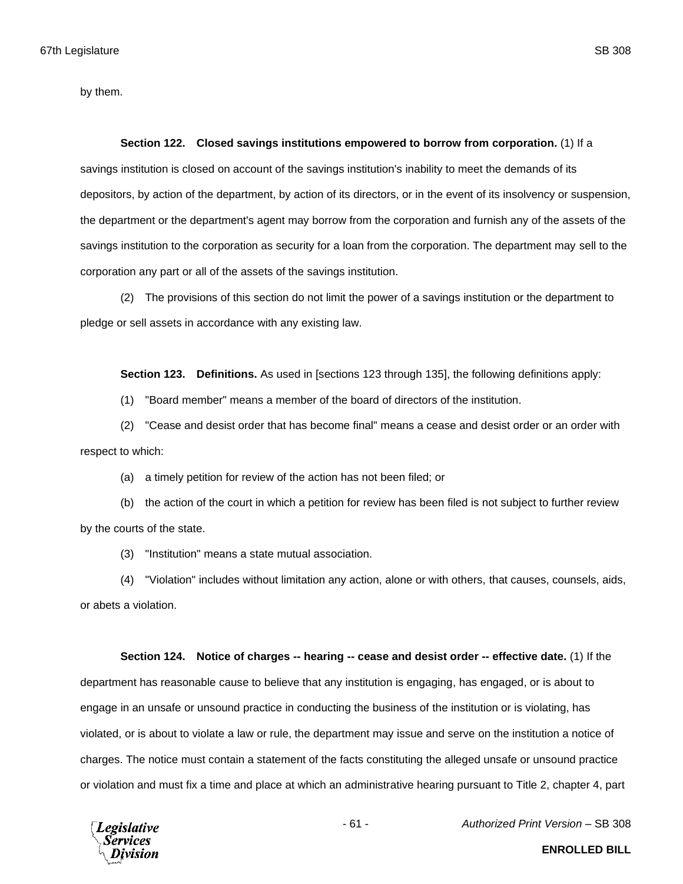by them.

**Section 122. Closed savings institutions empowered to borrow from corporation.** (1) If a savings institution is closed on account of the savings institution's inability to meet the demands of its depositors, by action of the department, by action of its directors, or in the event of its insolvency or suspension, the department or the department's agent may borrow from the corporation and furnish any of the assets of the savings institution to the corporation as security for a loan from the corporation. The department may sell to the corporation any part or all of the assets of the savings institution.

(2) The provisions of this section do not limit the power of a savings institution or the department to pledge or sell assets in accordance with any existing law.

**Section 123. Definitions.** As used in [sections 123 through 135], the following definitions apply:

(1) "Board member" means a member of the board of directors of the institution.

(2) "Cease and desist order that has become final" means a cease and desist order or an order with respect to which:

(a) a timely petition for review of the action has not been filed; or

(b) the action of the court in which a petition for review has been filed is not subject to further review by the courts of the state.

(3) "Institution" means a state mutual association.

(4) "Violation" includes without limitation any action, alone or with others, that causes, counsels, aids, or abets a violation.

**Section 124. Notice of charges -- hearing -- cease and desist order -- effective date.** (1) If the department has reasonable cause to believe that any institution is engaging, has engaged, or is about to engage in an unsafe or unsound practice in conducting the business of the institution or is violating, has violated, or is about to violate a law or rule, the department may issue and serve on the institution a notice of charges. The notice must contain a statement of the facts constituting the alleged unsafe or unsound practice or violation and must fix a time and place at which an administrative hearing pursuant to Title 2, chapter 4, part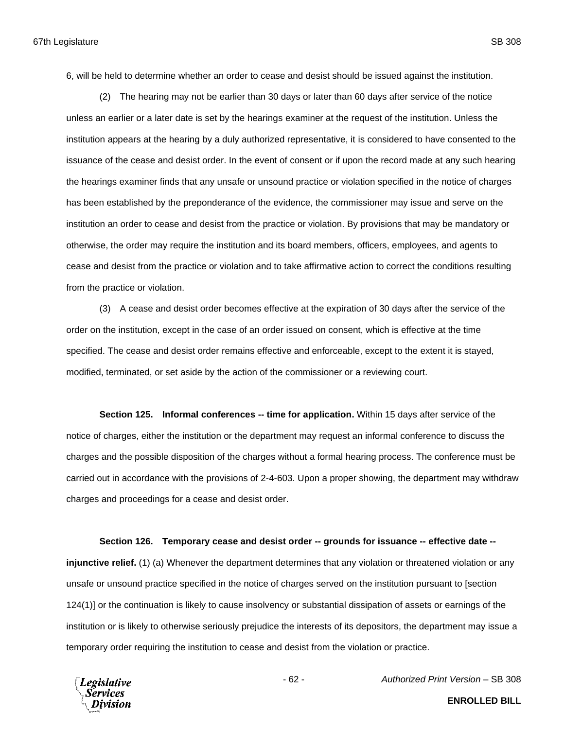6, will be held to determine whether an order to cease and desist should be issued against the institution.

(2) The hearing may not be earlier than 30 days or later than 60 days after service of the notice unless an earlier or a later date is set by the hearings examiner at the request of the institution. Unless the institution appears at the hearing by a duly authorized representative, it is considered to have consented to the issuance of the cease and desist order. In the event of consent or if upon the record made at any such hearing the hearings examiner finds that any unsafe or unsound practice or violation specified in the notice of charges has been established by the preponderance of the evidence, the commissioner may issue and serve on the institution an order to cease and desist from the practice or violation. By provisions that may be mandatory or otherwise, the order may require the institution and its board members, officers, employees, and agents to cease and desist from the practice or violation and to take affirmative action to correct the conditions resulting from the practice or violation.

(3) A cease and desist order becomes effective at the expiration of 30 days after the service of the order on the institution, except in the case of an order issued on consent, which is effective at the time specified. The cease and desist order remains effective and enforceable, except to the extent it is stayed, modified, terminated, or set aside by the action of the commissioner or a reviewing court.

**Section 125. Informal conferences -- time for application.** Within 15 days after service of the notice of charges, either the institution or the department may request an informal conference to discuss the charges and the possible disposition of the charges without a formal hearing process. The conference must be carried out in accordance with the provisions of 2-4-603. Upon a proper showing, the department may withdraw charges and proceedings for a cease and desist order.

**Section 126. Temporary cease and desist order -- grounds for issuance -- effective date -- injunctive relief.** (1) (a) Whenever the department determines that any violation or threatened violation or any unsafe or unsound practice specified in the notice of charges served on the institution pursuant to [section 124(1)] or the continuation is likely to cause insolvency or substantial dissipation of assets or earnings of the institution or is likely to otherwise seriously prejudice the interests of its depositors, the department may issue a temporary order requiring the institution to cease and desist from the violation or practice.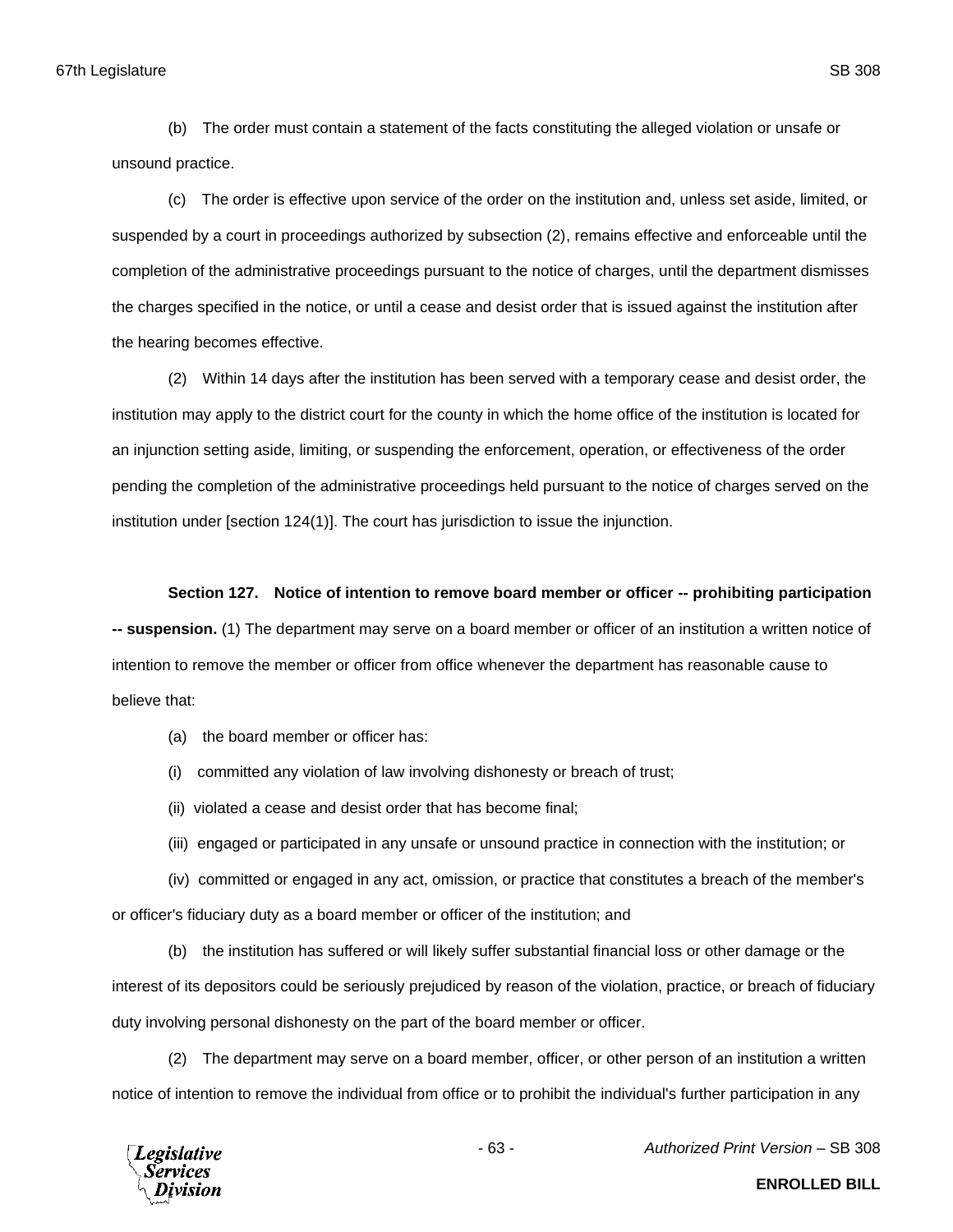(b) The order must contain a statement of the facts constituting the alleged violation or unsafe or unsound practice.

(c) The order is effective upon service of the order on the institution and, unless set aside, limited, or suspended by a court in proceedings authorized by subsection (2), remains effective and enforceable until the completion of the administrative proceedings pursuant to the notice of charges, until the department dismisses the charges specified in the notice, or until a cease and desist order that is issued against the institution after the hearing becomes effective.

(2) Within 14 days after the institution has been served with a temporary cease and desist order, the institution may apply to the district court for the county in which the home office of the institution is located for an injunction setting aside, limiting, or suspending the enforcement, operation, or effectiveness of the order pending the completion of the administrative proceedings held pursuant to the notice of charges served on the institution under [section 124(1)]. The court has jurisdiction to issue the injunction.

**Section 127. Notice of intention to remove board member or officer -- prohibiting participation -- suspension.** (1) The department may serve on a board member or officer of an institution a written notice of intention to remove the member or officer from office whenever the department has reasonable cause to believe that:

(a) the board member or officer has:

(i) committed any violation of law involving dishonesty or breach of trust;

(ii) violated a cease and desist order that has become final;

(iii) engaged or participated in any unsafe or unsound practice in connection with the institution; or

(iv) committed or engaged in any act, omission, or practice that constitutes a breach of the member's or officer's fiduciary duty as a board member or officer of the institution; and

(b) the institution has suffered or will likely suffer substantial financial loss or other damage or the interest of its depositors could be seriously prejudiced by reason of the violation, practice, or breach of fiduciary duty involving personal dishonesty on the part of the board member or officer.

(2) The department may serve on a board member, officer, or other person of an institution a written notice of intention to remove the individual from office or to prohibit the individual's further participation in any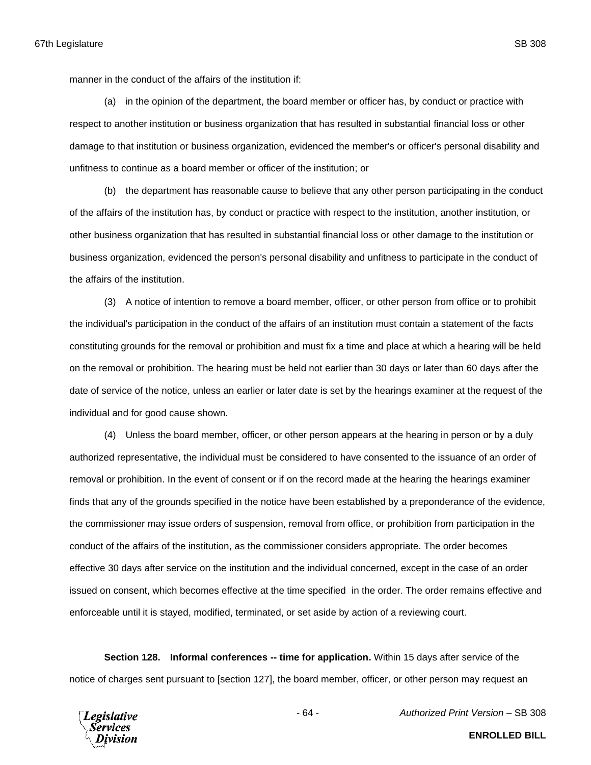manner in the conduct of the affairs of the institution if:

(a) in the opinion of the department, the board member or officer has, by conduct or practice with respect to another institution or business organization that has resulted in substantial financial loss or other damage to that institution or business organization, evidenced the member's or officer's personal disability and unfitness to continue as a board member or officer of the institution; or

(b) the department has reasonable cause to believe that any other person participating in the conduct of the affairs of the institution has, by conduct or practice with respect to the institution, another institution, or other business organization that has resulted in substantial financial loss or other damage to the institution or business organization, evidenced the person's personal disability and unfitness to participate in the conduct of the affairs of the institution.

(3) A notice of intention to remove a board member, officer, or other person from office or to prohibit the individual's participation in the conduct of the affairs of an institution must contain a statement of the facts constituting grounds for the removal or prohibition and must fix a time and place at which a hearing will be held on the removal or prohibition. The hearing must be held not earlier than 30 days or later than 60 days after the date of service of the notice, unless an earlier or later date is set by the hearings examiner at the request of the individual and for good cause shown.

(4) Unless the board member, officer, or other person appears at the hearing in person or by a duly authorized representative, the individual must be considered to have consented to the issuance of an order of removal or prohibition. In the event of consent or if on the record made at the hearing the hearings examiner finds that any of the grounds specified in the notice have been established by a preponderance of the evidence, the commissioner may issue orders of suspension, removal from office, or prohibition from participation in the conduct of the affairs of the institution, as the commissioner considers appropriate. The order becomes effective 30 days after service on the institution and the individual concerned, except in the case of an order issued on consent, which becomes effective at the time specified in the order. The order remains effective and enforceable until it is stayed, modified, terminated, or set aside by action of a reviewing court.

**Section 128. Informal conferences -- time for application.** Within 15 days after service of the notice of charges sent pursuant to [section 127], the board member, officer, or other person may request an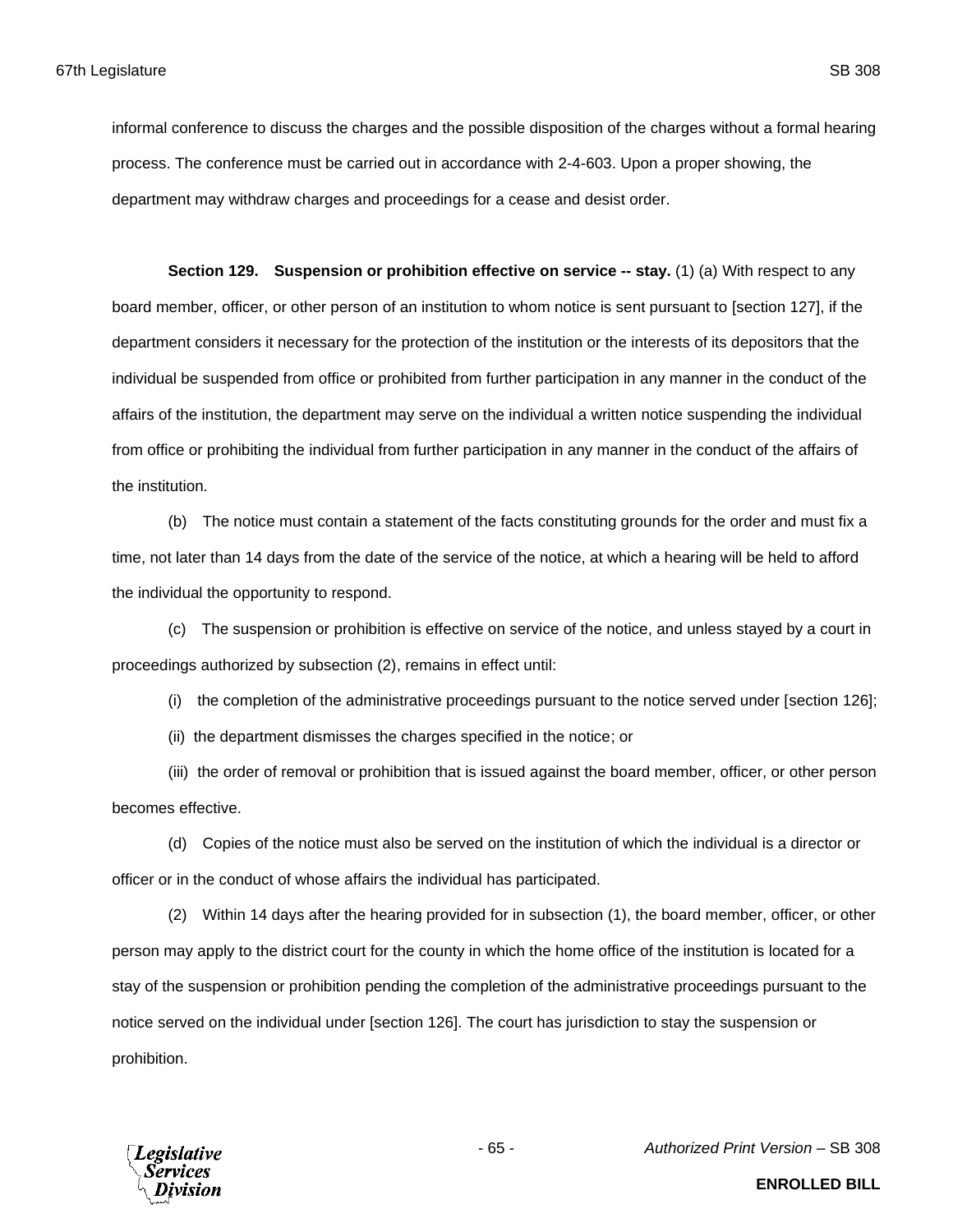informal conference to discuss the charges and the possible disposition of the charges without a formal hearing process. The conference must be carried out in accordance with 2-4-603. Upon a proper showing, the department may withdraw charges and proceedings for a cease and desist order.

**Section 129. Suspension or prohibition effective on service -- stay.** (1) (a) With respect to any board member, officer, or other person of an institution to whom notice is sent pursuant to [section 127], if the department considers it necessary for the protection of the institution or the interests of its depositors that the individual be suspended from office or prohibited from further participation in any manner in the conduct of the affairs of the institution, the department may serve on the individual a written notice suspending the individual from office or prohibiting the individual from further participation in any manner in the conduct of the affairs of the institution.

(b) The notice must contain a statement of the facts constituting grounds for the order and must fix a time, not later than 14 days from the date of the service of the notice, at which a hearing will be held to afford the individual the opportunity to respond.

(c) The suspension or prohibition is effective on service of the notice, and unless stayed by a court in proceedings authorized by subsection (2), remains in effect until:

(i) the completion of the administrative proceedings pursuant to the notice served under [section 126];

(ii) the department dismisses the charges specified in the notice; or

(iii) the order of removal or prohibition that is issued against the board member, officer, or other person becomes effective.

(d) Copies of the notice must also be served on the institution of which the individual is a director or officer or in the conduct of whose affairs the individual has participated.

(2) Within 14 days after the hearing provided for in subsection (1), the board member, officer, or other person may apply to the district court for the county in which the home office of the institution is located for a stay of the suspension or prohibition pending the completion of the administrative proceedings pursuant to the notice served on the individual under [section 126]. The court has jurisdiction to stay the suspension or prohibition.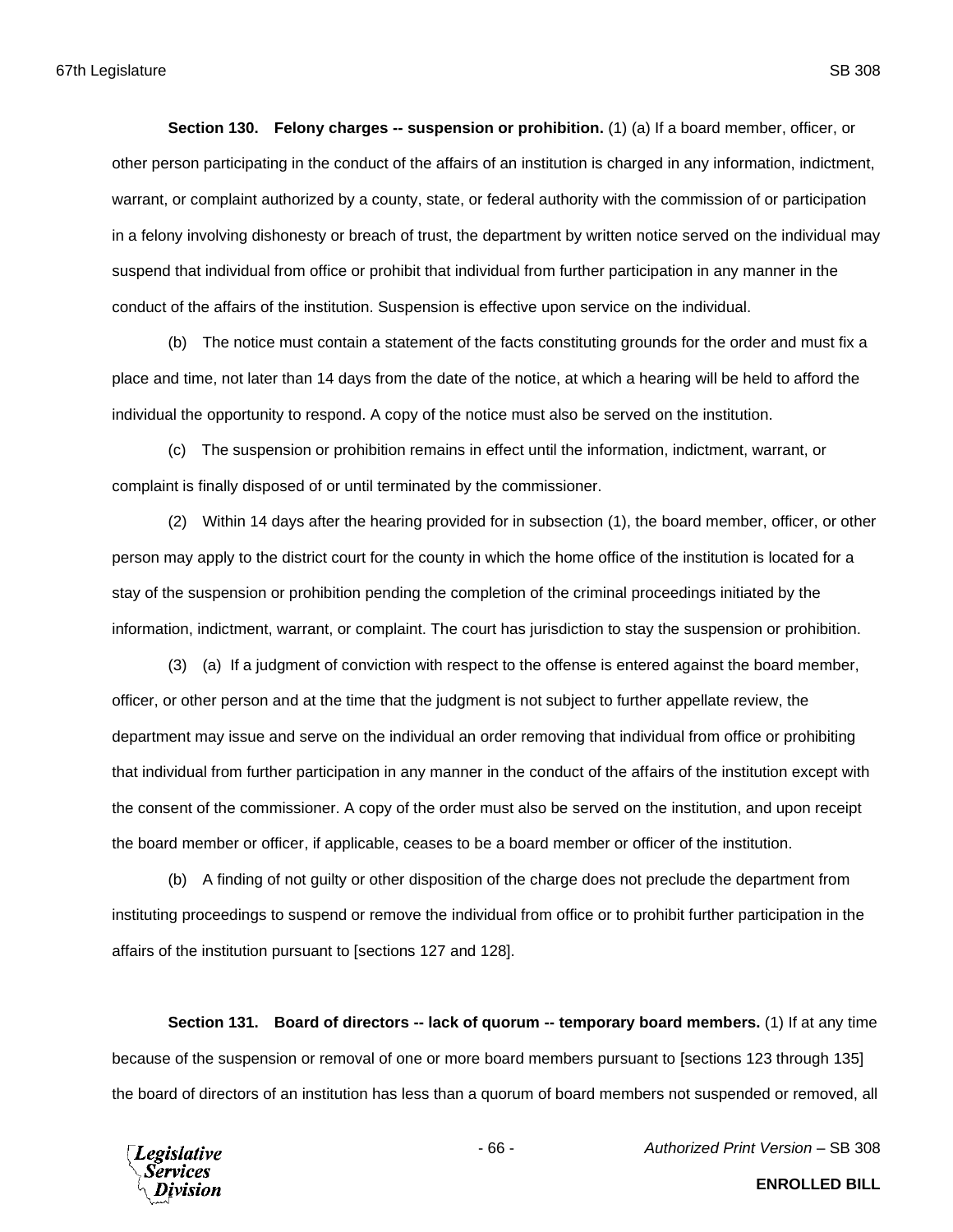**Section 130. Felony charges -- suspension or prohibition.** (1) (a) If a board member, officer, or other person participating in the conduct of the affairs of an institution is charged in any information, indictment, warrant, or complaint authorized by a county, state, or federal authority with the commission of or participation in a felony involving dishonesty or breach of trust, the department by written notice served on the individual may suspend that individual from office or prohibit that individual from further participation in any manner in the conduct of the affairs of the institution. Suspension is effective upon service on the individual.

(b) The notice must contain a statement of the facts constituting grounds for the order and must fix a place and time, not later than 14 days from the date of the notice, at which a hearing will be held to afford the individual the opportunity to respond. A copy of the notice must also be served on the institution.

(c) The suspension or prohibition remains in effect until the information, indictment, warrant, or complaint is finally disposed of or until terminated by the commissioner.

(2) Within 14 days after the hearing provided for in subsection (1), the board member, officer, or other person may apply to the district court for the county in which the home office of the institution is located for a stay of the suspension or prohibition pending the completion of the criminal proceedings initiated by the information, indictment, warrant, or complaint. The court has jurisdiction to stay the suspension or prohibition.

(3) (a) If a judgment of conviction with respect to the offense is entered against the board member, officer, or other person and at the time that the judgment is not subject to further appellate review, the department may issue and serve on the individual an order removing that individual from office or prohibiting that individual from further participation in any manner in the conduct of the affairs of the institution except with the consent of the commissioner. A copy of the order must also be served on the institution, and upon receipt the board member or officer, if applicable, ceases to be a board member or officer of the institution.

(b) A finding of not guilty or other disposition of the charge does not preclude the department from instituting proceedings to suspend or remove the individual from office or to prohibit further participation in the affairs of the institution pursuant to [sections 127 and 128].

**Section 131. Board of directors -- lack of quorum -- temporary board members.** (1) If at any time because of the suspension or removal of one or more board members pursuant to [sections 123 through 135] the board of directors of an institution has less than a quorum of board members not suspended or removed, all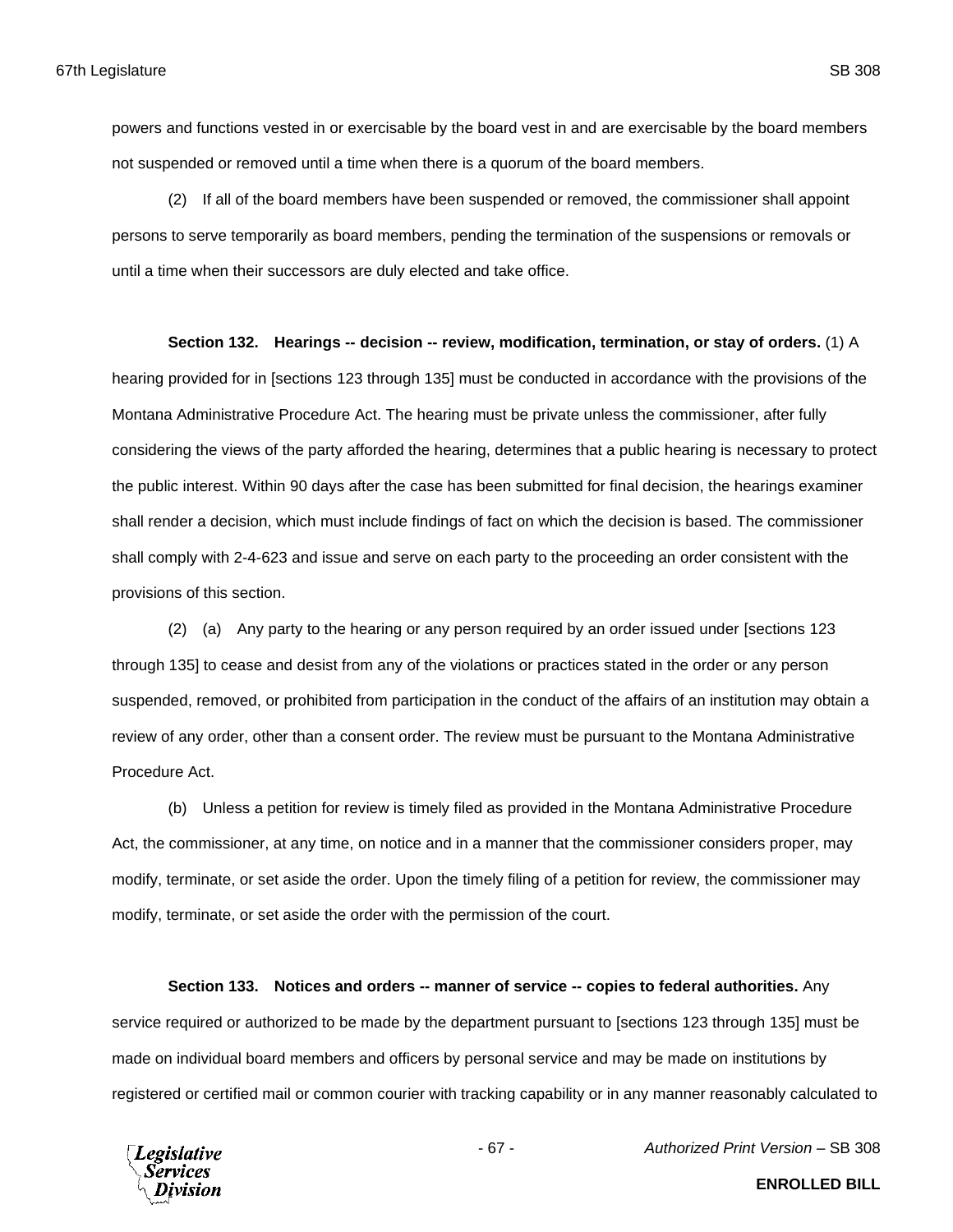powers and functions vested in or exercisable by the board vest in and are exercisable by the board members not suspended or removed until a time when there is a quorum of the board members.

(2) If all of the board members have been suspended or removed, the commissioner shall appoint persons to serve temporarily as board members, pending the termination of the suspensions or removals or until a time when their successors are duly elected and take office.

**Section 132. Hearings -- decision -- review, modification, termination, or stay of orders.** (1) A hearing provided for in [sections 123 through 135] must be conducted in accordance with the provisions of the Montana Administrative Procedure Act. The hearing must be private unless the commissioner, after fully considering the views of the party afforded the hearing, determines that a public hearing is necessary to protect the public interest. Within 90 days after the case has been submitted for final decision, the hearings examiner shall render a decision, which must include findings of fact on which the decision is based. The commissioner shall comply with 2-4-623 and issue and serve on each party to the proceeding an order consistent with the provisions of this section.

(2) (a) Any party to the hearing or any person required by an order issued under [sections 123 through 135] to cease and desist from any of the violations or practices stated in the order or any person suspended, removed, or prohibited from participation in the conduct of the affairs of an institution may obtain a review of any order, other than a consent order. The review must be pursuant to the Montana Administrative Procedure Act.

(b) Unless a petition for review is timely filed as provided in the Montana Administrative Procedure Act, the commissioner, at any time, on notice and in a manner that the commissioner considers proper, may modify, terminate, or set aside the order. Upon the timely filing of a petition for review, the commissioner may modify, terminate, or set aside the order with the permission of the court.

**Section 133. Notices and orders -- manner of service -- copies to federal authorities.** Any service required or authorized to be made by the department pursuant to [sections 123 through 135] must be made on individual board members and officers by personal service and may be made on institutions by registered or certified mail or common courier with tracking capability or in any manner reasonably calculated to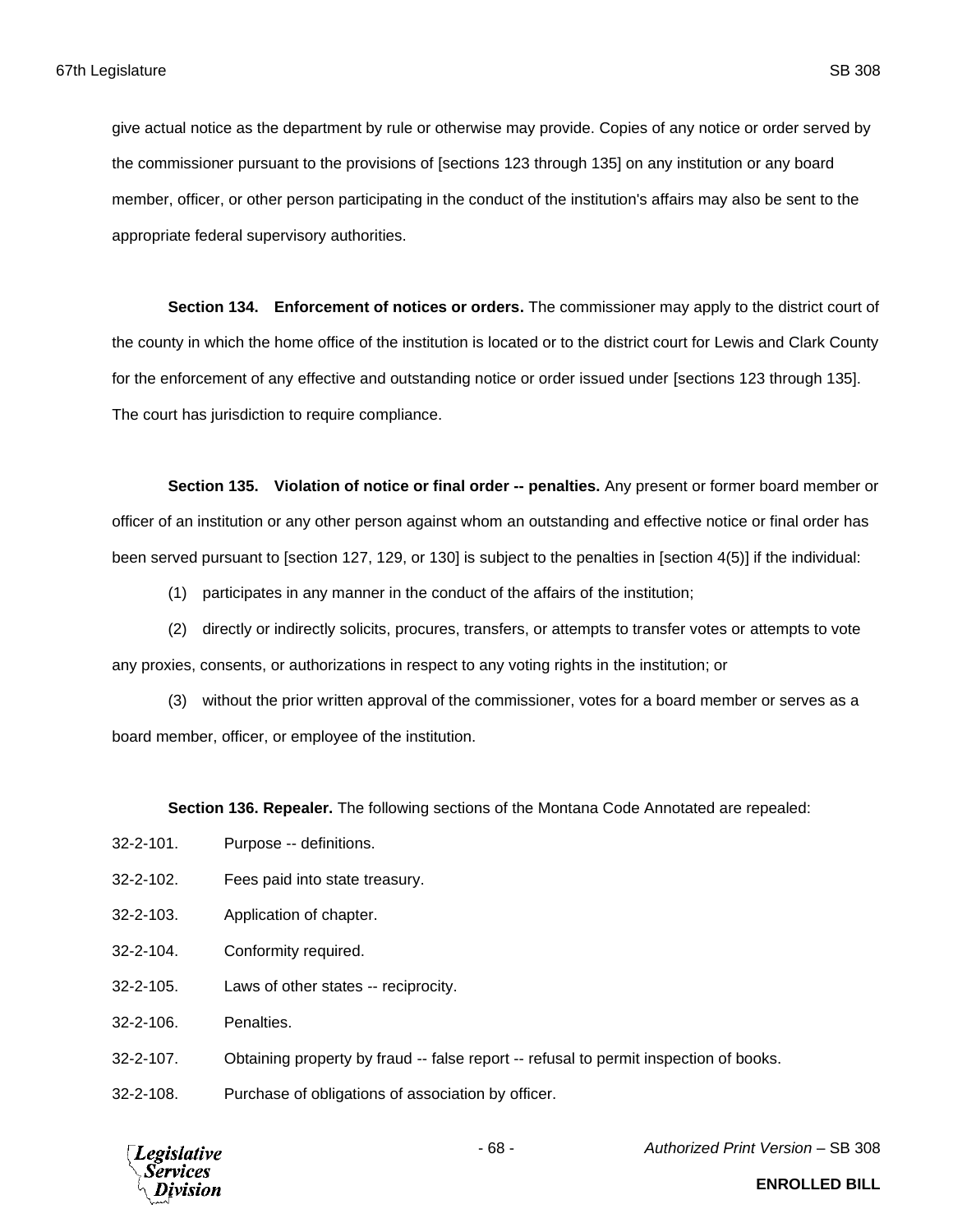give actual notice as the department by rule or otherwise may provide. Copies of any notice or order served by the commissioner pursuant to the provisions of [sections 123 through 135] on any institution or any board member, officer, or other person participating in the conduct of the institution's affairs may also be sent to the appropriate federal supervisory authorities.

**Section 134. Enforcement of notices or orders.** The commissioner may apply to the district court of the county in which the home office of the institution is located or to the district court for Lewis and Clark County for the enforcement of any effective and outstanding notice or order issued under [sections 123 through 135]. The court has jurisdiction to require compliance.

**Section 135. Violation of notice or final order -- penalties.** Any present or former board member or officer of an institution or any other person against whom an outstanding and effective notice or final order has been served pursuant to [section 127, 129, or 130] is subject to the penalties in [section 4(5)] if the individual:

(1) participates in any manner in the conduct of the affairs of the institution;

(2) directly or indirectly solicits, procures, transfers, or attempts to transfer votes or attempts to vote any proxies, consents, or authorizations in respect to any voting rights in the institution; or

(3) without the prior written approval of the commissioner, votes for a board member or serves as a board member, officer, or employee of the institution.

**Section 136. Repealer.** The following sections of the Montana Code Annotated are repealed:

32-2-101. Purpose -- definitions.

32-2-102. Fees paid into state treasury.

32-2-103. Application of chapter.

32-2-104. Conformity required.

32-2-105. Laws of other states -- reciprocity.

32-2-106. Penalties.

32-2-107. Obtaining property by fraud -- false report -- refusal to permit inspection of books.

32-2-108. Purchase of obligations of association by officer.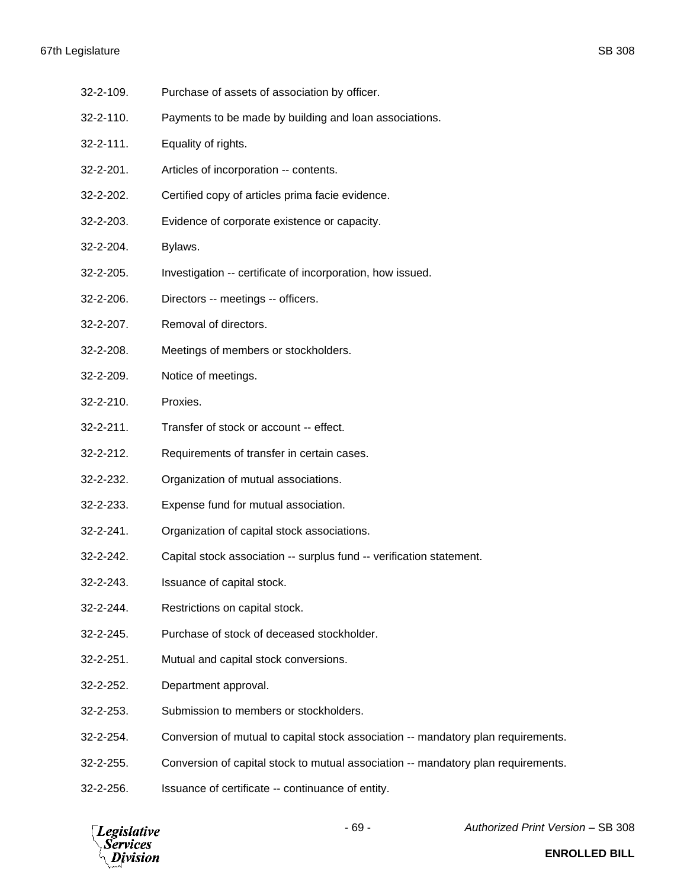32-2-109. Purchase of assets of association by officer.

32-2-110. Payments to be made by building and loan associations.

32-2-111. Equality of rights.

32-2-201. Articles of incorporation -- contents.

32-2-202. Certified copy of articles prima facie evidence.

32-2-203. Evidence of corporate existence or capacity.

32-2-204. Bylaws.

32-2-205. Investigation -- certificate of incorporation, how issued.

32-2-206. Directors -- meetings -- officers.

32-2-207. Removal of directors.

32-2-208. Meetings of members or stockholders.

32-2-209. Notice of meetings.

32-2-210. Proxies.

32-2-211. Transfer of stock or account -- effect.

32-2-212. Requirements of transfer in certain cases.

32-2-232. Organization of mutual associations.

32-2-233. Expense fund for mutual association.

32-2-241. Organization of capital stock associations.

32-2-242. Capital stock association -- surplus fund -- verification statement.

32-2-243. Issuance of capital stock.

32-2-244. Restrictions on capital stock.

32-2-245. Purchase of stock of deceased stockholder.

32-2-251. Mutual and capital stock conversions.

32-2-252. Department approval.

32-2-253. Submission to members or stockholders.

32-2-254. Conversion of mutual to capital stock association -- mandatory plan requirements.

32-2-255. Conversion of capital stock to mutual association -- mandatory plan requirements.

32-2-256. Issuance of certificate -- continuance of entity.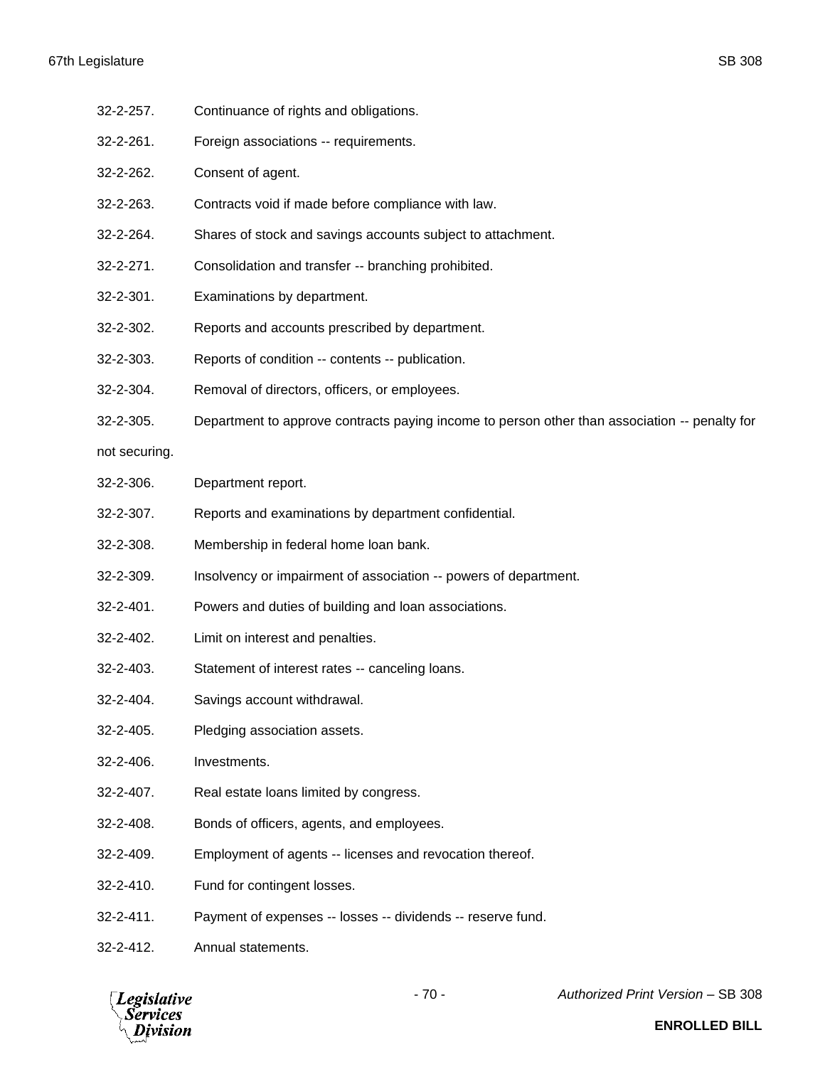32-2-257. Continuance of rights and obligations.

32-2-261. Foreign associations -- requirements.

32-2-262. Consent of agent.

32-2-263. Contracts void if made before compliance with law.

32-2-264. Shares of stock and savings accounts subject to attachment.

32-2-271. Consolidation and transfer -- branching prohibited.

32-2-301. Examinations by department.

32-2-302. Reports and accounts prescribed by department.

32-2-303. Reports of condition -- contents -- publication.

32-2-304. Removal of directors, officers, or employees.

32-2-305. Department to approve contracts paying income to person other than association -- penalty for not securing.

32-2-306. Department report.

32-2-307. Reports and examinations by department confidential.

32-2-308. Membership in federal home loan bank.

32-2-309. Insolvency or impairment of association -- powers of department.

32-2-401. Powers and duties of building and loan associations.

32-2-402. Limit on interest and penalties.

32-2-403. Statement of interest rates -- canceling loans.

32-2-404. Savings account withdrawal.

32-2-405. Pledging association assets.

32-2-406. Investments.

32-2-407. Real estate loans limited by congress.

32-2-408. Bonds of officers, agents, and employees.

32-2-409. Employment of agents -- licenses and revocation thereof.

32-2-410. Fund for contingent losses.

32-2-411. Payment of expenses -- losses -- dividends -- reserve fund.

32-2-412. Annual statements.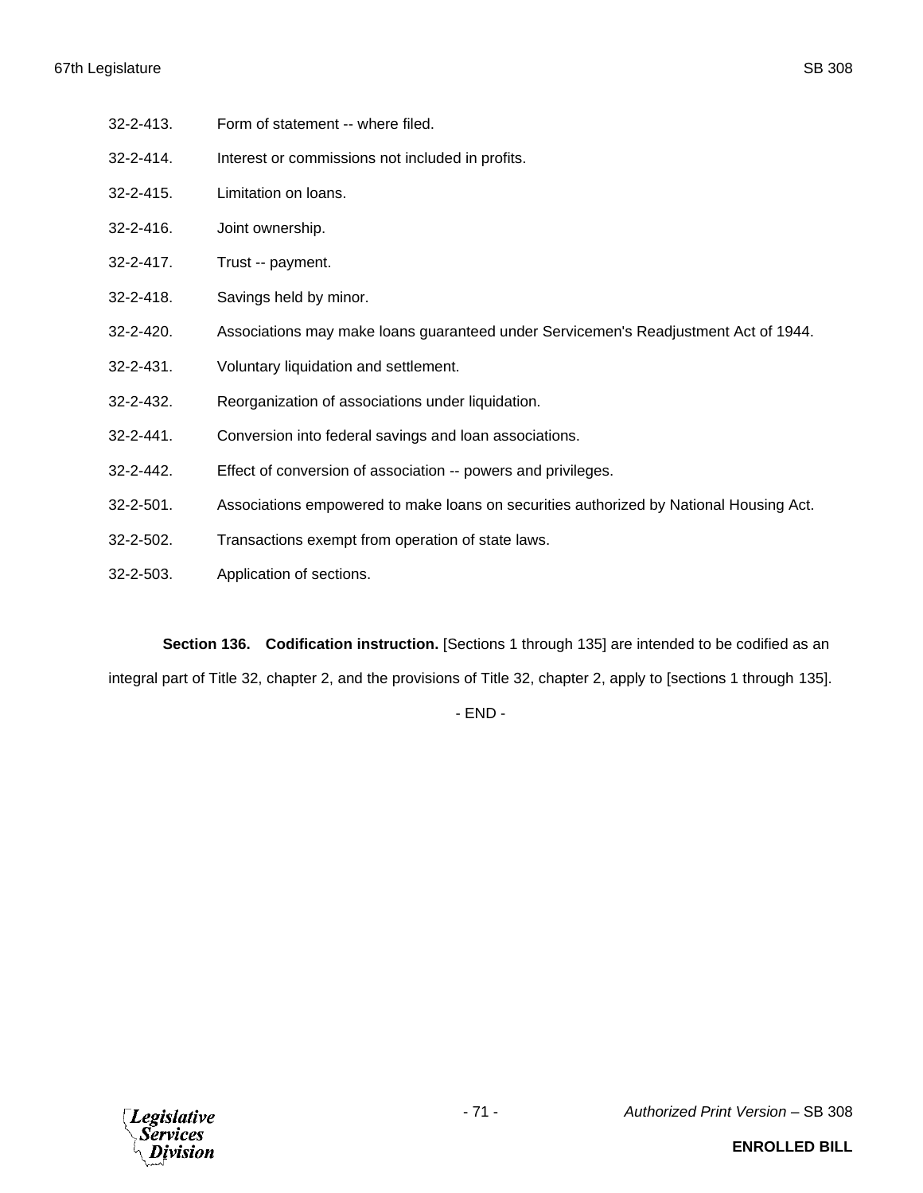32-2-413. Form of statement -- where filed.

32-2-414. Interest or commissions not included in profits.

32-2-415. Limitation on loans.

32-2-416. Joint ownership.

32-2-417. Trust -- payment.

32-2-418. Savings held by minor.

32-2-420. Associations may make loans guaranteed under Servicemen's Readjustment Act of 1944.

32-2-431. Voluntary liquidation and settlement.

32-2-432. Reorganization of associations under liquidation.

32-2-441. Conversion into federal savings and loan associations.

32-2-442. Effect of conversion of association -- powers and privileges.

32-2-501. Associations empowered to make loans on securities authorized by National Housing Act.

32-2-502. Transactions exempt from operation of state laws.

32-2-503. Application of sections.

**Section 136. Codification instruction.** [Sections 1 through 135] are intended to be codified as an integral part of Title 32, chapter 2, and the provisions of Title 32, chapter 2, apply to [sections 1 through 135].

- END -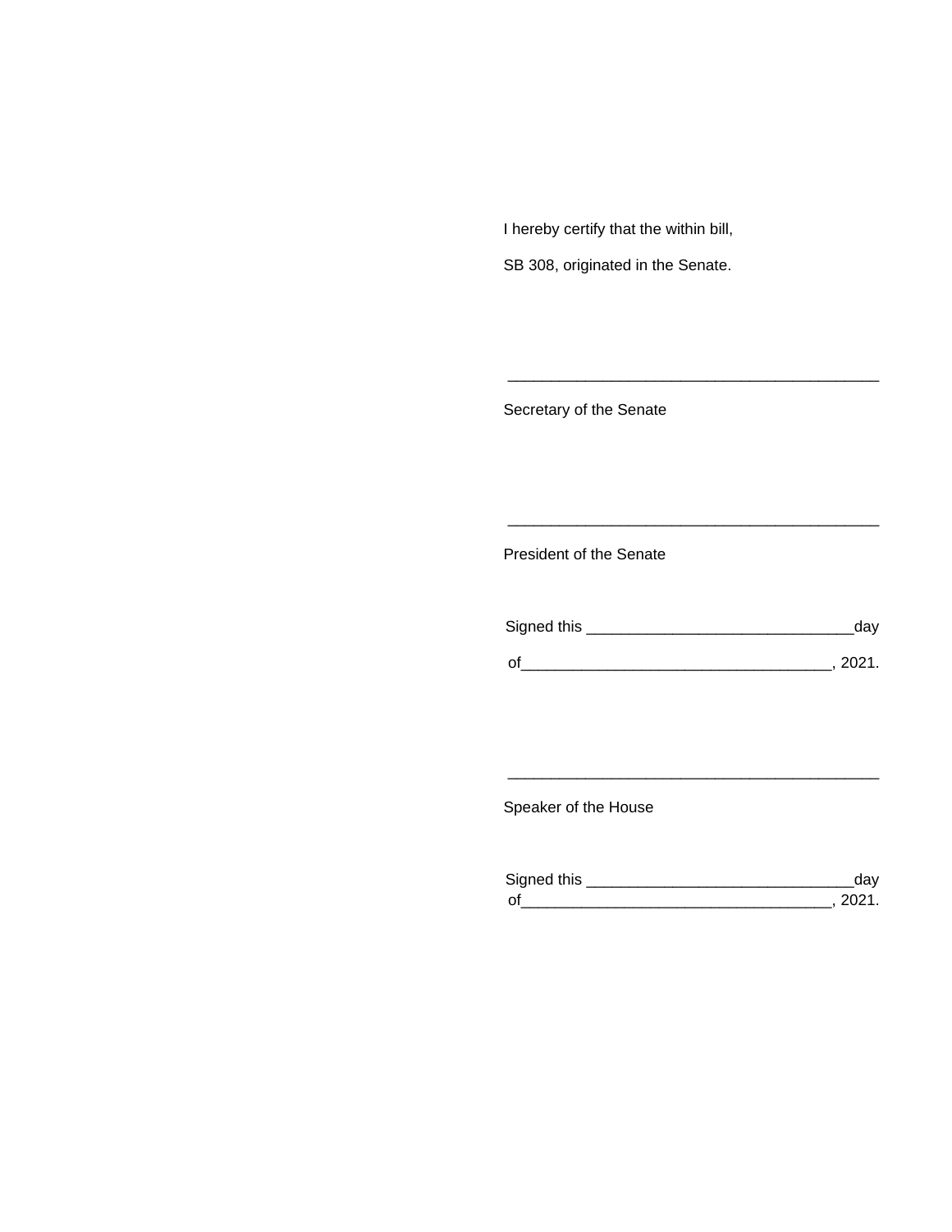I hereby certify that the within bill,

SB 308, originated in the Senate.

\_\_\_\_\_\_\_\_\_\_\_\_\_\_\_\_\_\_\_\_\_\_\_\_\_\_\_\_\_\_\_\_\_\_\_\_\_\_\_\_\_\_\_\_

Secretary of the Senate

\_\_\_\_\_\_\_\_\_\_\_\_\_\_\_\_\_\_\_\_\_\_\_\_\_\_\_\_\_\_\_\_\_\_\_\_\_\_\_\_\_\_\_\_

President of the Senate

Signed this \_\_\_\_\_\_\_\_\_\_\_\_\_\_\_\_\_\_\_\_\_\_\_\_\_\_\_\_\_\_\_day

of\_\_\_\_\_\_\_\_\_\_\_\_\_\_\_\_\_\_\_\_\_\_\_\_\_\_\_\_\_\_\_\_\_\_\_, 2021.

\_\_\_\_\_\_\_\_\_\_\_\_\_\_\_\_\_\_\_\_\_\_\_\_\_\_\_\_\_\_\_\_\_\_\_\_\_\_\_\_\_\_\_\_

Speaker of the House

Signed this \_\_\_\_\_\_\_\_\_\_\_\_\_\_\_\_\_\_\_\_\_\_\_\_\_\_\_\_\_\_\_day
of\_\_\_\_\_\_\_\_\_\_\_\_\_\_\_\_\_\_\_\_\_\_\_\_\_\_\_\_\_\_\_\_\_\_\_, 2021.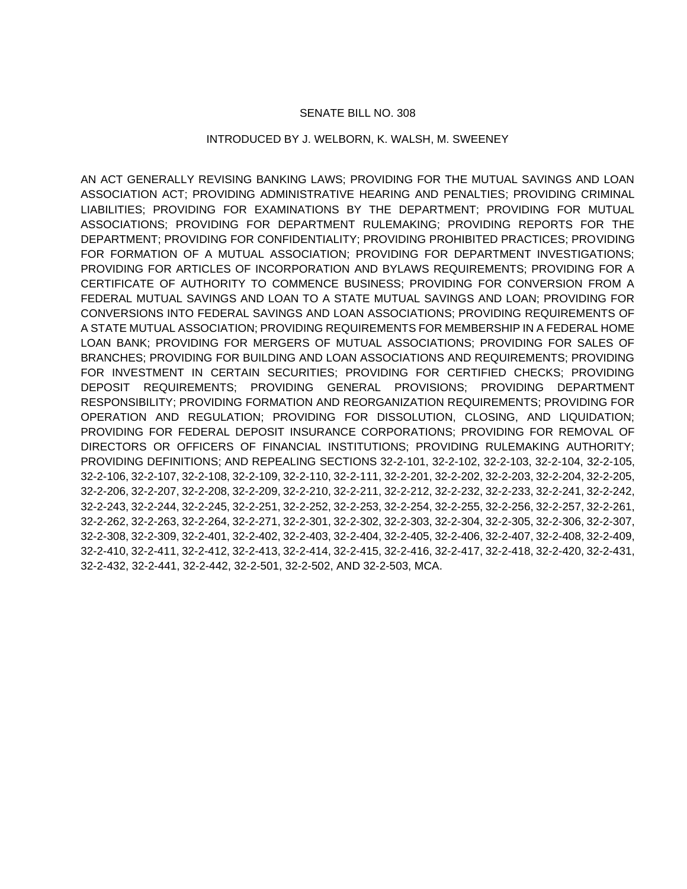SENATE BILL NO. 308

INTRODUCED BY J. WELBORN, K. WALSH, M. SWEENEY

AN ACT GENERALLY REVISING BANKING LAWS; PROVIDING FOR THE MUTUAL SAVINGS AND LOAN ASSOCIATION ACT; PROVIDING ADMINISTRATIVE HEARING AND PENALTIES; PROVIDING CRIMINAL LIABILITIES; PROVIDING FOR EXAMINATIONS BY THE DEPARTMENT; PROVIDING FOR MUTUAL ASSOCIATIONS; PROVIDING FOR DEPARTMENT RULEMAKING; PROVIDING REPORTS FOR THE DEPARTMENT; PROVIDING FOR CONFIDENTIALITY; PROVIDING PROHIBITED PRACTICES; PROVIDING FOR FORMATION OF A MUTUAL ASSOCIATION; PROVIDING FOR DEPARTMENT INVESTIGATIONS; PROVIDING FOR ARTICLES OF INCORPORATION AND BYLAWS REQUIREMENTS; PROVIDING FOR A CERTIFICATE OF AUTHORITY TO COMMENCE BUSINESS; PROVIDING FOR CONVERSION FROM A FEDERAL MUTUAL SAVINGS AND LOAN TO A STATE MUTUAL SAVINGS AND LOAN; PROVIDING FOR CONVERSIONS INTO FEDERAL SAVINGS AND LOAN ASSOCIATIONS; PROVIDING REQUIREMENTS OF A STATE MUTUAL ASSOCIATION; PROVIDING REQUIREMENTS FOR MEMBERSHIP IN A FEDERAL HOME LOAN BANK; PROVIDING FOR MERGERS OF MUTUAL ASSOCIATIONS; PROVIDING FOR SALES OF BRANCHES; PROVIDING FOR BUILDING AND LOAN ASSOCIATIONS AND REQUIREMENTS; PROVIDING FOR INVESTMENT IN CERTAIN SECURITIES; PROVIDING FOR CERTIFIED CHECKS; PROVIDING DEPOSIT REQUIREMENTS; PROVIDING GENERAL PROVISIONS; PROVIDING DEPARTMENT RESPONSIBILITY; PROVIDING FORMATION AND REORGANIZATION REQUIREMENTS; PROVIDING FOR OPERATION AND REGULATION; PROVIDING FOR DISSOLUTION, CLOSING, AND LIQUIDATION; PROVIDING FOR FEDERAL DEPOSIT INSURANCE CORPORATIONS; PROVIDING FOR REMOVAL OF DIRECTORS OR OFFICERS OF FINANCIAL INSTITUTIONS; PROVIDING RULEMAKING AUTHORITY; PROVIDING DEFINITIONS; AND REPEALING SECTIONS 32-2-101, 32-2-102, 32-2-103, 32-2-104, 32-2-105, 32-2-106, 32-2-107, 32-2-108, 32-2-109, 32-2-110, 32-2-111, 32-2-201, 32-2-202, 32-2-203, 32-2-204, 32-2-205, 32-2-206, 32-2-207, 32-2-208, 32-2-209, 32-2-210, 32-2-211, 32-2-212, 32-2-232, 32-2-233, 32-2-241, 32-2-242, 32-2-243, 32-2-244, 32-2-245, 32-2-251, 32-2-252, 32-2-253, 32-2-254, 32-2-255, 32-2-256, 32-2-257, 32-2-261, 32-2-262, 32-2-263, 32-2-264, 32-2-271, 32-2-301, 32-2-302, 32-2-303, 32-2-304, 32-2-305, 32-2-306, 32-2-307, 32-2-308, 32-2-309, 32-2-401, 32-2-402, 32-2-403, 32-2-404, 32-2-405, 32-2-406, 32-2-407, 32-2-408, 32-2-409, 32-2-410, 32-2-411, 32-2-412, 32-2-413, 32-2-414, 32-2-415, 32-2-416, 32-2-417, 32-2-418, 32-2-420, 32-2-431, 32-2-432, 32-2-441, 32-2-442, 32-2-501, 32-2-502, AND 32-2-503, MCA.